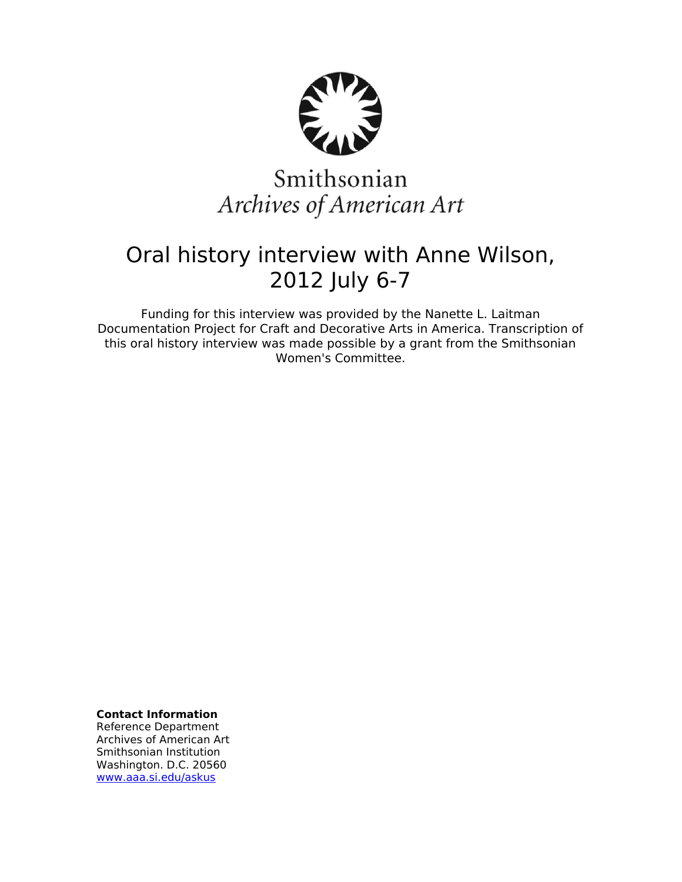Smithsonian
*Archives of American Art*

# Oral history interview with Anne Wilson, 2012 July 6-7

Funding for this interview was provided by the Nanette L. Laitman Documentation Project for Craft and Decorative Arts in America. Transcription of this oral history interview was made possible by a grant from the Smithsonian Women's Committee.

**Contact Information**
Reference Department
Archives of American Art
Smithsonian Institution
Washington. D.C. 20560
www.aaa.si.edu/askus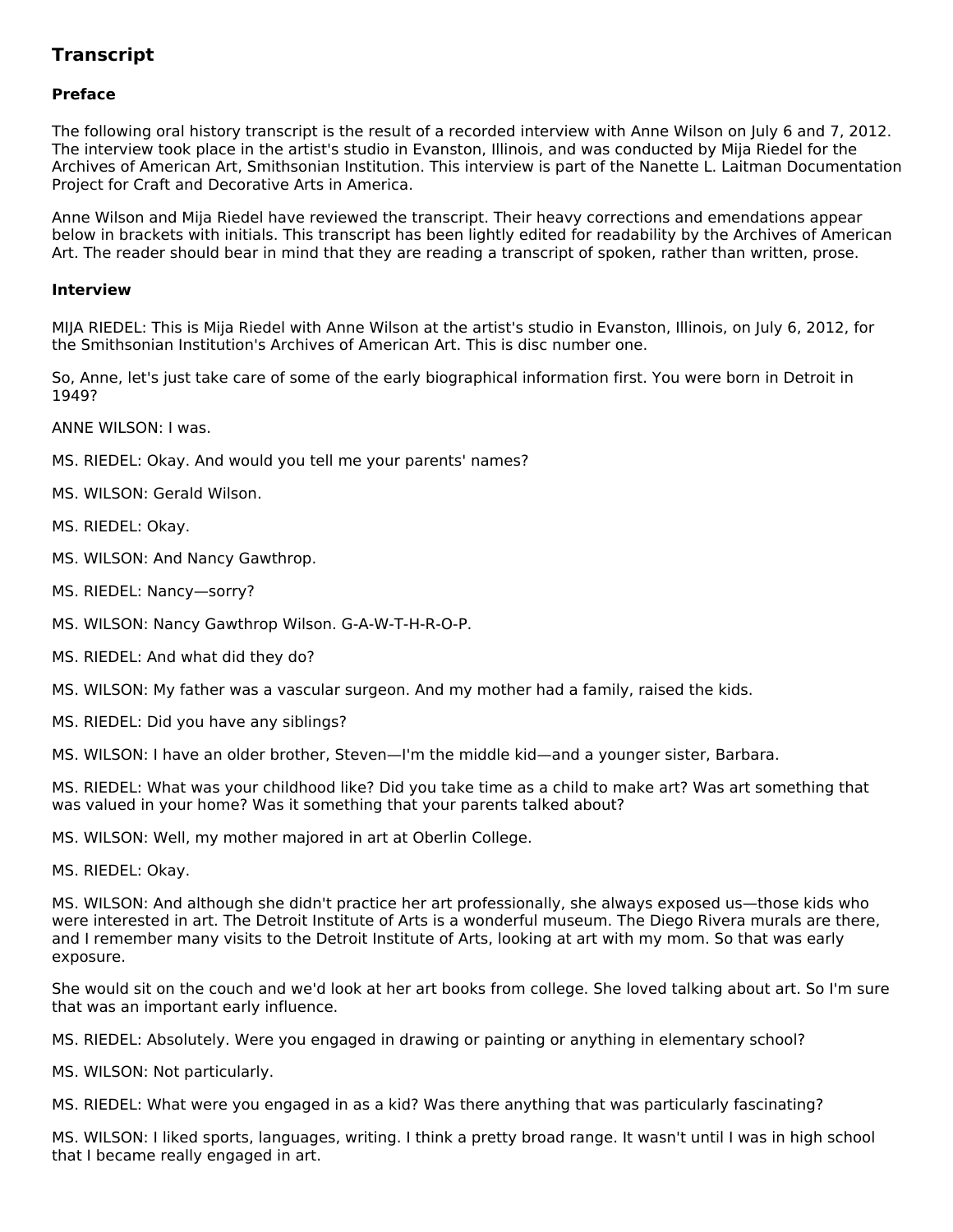## Transcript

### Preface

The following oral history transcript is the result of a recorded interview with Anne Wilson on July 6 and 7, 2012. The interview took place in the artist's studio in Evanston, Illinois, and was conducted by Mija Riedel for the Archives of American Art, Smithsonian Institution. This interview is part of the Nanette L. Laitman Documentation Project for Craft and Decorative Arts in America.

Anne Wilson and Mija Riedel have reviewed the transcript. Their heavy corrections and emendations appear below in brackets with initials. This transcript has been lightly edited for readability by the Archives of American Art. The reader should bear in mind that they are reading a transcript of spoken, rather than written, prose.

### Interview

MIJA RIEDEL: This is Mija Riedel with Anne Wilson at the artist's studio in Evanston, Illinois, on July 6, 2012, for the Smithsonian Institution's Archives of American Art. This is disc number one.

So, Anne, let's just take care of some of the early biographical information first. You were born in Detroit in 1949?

ANNE WILSON: I was.

MS. RIEDEL: Okay. And would you tell me your parents' names?

MS. WILSON: Gerald Wilson.

MS. RIEDEL: Okay.

MS. WILSON: And Nancy Gawthrop.

MS. RIEDEL: Nancy—sorry?

MS. WILSON: Nancy Gawthrop Wilson. G-A-W-T-H-R-O-P.

MS. RIEDEL: And what did they do?

MS. WILSON: My father was a vascular surgeon. And my mother had a family, raised the kids.

MS. RIEDEL: Did you have any siblings?

MS. WILSON: I have an older brother, Steven—I'm the middle kid—and a younger sister, Barbara.

MS. RIEDEL: What was your childhood like? Did you take time as a child to make art? Was art something that was valued in your home? Was it something that your parents talked about?

MS. WILSON: Well, my mother majored in art at Oberlin College.

MS. RIEDEL: Okay.

MS. WILSON: And although she didn't practice her art professionally, she always exposed us—those kids who were interested in art. The Detroit Institute of Arts is a wonderful museum. The Diego Rivera murals are there, and I remember many visits to the Detroit Institute of Arts, looking at art with my mom. So that was early exposure.

She would sit on the couch and we'd look at her art books from college. She loved talking about art. So I'm sure that was an important early influence.

MS. RIEDEL: Absolutely. Were you engaged in drawing or painting or anything in elementary school?

MS. WILSON: Not particularly.

MS. RIEDEL: What were you engaged in as a kid? Was there anything that was particularly fascinating?

MS. WILSON: I liked sports, languages, writing. I think a pretty broad range. It wasn't until I was in high school that I became really engaged in art.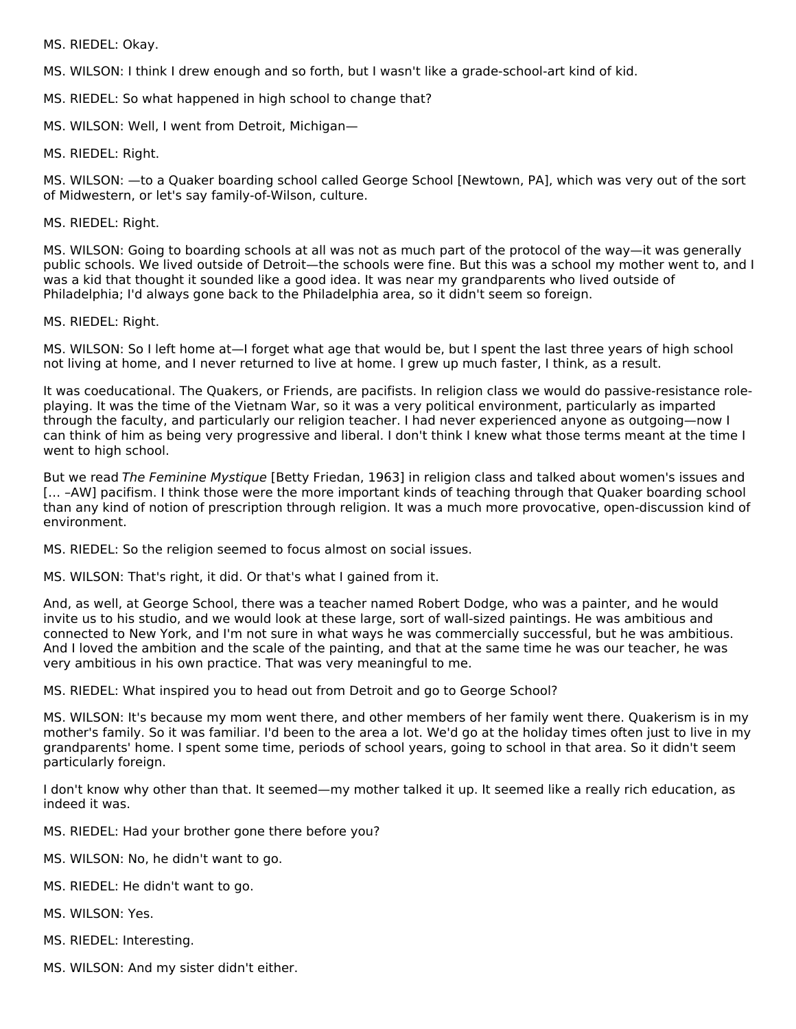MS. RIEDEL: Okay.

MS. WILSON: I think I drew enough and so forth, but I wasn't like a grade-school-art kind of kid.

MS. RIEDEL: So what happened in high school to change that?

MS. WILSON: Well, I went from Detroit, Michigan—

MS. RIEDEL: Right.

MS. WILSON: —to a Quaker boarding school called George School [Newtown, PA], which was very out of the sort of Midwestern, or let's say family-of-Wilson, culture.

MS. RIEDEL: Right.

MS. WILSON: Going to boarding schools at all was not as much part of the protocol of the way—it was generally public schools. We lived outside of Detroit—the schools were fine. But this was a school my mother went to, and I was a kid that thought it sounded like a good idea. It was near my grandparents who lived outside of Philadelphia; I'd always gone back to the Philadelphia area, so it didn't seem so foreign.

MS. RIEDEL: Right.

MS. WILSON: So I left home at—I forget what age that would be, but I spent the last three years of high school not living at home, and I never returned to live at home. I grew up much faster, I think, as a result.

It was coeducational. The Quakers, or Friends, are pacifists. In religion class we would do passive-resistance role-playing. It was the time of the Vietnam War, so it was a very political environment, particularly as imparted through the faculty, and particularly our religion teacher. I had never experienced anyone as outgoing—now I can think of him as being very progressive and liberal. I don't think I knew what those terms meant at the time I went to high school.

But we read *The Feminine Mystique* [Betty Friedan, 1963] in religion class and talked about women's issues and [… –AW] pacifism. I think those were the more important kinds of teaching through that Quaker boarding school than any kind of notion of prescription through religion. It was a much more provocative, open-discussion kind of environment.

MS. RIEDEL: So the religion seemed to focus almost on social issues.

MS. WILSON: That's right, it did. Or that's what I gained from it.

And, as well, at George School, there was a teacher named Robert Dodge, who was a painter, and he would invite us to his studio, and we would look at these large, sort of wall-sized paintings. He was ambitious and connected to New York, and I'm not sure in what ways he was commercially successful, but he was ambitious. And I loved the ambition and the scale of the painting, and that at the same time he was our teacher, he was very ambitious in his own practice. That was very meaningful to me.

MS. RIEDEL: What inspired you to head out from Detroit and go to George School?

MS. WILSON: It's because my mom went there, and other members of her family went there. Quakerism is in my mother's family. So it was familiar. I'd been to the area a lot. We'd go at the holiday times often just to live in my grandparents' home. I spent some time, periods of school years, going to school in that area. So it didn't seem particularly foreign.

I don't know why other than that. It seemed—my mother talked it up. It seemed like a really rich education, as indeed it was.

MS. RIEDEL: Had your brother gone there before you?

MS. WILSON: No, he didn't want to go.

MS. RIEDEL: He didn't want to go.

MS. WILSON: Yes.

MS. RIEDEL: Interesting.

MS. WILSON: And my sister didn't either.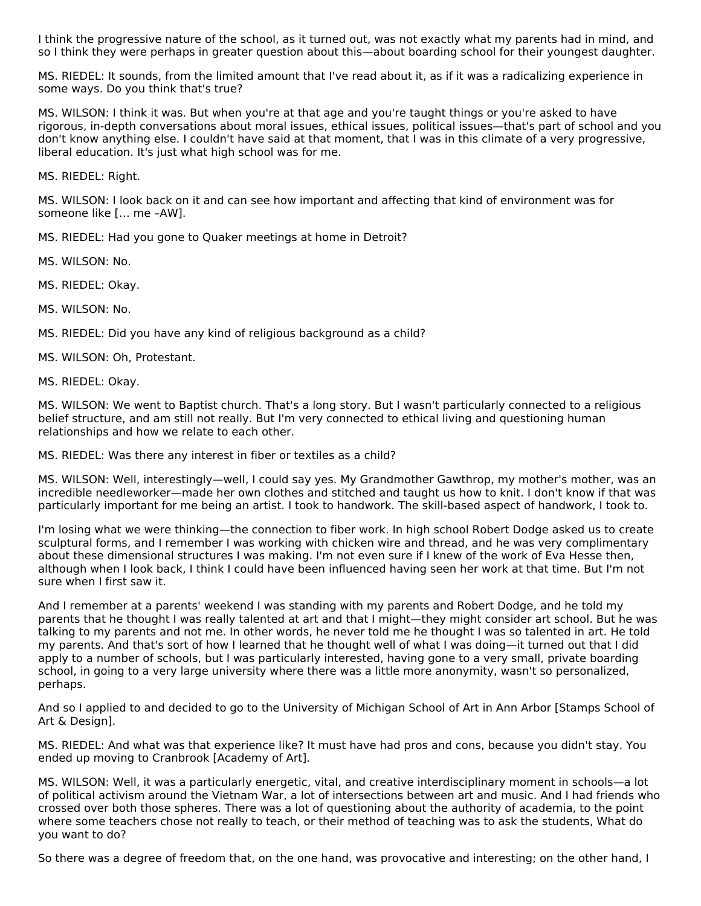I think the progressive nature of the school, as it turned out, was not exactly what my parents had in mind, and so I think they were perhaps in greater question about this—about boarding school for their youngest daughter.

MS. RIEDEL: It sounds, from the limited amount that I've read about it, as if it was a radicalizing experience in some ways. Do you think that's true?

MS. WILSON: I think it was. But when you're at that age and you're taught things or you're asked to have rigorous, in-depth conversations about moral issues, ethical issues, political issues—that's part of school and you don't know anything else. I couldn't have said at that moment, that I was in this climate of a very progressive, liberal education. It's just what high school was for me.

MS. RIEDEL: Right.

MS. WILSON: I look back on it and can see how important and affecting that kind of environment was for someone like [… me –AW].

MS. RIEDEL: Had you gone to Quaker meetings at home in Detroit?

MS. WILSON: No.

MS. RIEDEL: Okay.

MS. WILSON: No.

MS. RIEDEL: Did you have any kind of religious background as a child?

MS. WILSON: Oh, Protestant.

MS. RIEDEL: Okay.

MS. WILSON: We went to Baptist church. That's a long story. But I wasn't particularly connected to a religious belief structure, and am still not really. But I'm very connected to ethical living and questioning human relationships and how we relate to each other.

MS. RIEDEL: Was there any interest in fiber or textiles as a child?

MS. WILSON: Well, interestingly—well, I could say yes. My Grandmother Gawthrop, my mother's mother, was an incredible needleworker—made her own clothes and stitched and taught us how to knit. I don't know if that was particularly important for me being an artist. I took to handwork. The skill-based aspect of handwork, I took to.

I'm losing what we were thinking—the connection to fiber work. In high school Robert Dodge asked us to create sculptural forms, and I remember I was working with chicken wire and thread, and he was very complimentary about these dimensional structures I was making. I'm not even sure if I knew of the work of Eva Hesse then, although when I look back, I think I could have been influenced having seen her work at that time. But I'm not sure when I first saw it.

And I remember at a parents' weekend I was standing with my parents and Robert Dodge, and he told my parents that he thought I was really talented at art and that I might—they might consider art school. But he was talking to my parents and not me. In other words, he never told me he thought I was so talented in art. He told my parents. And that's sort of how I learned that he thought well of what I was doing—it turned out that I did apply to a number of schools, but I was particularly interested, having gone to a very small, private boarding school, in going to a very large university where there was a little more anonymity, wasn't so personalized, perhaps.

And so I applied to and decided to go to the University of Michigan School of Art in Ann Arbor [Stamps School of Art & Design].

MS. RIEDEL: And what was that experience like? It must have had pros and cons, because you didn't stay. You ended up moving to Cranbrook [Academy of Art].

MS. WILSON: Well, it was a particularly energetic, vital, and creative interdisciplinary moment in schools—a lot of political activism around the Vietnam War, a lot of intersections between art and music. And I had friends who crossed over both those spheres. There was a lot of questioning about the authority of academia, to the point where some teachers chose not really to teach, or their method of teaching was to ask the students, What do you want to do?

So there was a degree of freedom that, on the one hand, was provocative and interesting; on the other hand, I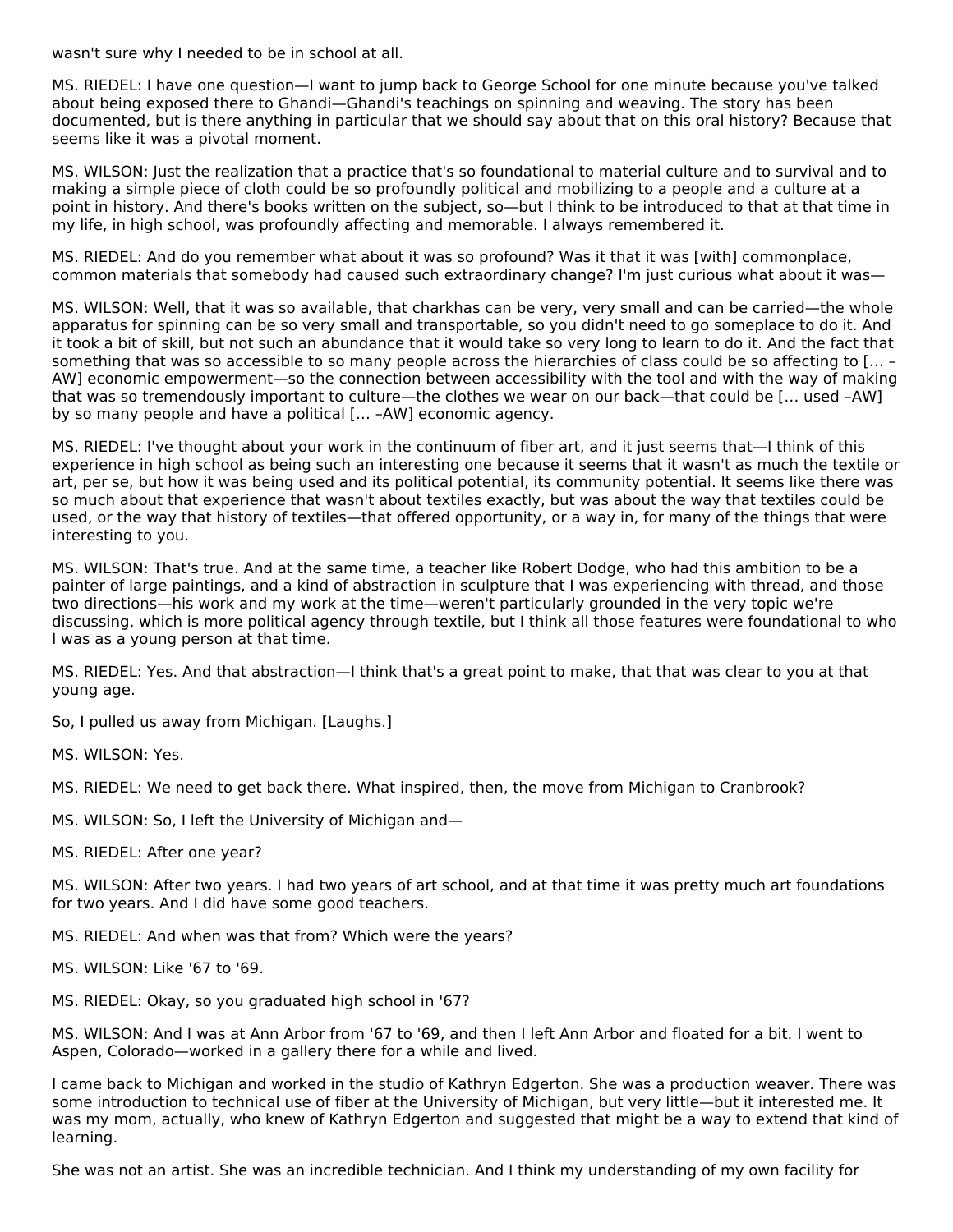wasn't sure why I needed to be in school at all.

MS. RIEDEL: I have one question—I want to jump back to George School for one minute because you've talked about being exposed there to Ghandi—Ghandi's teachings on spinning and weaving. The story has been documented, but is there anything in particular that we should say about that on this oral history? Because that seems like it was a pivotal moment.

MS. WILSON: Just the realization that a practice that's so foundational to material culture and to survival and to making a simple piece of cloth could be so profoundly political and mobilizing to a people and a culture at a point in history. And there's books written on the subject, so—but I think to be introduced to that at that time in my life, in high school, was profoundly affecting and memorable. I always remembered it.

MS. RIEDEL: And do you remember what about it was so profound? Was it that it was [with] commonplace, common materials that somebody had caused such extraordinary change? I'm just curious what about it was—

MS. WILSON: Well, that it was so available, that charkhas can be very, very small and can be carried—the whole apparatus for spinning can be so very small and transportable, so you didn't need to go someplace to do it. And it took a bit of skill, but not such an abundance that it would take so very long to learn to do it. And the fact that something that was so accessible to so many people across the hierarchies of class could be so affecting to [… –AW] economic empowerment—so the connection between accessibility with the tool and with the way of making that was so tremendously important to culture—the clothes we wear on our back—that could be [… used –AW] by so many people and have a political [… –AW] economic agency.

MS. RIEDEL: I've thought about your work in the continuum of fiber art, and it just seems that—I think of this experience in high school as being such an interesting one because it seems that it wasn't as much the textile or art, per se, but how it was being used and its political potential, its community potential. It seems like there was so much about that experience that wasn't about textiles exactly, but was about the way that textiles could be used, or the way that history of textiles—that offered opportunity, or a way in, for many of the things that were interesting to you.

MS. WILSON: That's true. And at the same time, a teacher like Robert Dodge, who had this ambition to be a painter of large paintings, and a kind of abstraction in sculpture that I was experiencing with thread, and those two directions—his work and my work at the time—weren't particularly grounded in the very topic we're discussing, which is more political agency through textile, but I think all those features were foundational to who I was as a young person at that time.

MS. RIEDEL: Yes. And that abstraction—I think that's a great point to make, that that was clear to you at that young age.

So, I pulled us away from Michigan. [Laughs.]

MS. WILSON: Yes.

MS. RIEDEL: We need to get back there. What inspired, then, the move from Michigan to Cranbrook?

MS. WILSON: So, I left the University of Michigan and—

MS. RIEDEL: After one year?

MS. WILSON: After two years. I had two years of art school, and at that time it was pretty much art foundations for two years. And I did have some good teachers.

MS. RIEDEL: And when was that from? Which were the years?

MS. WILSON: Like '67 to '69.

MS. RIEDEL: Okay, so you graduated high school in '67?

MS. WILSON: And I was at Ann Arbor from '67 to '69, and then I left Ann Arbor and floated for a bit. I went to Aspen, Colorado—worked in a gallery there for a while and lived.

I came back to Michigan and worked in the studio of Kathryn Edgerton. She was a production weaver. There was some introduction to technical use of fiber at the University of Michigan, but very little—but it interested me. It was my mom, actually, who knew of Kathryn Edgerton and suggested that might be a way to extend that kind of learning.

She was not an artist. She was an incredible technician. And I think my understanding of my own facility for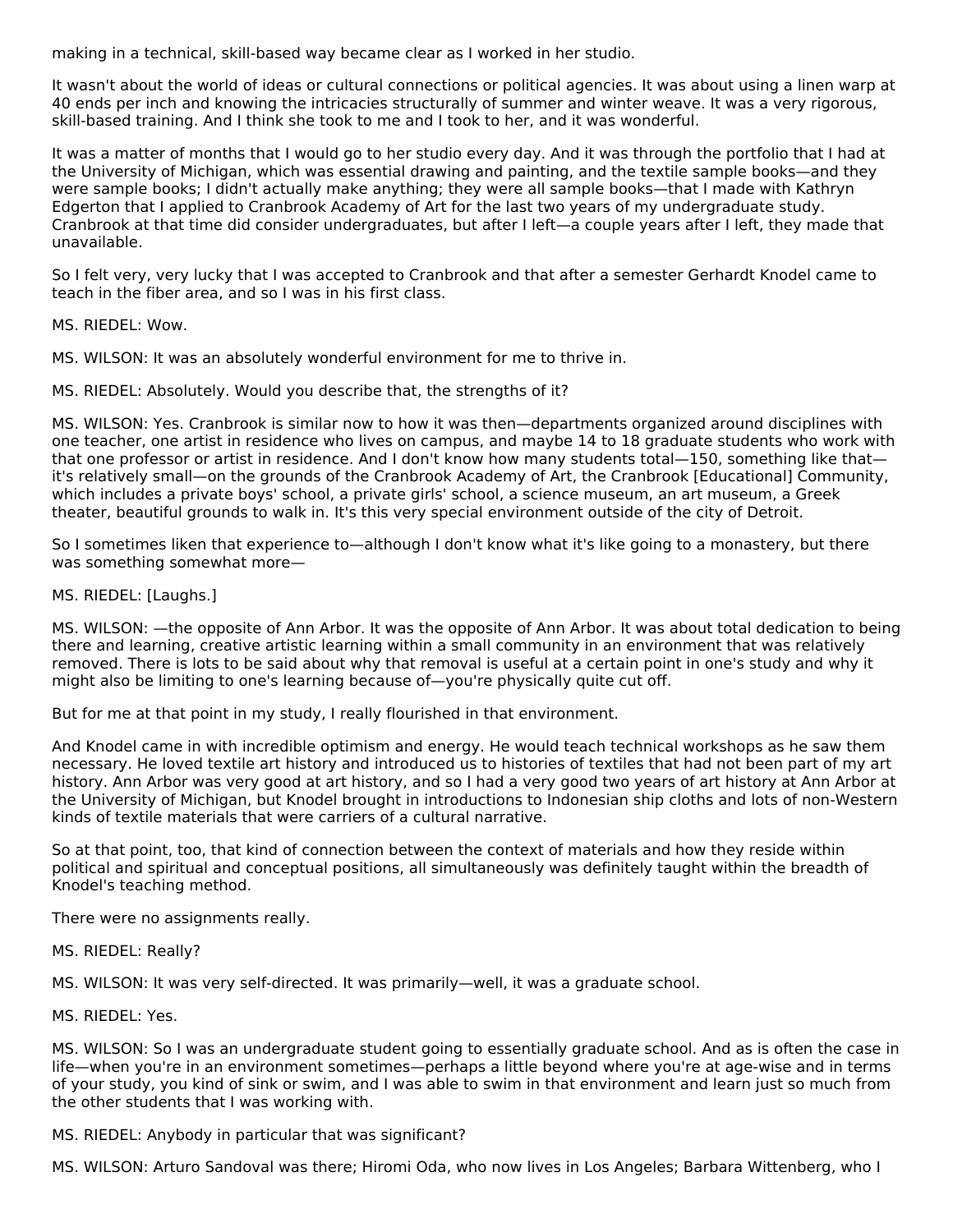making in a technical, skill-based way became clear as I worked in her studio.

It wasn't about the world of ideas or cultural connections or political agencies. It was about using a linen warp at 40 ends per inch and knowing the intricacies structurally of summer and winter weave. It was a very rigorous, skill-based training. And I think she took to me and I took to her, and it was wonderful.

It was a matter of months that I would go to her studio every day. And it was through the portfolio that I had at the University of Michigan, which was essential drawing and painting, and the textile sample books—and they were sample books; I didn't actually make anything; they were all sample books—that I made with Kathryn Edgerton that I applied to Cranbrook Academy of Art for the last two years of my undergraduate study. Cranbrook at that time did consider undergraduates, but after I left—a couple years after I left, they made that unavailable.

So I felt very, very lucky that I was accepted to Cranbrook and that after a semester Gerhardt Knodel came to teach in the fiber area, and so I was in his first class.

MS. RIEDEL: Wow.

MS. WILSON: It was an absolutely wonderful environment for me to thrive in.

MS. RIEDEL: Absolutely. Would you describe that, the strengths of it?

MS. WILSON: Yes. Cranbrook is similar now to how it was then—departments organized around disciplines with one teacher, one artist in residence who lives on campus, and maybe 14 to 18 graduate students who work with that one professor or artist in residence. And I don't know how many students total—150, something like that—it's relatively small—on the grounds of the Cranbrook Academy of Art, the Cranbrook [Educational] Community, which includes a private boys' school, a private girls' school, a science museum, an art museum, a Greek theater, beautiful grounds to walk in. It's this very special environment outside of the city of Detroit.

So I sometimes liken that experience to—although I don't know what it's like going to a monastery, but there was something somewhat more—

MS. RIEDEL: [Laughs.]

MS. WILSON: —the opposite of Ann Arbor. It was the opposite of Ann Arbor. It was about total dedication to being there and learning, creative artistic learning within a small community in an environment that was relatively removed. There is lots to be said about why that removal is useful at a certain point in one's study and why it might also be limiting to one's learning because of—you're physically quite cut off.

But for me at that point in my study, I really flourished in that environment.

And Knodel came in with incredible optimism and energy. He would teach technical workshops as he saw them necessary. He loved textile art history and introduced us to histories of textiles that had not been part of my art history. Ann Arbor was very good at art history, and so I had a very good two years of art history at Ann Arbor at the University of Michigan, but Knodel brought in introductions to Indonesian ship cloths and lots of non-Western kinds of textile materials that were carriers of a cultural narrative.

So at that point, too, that kind of connection between the context of materials and how they reside within political and spiritual and conceptual positions, all simultaneously was definitely taught within the breadth of Knodel's teaching method.

There were no assignments really.

MS. RIEDEL: Really?

MS. WILSON: It was very self-directed. It was primarily—well, it was a graduate school.

MS. RIEDEL: Yes.

MS. WILSON: So I was an undergraduate student going to essentially graduate school. And as is often the case in life—when you're in an environment sometimes—perhaps a little beyond where you're at age-wise and in terms of your study, you kind of sink or swim, and I was able to swim in that environment and learn just so much from the other students that I was working with.

MS. RIEDEL: Anybody in particular that was significant?

MS. WILSON: Arturo Sandoval was there; Hiromi Oda, who now lives in Los Angeles; Barbara Wittenberg, who I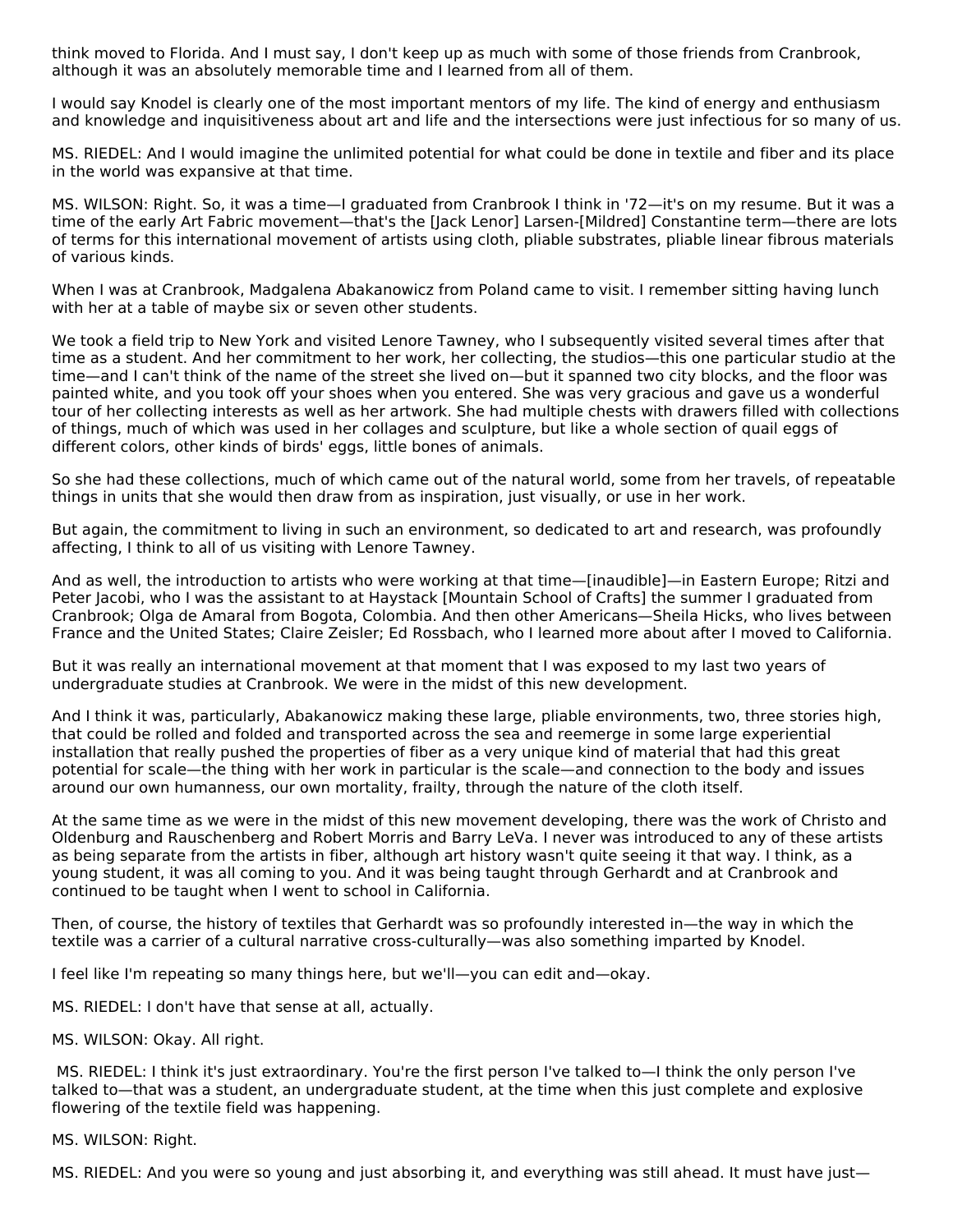think moved to Florida. And I must say, I don't keep up as much with some of those friends from Cranbrook, although it was an absolutely memorable time and I learned from all of them.

I would say Knodel is clearly one of the most important mentors of my life. The kind of energy and enthusiasm and knowledge and inquisitiveness about art and life and the intersections were just infectious for so many of us.

MS. RIEDEL: And I would imagine the unlimited potential for what could be done in textile and fiber and its place in the world was expansive at that time.

MS. WILSON: Right. So, it was a time—I graduated from Cranbrook I think in '72—it's on my resume. But it was a time of the early Art Fabric movement—that's the [Jack Lenor] Larsen-[Mildred] Constantine term—there are lots of terms for this international movement of artists using cloth, pliable substrates, pliable linear fibrous materials of various kinds.

When I was at Cranbrook, Madgalena Abakanowicz from Poland came to visit. I remember sitting having lunch with her at a table of maybe six or seven other students.

We took a field trip to New York and visited Lenore Tawney, who I subsequently visited several times after that time as a student. And her commitment to her work, her collecting, the studios—this one particular studio at the time—and I can't think of the name of the street she lived on—but it spanned two city blocks, and the floor was painted white, and you took off your shoes when you entered. She was very gracious and gave us a wonderful tour of her collecting interests as well as her artwork. She had multiple chests with drawers filled with collections of things, much of which was used in her collages and sculpture, but like a whole section of quail eggs of different colors, other kinds of birds' eggs, little bones of animals.

So she had these collections, much of which came out of the natural world, some from her travels, of repeatable things in units that she would then draw from as inspiration, just visually, or use in her work.

But again, the commitment to living in such an environment, so dedicated to art and research, was profoundly affecting, I think to all of us visiting with Lenore Tawney.

And as well, the introduction to artists who were working at that time—[inaudible]—in Eastern Europe; Ritzi and Peter Jacobi, who I was the assistant to at Haystack [Mountain School of Crafts] the summer I graduated from Cranbrook; Olga de Amaral from Bogota, Colombia. And then other Americans—Sheila Hicks, who lives between France and the United States; Claire Zeisler; Ed Rossbach, who I learned more about after I moved to California.

But it was really an international movement at that moment that I was exposed to my last two years of undergraduate studies at Cranbrook. We were in the midst of this new development.

And I think it was, particularly, Abakanowicz making these large, pliable environments, two, three stories high, that could be rolled and folded and transported across the sea and reemerge in some large experiential installation that really pushed the properties of fiber as a very unique kind of material that had this great potential for scale—the thing with her work in particular is the scale—and connection to the body and issues around our own humanness, our own mortality, frailty, through the nature of the cloth itself.

At the same time as we were in the midst of this new movement developing, there was the work of Christo and Oldenburg and Rauschenberg and Robert Morris and Barry LeVa. I never was introduced to any of these artists as being separate from the artists in fiber, although art history wasn't quite seeing it that way. I think, as a young student, it was all coming to you. And it was being taught through Gerhardt and at Cranbrook and continued to be taught when I went to school in California.

Then, of course, the history of textiles that Gerhardt was so profoundly interested in—the way in which the textile was a carrier of a cultural narrative cross-culturally—was also something imparted by Knodel.

I feel like I'm repeating so many things here, but we'll—you can edit and—okay.

MS. RIEDEL: I don't have that sense at all, actually.

MS. WILSON: Okay. All right.

MS. RIEDEL: I think it's just extraordinary. You're the first person I've talked to—I think the only person I've talked to—that was a student, an undergraduate student, at the time when this just complete and explosive flowering of the textile field was happening.

MS. WILSON: Right.

MS. RIEDEL: And you were so young and just absorbing it, and everything was still ahead. It must have just—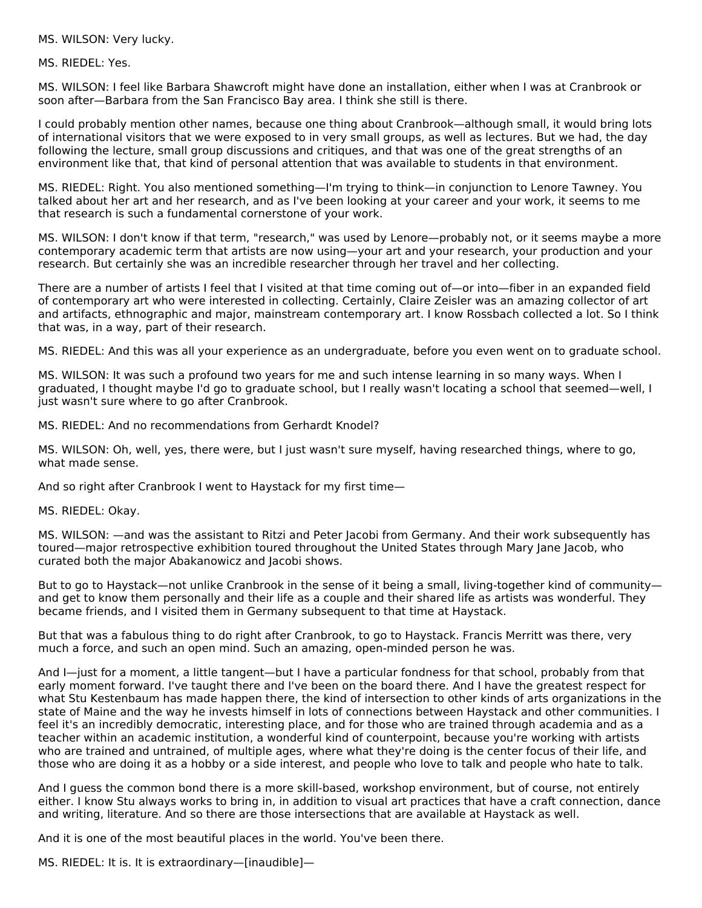MS. WILSON: Very lucky.

MS. RIEDEL: Yes.

MS. WILSON: I feel like Barbara Shawcroft might have done an installation, either when I was at Cranbrook or soon after—Barbara from the San Francisco Bay area. I think she still is there.

I could probably mention other names, because one thing about Cranbrook—although small, it would bring lots of international visitors that we were exposed to in very small groups, as well as lectures. But we had, the day following the lecture, small group discussions and critiques, and that was one of the great strengths of an environment like that, that kind of personal attention that was available to students in that environment.

MS. RIEDEL: Right. You also mentioned something—I'm trying to think—in conjunction to Lenore Tawney. You talked about her art and her research, and as I've been looking at your career and your work, it seems to me that research is such a fundamental cornerstone of your work.

MS. WILSON: I don't know if that term, "research," was used by Lenore—probably not, or it seems maybe a more contemporary academic term that artists are now using—your art and your research, your production and your research. But certainly she was an incredible researcher through her travel and her collecting.

There are a number of artists I feel that I visited at that time coming out of—or into—fiber in an expanded field of contemporary art who were interested in collecting. Certainly, Claire Zeisler was an amazing collector of art and artifacts, ethnographic and major, mainstream contemporary art. I know Rossbach collected a lot. So I think that was, in a way, part of their research.

MS. RIEDEL: And this was all your experience as an undergraduate, before you even went on to graduate school.

MS. WILSON: It was such a profound two years for me and such intense learning in so many ways. When I graduated, I thought maybe I'd go to graduate school, but I really wasn't locating a school that seemed—well, I just wasn't sure where to go after Cranbrook.

MS. RIEDEL: And no recommendations from Gerhardt Knodel?

MS. WILSON: Oh, well, yes, there were, but I just wasn't sure myself, having researched things, where to go, what made sense.

And so right after Cranbrook I went to Haystack for my first time—

MS. RIEDEL: Okay.

MS. WILSON: —and was the assistant to Ritzi and Peter Jacobi from Germany. And their work subsequently has toured—major retrospective exhibition toured throughout the United States through Mary Jane Jacob, who curated both the major Abakanowicz and Jacobi shows.

But to go to Haystack—not unlike Cranbrook in the sense of it being a small, living-together kind of community—and get to know them personally and their life as a couple and their shared life as artists was wonderful. They became friends, and I visited them in Germany subsequent to that time at Haystack.

But that was a fabulous thing to do right after Cranbrook, to go to Haystack. Francis Merritt was there, very much a force, and such an open mind. Such an amazing, open-minded person he was.

And I—just for a moment, a little tangent—but I have a particular fondness for that school, probably from that early moment forward. I've taught there and I've been on the board there. And I have the greatest respect for what Stu Kestenbaum has made happen there, the kind of intersection to other kinds of arts organizations in the state of Maine and the way he invests himself in lots of connections between Haystack and other communities. I feel it's an incredibly democratic, interesting place, and for those who are trained through academia and as a teacher within an academic institution, a wonderful kind of counterpoint, because you're working with artists who are trained and untrained, of multiple ages, where what they're doing is the center focus of their life, and those who are doing it as a hobby or a side interest, and people who love to talk and people who hate to talk.

And I guess the common bond there is a more skill-based, workshop environment, but of course, not entirely either. I know Stu always works to bring in, in addition to visual art practices that have a craft connection, dance and writing, literature. And so there are those intersections that are available at Haystack as well.

And it is one of the most beautiful places in the world. You've been there.

MS. RIEDEL: It is. It is extraordinary—[inaudible]—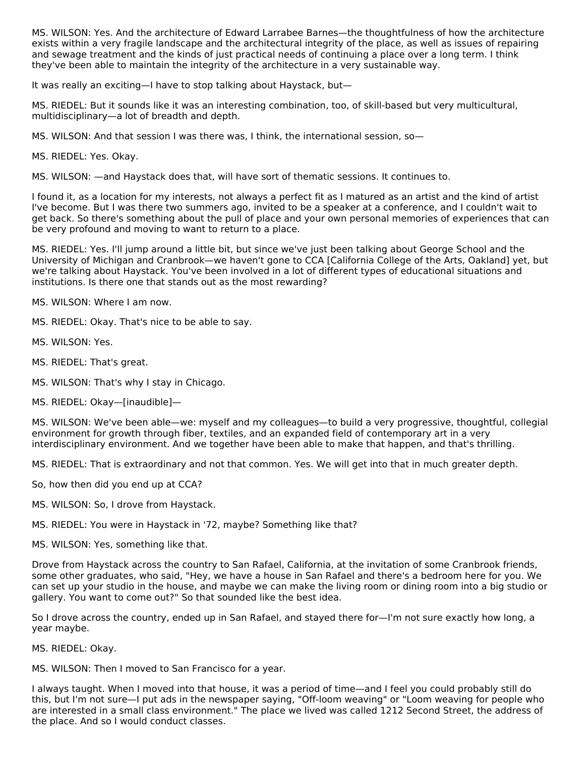MS. WILSON: Yes. And the architecture of Edward Larrabee Barnes—the thoughtfulness of how the architecture exists within a very fragile landscape and the architectural integrity of the place, as well as issues of repairing and sewage treatment and the kinds of just practical needs of continuing a place over a long term. I think they've been able to maintain the integrity of the architecture in a very sustainable way.

It was really an exciting—I have to stop talking about Haystack, but—

MS. RIEDEL: But it sounds like it was an interesting combination, too, of skill-based but very multicultural, multidisciplinary—a lot of breadth and depth.

MS. WILSON: And that session I was there was, I think, the international session, so—

MS. RIEDEL: Yes. Okay.

MS. WILSON: —and Haystack does that, will have sort of thematic sessions. It continues to.

I found it, as a location for my interests, not always a perfect fit as I matured as an artist and the kind of artist I've become. But I was there two summers ago, invited to be a speaker at a conference, and I couldn't wait to get back. So there's something about the pull of place and your own personal memories of experiences that can be very profound and moving to want to return to a place.

MS. RIEDEL: Yes. I'll jump around a little bit, but since we've just been talking about George School and the University of Michigan and Cranbrook—we haven't gone to CCA [California College of the Arts, Oakland] yet, but we're talking about Haystack. You've been involved in a lot of different types of educational situations and institutions. Is there one that stands out as the most rewarding?

MS. WILSON: Where I am now.

MS. RIEDEL: Okay. That's nice to be able to say.

MS. WILSON: Yes.

MS. RIEDEL: That's great.

MS. WILSON: That's why I stay in Chicago.

MS. RIEDEL: Okay—[inaudible]—

MS. WILSON: We've been able—we: myself and my colleagues—to build a very progressive, thoughtful, collegial environment for growth through fiber, textiles, and an expanded field of contemporary art in a very interdisciplinary environment. And we together have been able to make that happen, and that's thrilling.

MS. RIEDEL: That is extraordinary and not that common. Yes. We will get into that in much greater depth.

So, how then did you end up at CCA?

MS. WILSON: So, I drove from Haystack.

MS. RIEDEL: You were in Haystack in '72, maybe? Something like that?

MS. WILSON: Yes, something like that.

Drove from Haystack across the country to San Rafael, California, at the invitation of some Cranbrook friends, some other graduates, who said, "Hey, we have a house in San Rafael and there's a bedroom here for you. We can set up your studio in the house, and maybe we can make the living room or dining room into a big studio or gallery. You want to come out?" So that sounded like the best idea.

So I drove across the country, ended up in San Rafael, and stayed there for—I'm not sure exactly how long, a year maybe.

MS. RIEDEL: Okay.

MS. WILSON: Then I moved to San Francisco for a year.

I always taught. When I moved into that house, it was a period of time—and I feel you could probably still do this, but I'm not sure—I put ads in the newspaper saying, "Off-loom weaving" or "Loom weaving for people who are interested in a small class environment." The place we lived was called 1212 Second Street, the address of the place. And so I would conduct classes.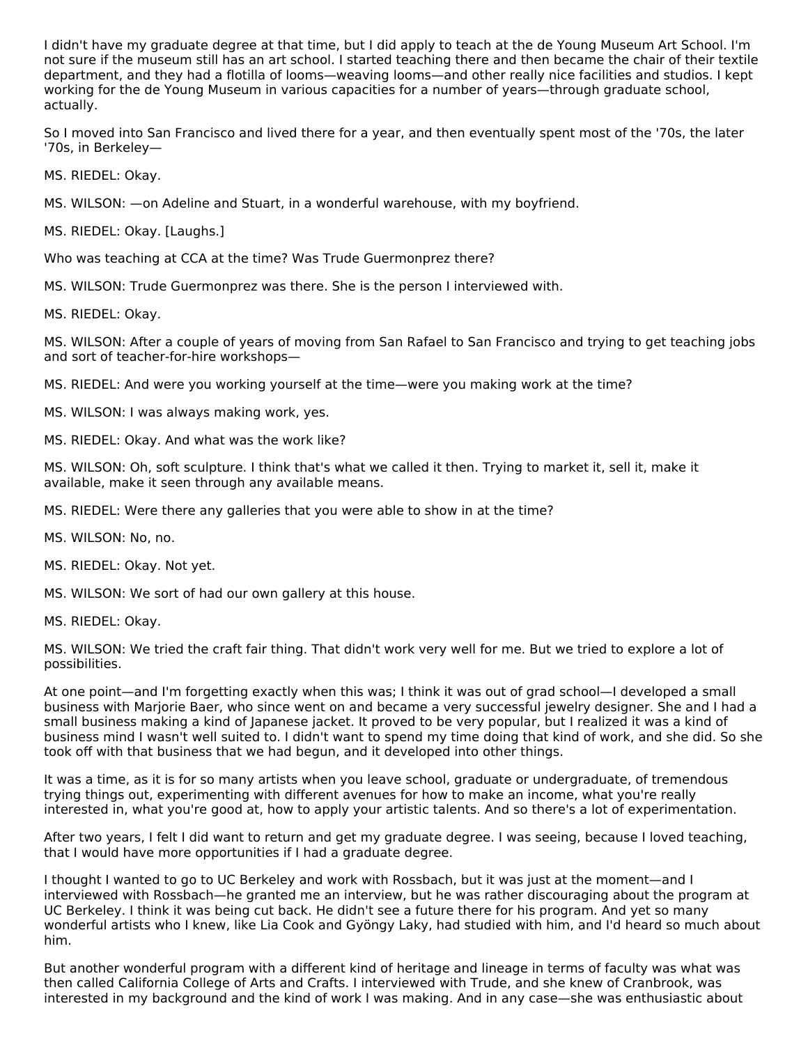I didn't have my graduate degree at that time, but I did apply to teach at the de Young Museum Art School. I'm not sure if the museum still has an art school. I started teaching there and then became the chair of their textile department, and they had a flotilla of looms—weaving looms—and other really nice facilities and studios. I kept working for the de Young Museum in various capacities for a number of years—through graduate school, actually.

So I moved into San Francisco and lived there for a year, and then eventually spent most of the '70s, the later '70s, in Berkeley—

MS. RIEDEL: Okay.

MS. WILSON: —on Adeline and Stuart, in a wonderful warehouse, with my boyfriend.

MS. RIEDEL: Okay. [Laughs.]

Who was teaching at CCA at the time? Was Trude Guermonprez there?

MS. WILSON: Trude Guermonprez was there. She is the person I interviewed with.

MS. RIEDEL: Okay.

MS. WILSON: After a couple of years of moving from San Rafael to San Francisco and trying to get teaching jobs and sort of teacher-for-hire workshops—

MS. RIEDEL: And were you working yourself at the time—were you making work at the time?

MS. WILSON: I was always making work, yes.

MS. RIEDEL: Okay. And what was the work like?

MS. WILSON: Oh, soft sculpture. I think that's what we called it then. Trying to market it, sell it, make it available, make it seen through any available means.

MS. RIEDEL: Were there any galleries that you were able to show in at the time?

MS. WILSON: No, no.

MS. RIEDEL: Okay. Not yet.

MS. WILSON: We sort of had our own gallery at this house.

MS. RIEDEL: Okay.

MS. WILSON: We tried the craft fair thing. That didn't work very well for me. But we tried to explore a lot of possibilities.

At one point—and I'm forgetting exactly when this was; I think it was out of grad school—I developed a small business with Marjorie Baer, who since went on and became a very successful jewelry designer. She and I had a small business making a kind of Japanese jacket. It proved to be very popular, but I realized it was a kind of business mind I wasn't well suited to. I didn't want to spend my time doing that kind of work, and she did. So she took off with that business that we had begun, and it developed into other things.

It was a time, as it is for so many artists when you leave school, graduate or undergraduate, of tremendous trying things out, experimenting with different avenues for how to make an income, what you're really interested in, what you're good at, how to apply your artistic talents. And so there's a lot of experimentation.

After two years, I felt I did want to return and get my graduate degree. I was seeing, because I loved teaching, that I would have more opportunities if I had a graduate degree.

I thought I wanted to go to UC Berkeley and work with Rossbach, but it was just at the moment—and I interviewed with Rossbach—he granted me an interview, but he was rather discouraging about the program at UC Berkeley. I think it was being cut back. He didn't see a future there for his program. And yet so many wonderful artists who I knew, like Lia Cook and Gyöngy Laky, had studied with him, and I'd heard so much about him.

But another wonderful program with a different kind of heritage and lineage in terms of faculty was what was then called California College of Arts and Crafts. I interviewed with Trude, and she knew of Cranbrook, was interested in my background and the kind of work I was making. And in any case—she was enthusiastic about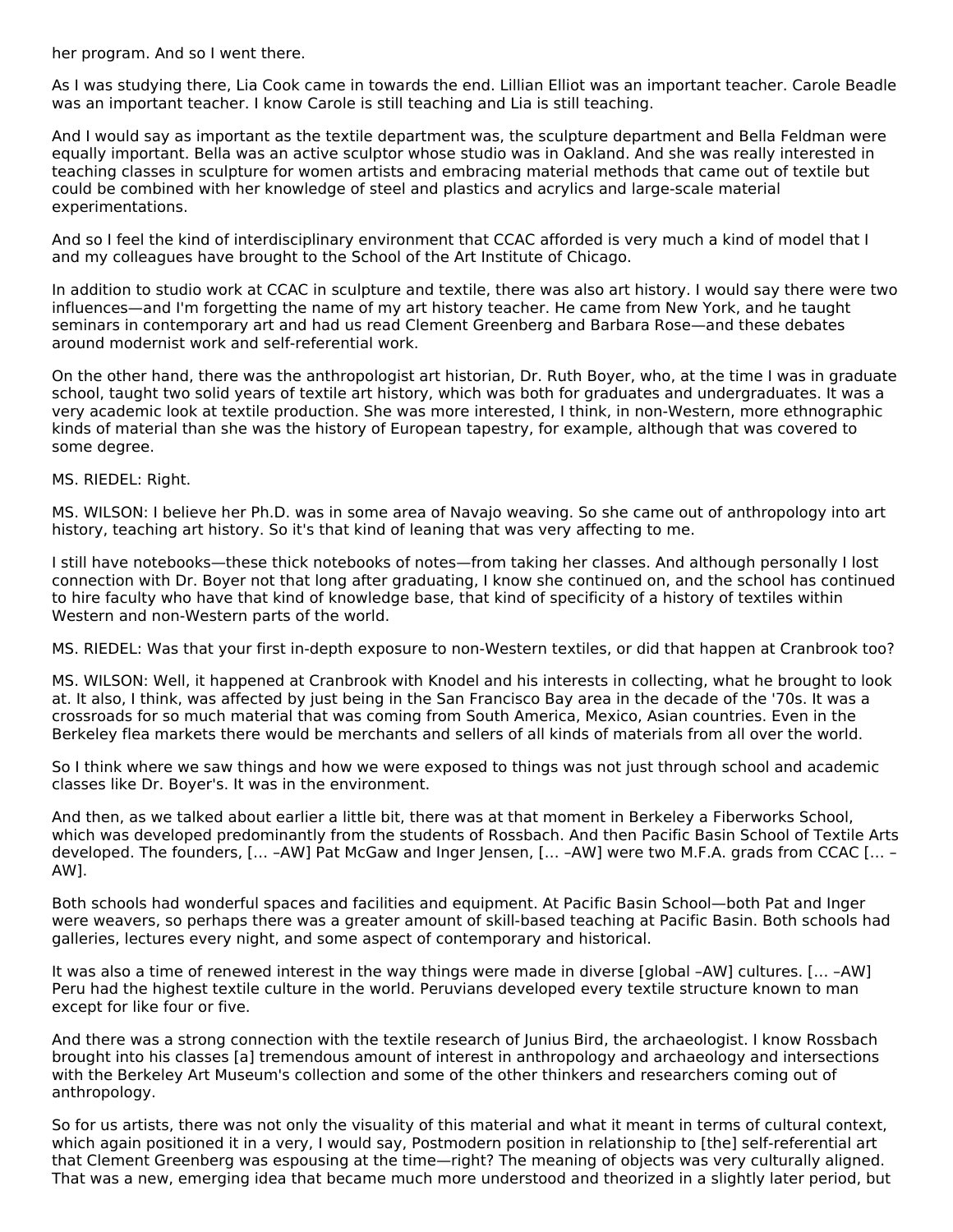her program. And so I went there.

As I was studying there, Lia Cook came in towards the end. Lillian Elliot was an important teacher. Carole Beadle was an important teacher. I know Carole is still teaching and Lia is still teaching.

And I would say as important as the textile department was, the sculpture department and Bella Feldman were equally important. Bella was an active sculptor whose studio was in Oakland. And she was really interested in teaching classes in sculpture for women artists and embracing material methods that came out of textile but could be combined with her knowledge of steel and plastics and acrylics and large-scale material experimentations.

And so I feel the kind of interdisciplinary environment that CCAC afforded is very much a kind of model that I and my colleagues have brought to the School of the Art Institute of Chicago.

In addition to studio work at CCAC in sculpture and textile, there was also art history. I would say there were two influences—and I'm forgetting the name of my art history teacher. He came from New York, and he taught seminars in contemporary art and had us read Clement Greenberg and Barbara Rose—and these debates around modernist work and self-referential work.

On the other hand, there was the anthropologist art historian, Dr. Ruth Boyer, who, at the time I was in graduate school, taught two solid years of textile art history, which was both for graduates and undergraduates. It was a very academic look at textile production. She was more interested, I think, in non-Western, more ethnographic kinds of material than she was the history of European tapestry, for example, although that was covered to some degree.

MS. RIEDEL: Right.

MS. WILSON: I believe her Ph.D. was in some area of Navajo weaving. So she came out of anthropology into art history, teaching art history. So it's that kind of leaning that was very affecting to me.

I still have notebooks—these thick notebooks of notes—from taking her classes. And although personally I lost connection with Dr. Boyer not that long after graduating, I know she continued on, and the school has continued to hire faculty who have that kind of knowledge base, that kind of specificity of a history of textiles within Western and non-Western parts of the world.

MS. RIEDEL: Was that your first in-depth exposure to non-Western textiles, or did that happen at Cranbrook too?

MS. WILSON: Well, it happened at Cranbrook with Knodel and his interests in collecting, what he brought to look at. It also, I think, was affected by just being in the San Francisco Bay area in the decade of the '70s. It was a crossroads for so much material that was coming from South America, Mexico, Asian countries. Even in the Berkeley flea markets there would be merchants and sellers of all kinds of materials from all over the world.

So I think where we saw things and how we were exposed to things was not just through school and academic classes like Dr. Boyer's. It was in the environment.

And then, as we talked about earlier a little bit, there was at that moment in Berkeley a Fiberworks School, which was developed predominantly from the students of Rossbach. And then Pacific Basin School of Textile Arts developed. The founders, [… –AW] Pat McGaw and Inger Jensen, [… –AW] were two M.F.A. grads from CCAC [… –AW].

Both schools had wonderful spaces and facilities and equipment. At Pacific Basin School—both Pat and Inger were weavers, so perhaps there was a greater amount of skill-based teaching at Pacific Basin. Both schools had galleries, lectures every night, and some aspect of contemporary and historical.

It was also a time of renewed interest in the way things were made in diverse [global –AW] cultures. [… –AW] Peru had the highest textile culture in the world. Peruvians developed every textile structure known to man except for like four or five.

And there was a strong connection with the textile research of Junius Bird, the archaeologist. I know Rossbach brought into his classes [a] tremendous amount of interest in anthropology and archaeology and intersections with the Berkeley Art Museum's collection and some of the other thinkers and researchers coming out of anthropology.

So for us artists, there was not only the visuality of this material and what it meant in terms of cultural context, which again positioned it in a very, I would say, Postmodern position in relationship to [the] self-referential art that Clement Greenberg was espousing at the time—right? The meaning of objects was very culturally aligned. That was a new, emerging idea that became much more understood and theorized in a slightly later period, but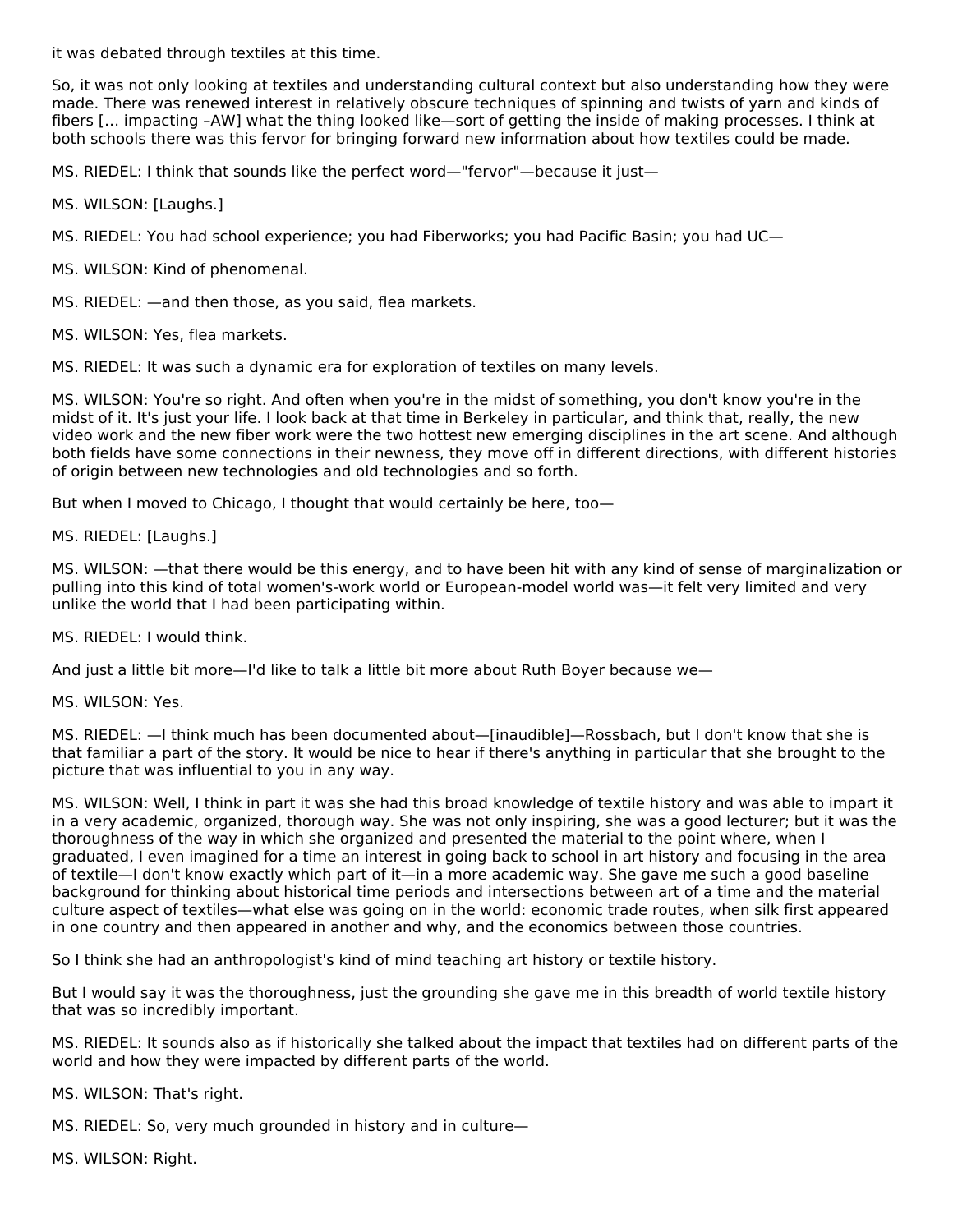it was debated through textiles at this time.

So, it was not only looking at textiles and understanding cultural context but also understanding how they were made. There was renewed interest in relatively obscure techniques of spinning and twists of yarn and kinds of fibers [… impacting –AW] what the thing looked like—sort of getting the inside of making processes. I think at both schools there was this fervor for bringing forward new information about how textiles could be made.

MS. RIEDEL: I think that sounds like the perfect word—"fervor"—because it just—

MS. WILSON: [Laughs.]

MS. RIEDEL: You had school experience; you had Fiberworks; you had Pacific Basin; you had UC—

MS. WILSON: Kind of phenomenal.

MS. RIEDEL: —and then those, as you said, flea markets.

MS. WILSON: Yes, flea markets.

MS. RIEDEL: It was such a dynamic era for exploration of textiles on many levels.

MS. WILSON: You're so right. And often when you're in the midst of something, you don't know you're in the midst of it. It's just your life. I look back at that time in Berkeley in particular, and think that, really, the new video work and the new fiber work were the two hottest new emerging disciplines in the art scene. And although both fields have some connections in their newness, they move off in different directions, with different histories of origin between new technologies and old technologies and so forth.

But when I moved to Chicago, I thought that would certainly be here, too—

MS. RIEDEL: [Laughs.]

MS. WILSON: —that there would be this energy, and to have been hit with any kind of sense of marginalization or pulling into this kind of total women's-work world or European-model world was—it felt very limited and very unlike the world that I had been participating within.

MS. RIEDEL: I would think.

And just a little bit more—I'd like to talk a little bit more about Ruth Boyer because we—

MS. WILSON: Yes.

MS. RIEDEL: —I think much has been documented about—[inaudible]—Rossbach, but I don't know that she is that familiar a part of the story. It would be nice to hear if there's anything in particular that she brought to the picture that was influential to you in any way.

MS. WILSON: Well, I think in part it was she had this broad knowledge of textile history and was able to impart it in a very academic, organized, thorough way. She was not only inspiring, she was a good lecturer; but it was the thoroughness of the way in which she organized and presented the material to the point where, when I graduated, I even imagined for a time an interest in going back to school in art history and focusing in the area of textile—I don't know exactly which part of it—in a more academic way. She gave me such a good baseline background for thinking about historical time periods and intersections between art of a time and the material culture aspect of textiles—what else was going on in the world: economic trade routes, when silk first appeared in one country and then appeared in another and why, and the economics between those countries.

So I think she had an anthropologist's kind of mind teaching art history or textile history.

But I would say it was the thoroughness, just the grounding she gave me in this breadth of world textile history that was so incredibly important.

MS. RIEDEL: It sounds also as if historically she talked about the impact that textiles had on different parts of the world and how they were impacted by different parts of the world.

MS. WILSON: That's right.

MS. RIEDEL: So, very much grounded in history and in culture—

MS. WILSON: Right.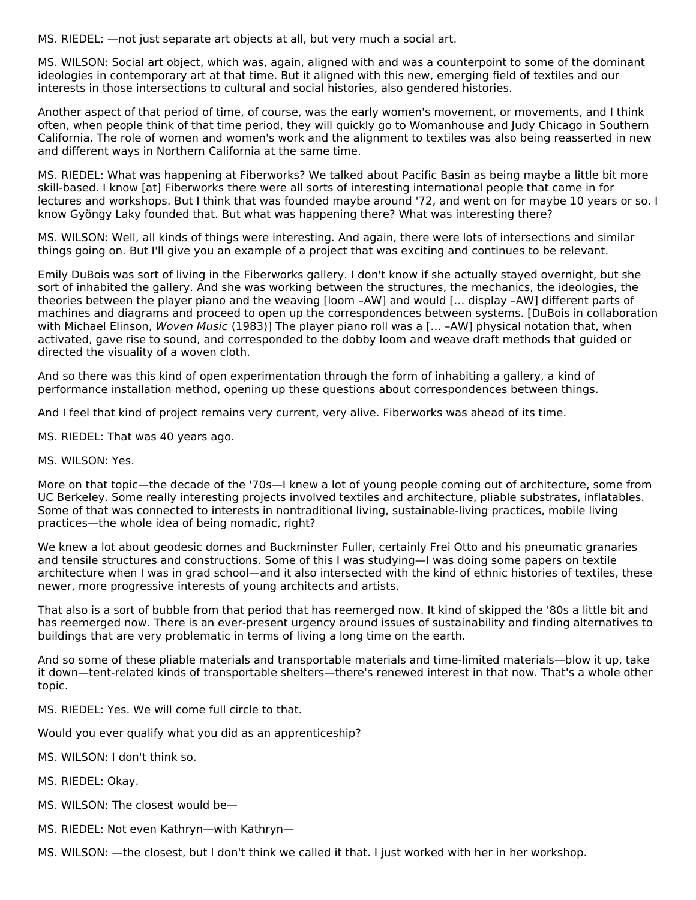MS. RIEDEL: —not just separate art objects at all, but very much a social art.

MS. WILSON: Social art object, which was, again, aligned with and was a counterpoint to some of the dominant ideologies in contemporary art at that time. But it aligned with this new, emerging field of textiles and our interests in those intersections to cultural and social histories, also gendered histories.

Another aspect of that period of time, of course, was the early women's movement, or movements, and I think often, when people think of that time period, they will quickly go to Womanhouse and Judy Chicago in Southern California. The role of women and women's work and the alignment to textiles was also being reasserted in new and different ways in Northern California at the same time.

MS. RIEDEL: What was happening at Fiberworks? We talked about Pacific Basin as being maybe a little bit more skill-based. I know [at] Fiberworks there were all sorts of interesting international people that came in for lectures and workshops. But I think that was founded maybe around '72, and went on for maybe 10 years or so. I know Gyöngy Laky founded that. But what was happening there? What was interesting there?

MS. WILSON: Well, all kinds of things were interesting. And again, there were lots of intersections and similar things going on. But I'll give you an example of a project that was exciting and continues to be relevant.

Emily DuBois was sort of living in the Fiberworks gallery. I don't know if she actually stayed overnight, but she sort of inhabited the gallery. And she was working between the structures, the mechanics, the ideologies, the theories between the player piano and the weaving [loom –AW] and would [… display –AW] different parts of machines and diagrams and proceed to open up the correspondences between systems. [DuBois in collaboration with Michael Elinson, *Woven Music* (1983)] The player piano roll was a [… –AW] physical notation that, when activated, gave rise to sound, and corresponded to the dobby loom and weave draft methods that guided or directed the visuality of a woven cloth.

And so there was this kind of open experimentation through the form of inhabiting a gallery, a kind of performance installation method, opening up these questions about correspondences between things.

And I feel that kind of project remains very current, very alive. Fiberworks was ahead of its time.

MS. RIEDEL: That was 40 years ago.

MS. WILSON: Yes.

More on that topic—the decade of the '70s—I knew a lot of young people coming out of architecture, some from UC Berkeley. Some really interesting projects involved textiles and architecture, pliable substrates, inflatables. Some of that was connected to interests in nontraditional living, sustainable-living practices, mobile living practices—the whole idea of being nomadic, right?

We knew a lot about geodesic domes and Buckminster Fuller, certainly Frei Otto and his pneumatic granaries and tensile structures and constructions. Some of this I was studying—I was doing some papers on textile architecture when I was in grad school—and it also intersected with the kind of ethnic histories of textiles, these newer, more progressive interests of young architects and artists.

That also is a sort of bubble from that period that has reemerged now. It kind of skipped the '80s a little bit and has reemerged now. There is an ever-present urgency around issues of sustainability and finding alternatives to buildings that are very problematic in terms of living a long time on the earth.

And so some of these pliable materials and transportable materials and time-limited materials—blow it up, take it down—tent-related kinds of transportable shelters—there's renewed interest in that now. That's a whole other topic.

MS. RIEDEL: Yes. We will come full circle to that.

Would you ever qualify what you did as an apprenticeship?

MS. WILSON: I don't think so.

MS. RIEDEL: Okay.

MS. WILSON: The closest would be—

MS. RIEDEL: Not even Kathryn—with Kathryn—

MS. WILSON: —the closest, but I don't think we called it that. I just worked with her in her workshop.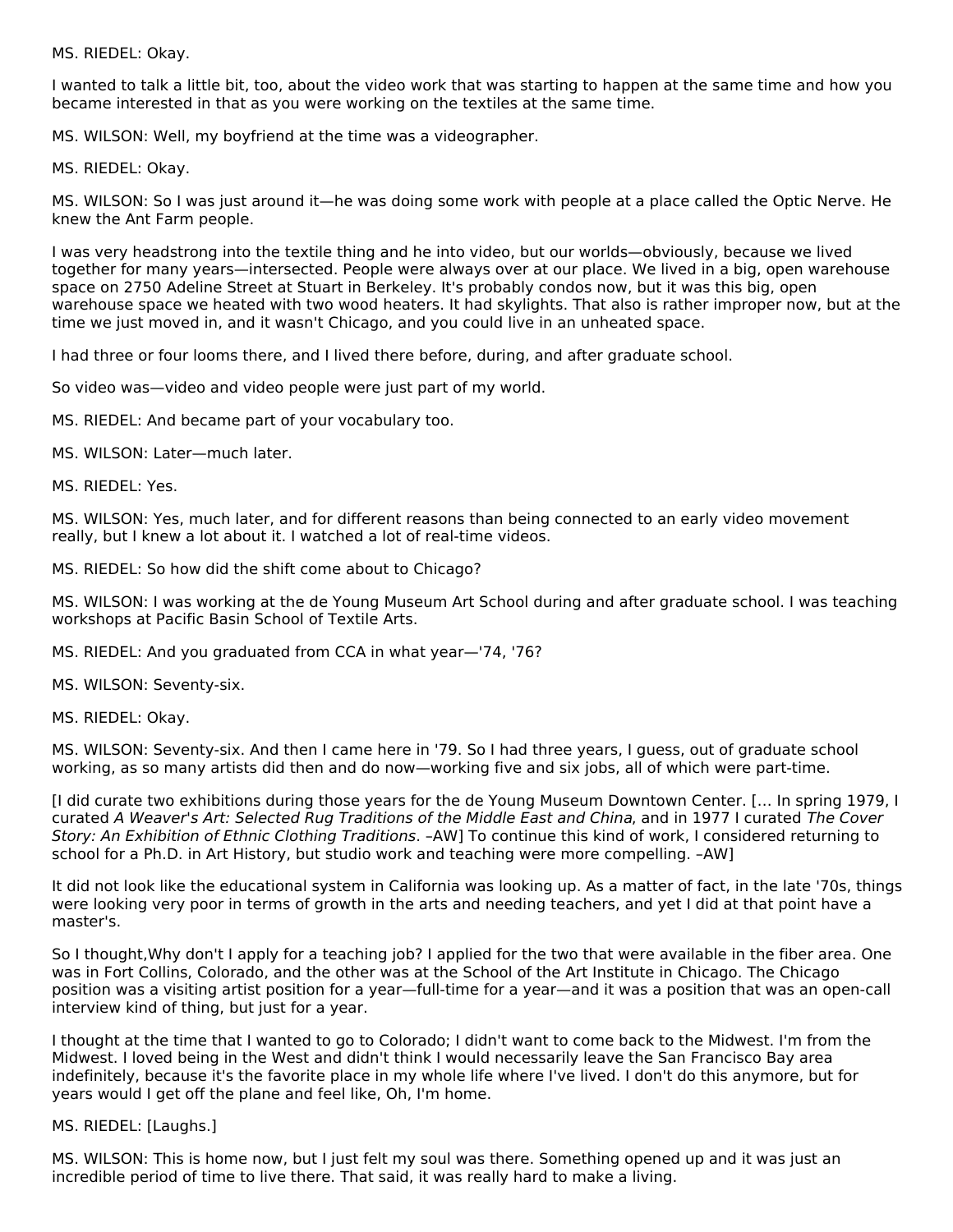MS. RIEDEL: Okay.

I wanted to talk a little bit, too, about the video work that was starting to happen at the same time and how you became interested in that as you were working on the textiles at the same time.

MS. WILSON: Well, my boyfriend at the time was a videographer.

MS. RIEDEL: Okay.

MS. WILSON: So I was just around it—he was doing some work with people at a place called the Optic Nerve. He knew the Ant Farm people.

I was very headstrong into the textile thing and he into video, but our worlds—obviously, because we lived together for many years—intersected. People were always over at our place. We lived in a big, open warehouse space on 2750 Adeline Street at Stuart in Berkeley. It's probably condos now, but it was this big, open warehouse space we heated with two wood heaters. It had skylights. That also is rather improper now, but at the time we just moved in, and it wasn't Chicago, and you could live in an unheated space.

I had three or four looms there, and I lived there before, during, and after graduate school.

So video was—video and video people were just part of my world.

MS. RIEDEL: And became part of your vocabulary too.

MS. WILSON: Later—much later.

MS. RIEDEL: Yes.

MS. WILSON: Yes, much later, and for different reasons than being connected to an early video movement really, but I knew a lot about it. I watched a lot of real-time videos.

MS. RIEDEL: So how did the shift come about to Chicago?

MS. WILSON: I was working at the de Young Museum Art School during and after graduate school. I was teaching workshops at Pacific Basin School of Textile Arts.

MS. RIEDEL: And you graduated from CCA in what year—'74, '76?

MS. WILSON: Seventy-six.

MS. RIEDEL: Okay.

MS. WILSON: Seventy-six. And then I came here in '79. So I had three years, I guess, out of graduate school working, as so many artists did then and do now—working five and six jobs, all of which were part-time.

[I did curate two exhibitions during those years for the de Young Museum Downtown Center. [… In spring 1979, I curated *A Weaver's Art: Selected Rug Traditions of the Middle East and China*, and in 1977 I curated *The Cover Story: An Exhibition of Ethnic Clothing Traditions*. –AW] To continue this kind of work, I considered returning to school for a Ph.D. in Art History, but studio work and teaching were more compelling. –AW]

It did not look like the educational system in California was looking up. As a matter of fact, in the late '70s, things were looking very poor in terms of growth in the arts and needing teachers, and yet I did at that point have a master's.

So I thought,Why don't I apply for a teaching job? I applied for the two that were available in the fiber area. One was in Fort Collins, Colorado, and the other was at the School of the Art Institute in Chicago. The Chicago position was a visiting artist position for a year—full-time for a year—and it was a position that was an open-call interview kind of thing, but just for a year.

I thought at the time that I wanted to go to Colorado; I didn't want to come back to the Midwest. I'm from the Midwest. I loved being in the West and didn't think I would necessarily leave the San Francisco Bay area indefinitely, because it's the favorite place in my whole life where I've lived. I don't do this anymore, but for years would I get off the plane and feel like, Oh, I'm home.

MS. RIEDEL: [Laughs.]

MS. WILSON: This is home now, but I just felt my soul was there. Something opened up and it was just an incredible period of time to live there. That said, it was really hard to make a living.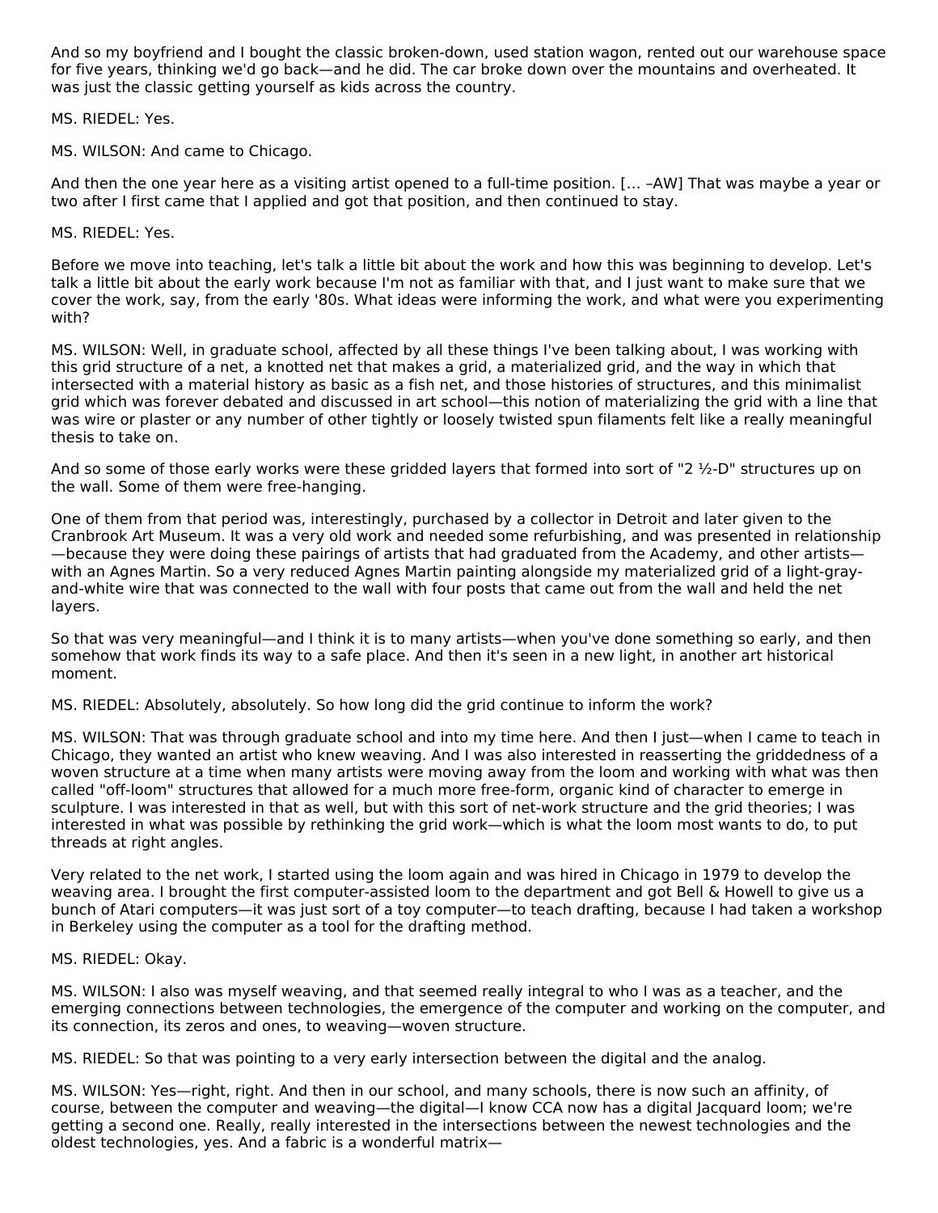And so my boyfriend and I bought the classic broken-down, used station wagon, rented out our warehouse space for five years, thinking we'd go back—and he did. The car broke down over the mountains and overheated. It was just the classic getting yourself as kids across the country.

MS. RIEDEL: Yes.

MS. WILSON: And came to Chicago.

And then the one year here as a visiting artist opened to a full-time position. [... –AW] That was maybe a year or two after I first came that I applied and got that position, and then continued to stay.

MS. RIEDEL: Yes.

Before we move into teaching, let's talk a little bit about the work and how this was beginning to develop. Let's talk a little bit about the early work because I'm not as familiar with that, and I just want to make sure that we cover the work, say, from the early '80s. What ideas were informing the work, and what were you experimenting with?

MS. WILSON: Well, in graduate school, affected by all these things I've been talking about, I was working with this grid structure of a net, a knotted net that makes a grid, a materialized grid, and the way in which that intersected with a material history as basic as a fish net, and those histories of structures, and this minimalist grid which was forever debated and discussed in art school—this notion of materializing the grid with a line that was wire or plaster or any number of other tightly or loosely twisted spun filaments felt like a really meaningful thesis to take on.

And so some of those early works were these gridded layers that formed into sort of "2 ½-D" structures up on the wall. Some of them were free-hanging.

One of them from that period was, interestingly, purchased by a collector in Detroit and later given to the Cranbrook Art Museum. It was a very old work and needed some refurbishing, and was presented in relationship—because they were doing these pairings of artists that had graduated from the Academy, and other artists—with an Agnes Martin. So a very reduced Agnes Martin painting alongside my materialized grid of a light-gray-and-white wire that was connected to the wall with four posts that came out from the wall and held the net layers.

So that was very meaningful—and I think it is to many artists—when you've done something so early, and then somehow that work finds its way to a safe place. And then it's seen in a new light, in another art historical moment.

MS. RIEDEL: Absolutely, absolutely. So how long did the grid continue to inform the work?

MS. WILSON: That was through graduate school and into my time here. And then I just—when I came to teach in Chicago, they wanted an artist who knew weaving. And I was also interested in reasserting the griddedness of a woven structure at a time when many artists were moving away from the loom and working with what was then called "off-loom" structures that allowed for a much more free-form, organic kind of character to emerge in sculpture. I was interested in that as well, but with this sort of net-work structure and the grid theories; I was interested in what was possible by rethinking the grid work—which is what the loom most wants to do, to put threads at right angles.

Very related to the net work, I started using the loom again and was hired in Chicago in 1979 to develop the weaving area. I brought the first computer-assisted loom to the department and got Bell & Howell to give us a bunch of Atari computers—it was just sort of a toy computer—to teach drafting, because I had taken a workshop in Berkeley using the computer as a tool for the drafting method.

MS. RIEDEL: Okay.

MS. WILSON: I also was myself weaving, and that seemed really integral to who I was as a teacher, and the emerging connections between technologies, the emergence of the computer and working on the computer, and its connection, its zeros and ones, to weaving—woven structure.

MS. RIEDEL: So that was pointing to a very early intersection between the digital and the analog.

MS. WILSON: Yes—right, right. And then in our school, and many schools, there is now such an affinity, of course, between the computer and weaving—the digital—I know CCA now has a digital Jacquard loom; we're getting a second one. Really, really interested in the intersections between the newest technologies and the oldest technologies, yes. And a fabric is a wonderful matrix—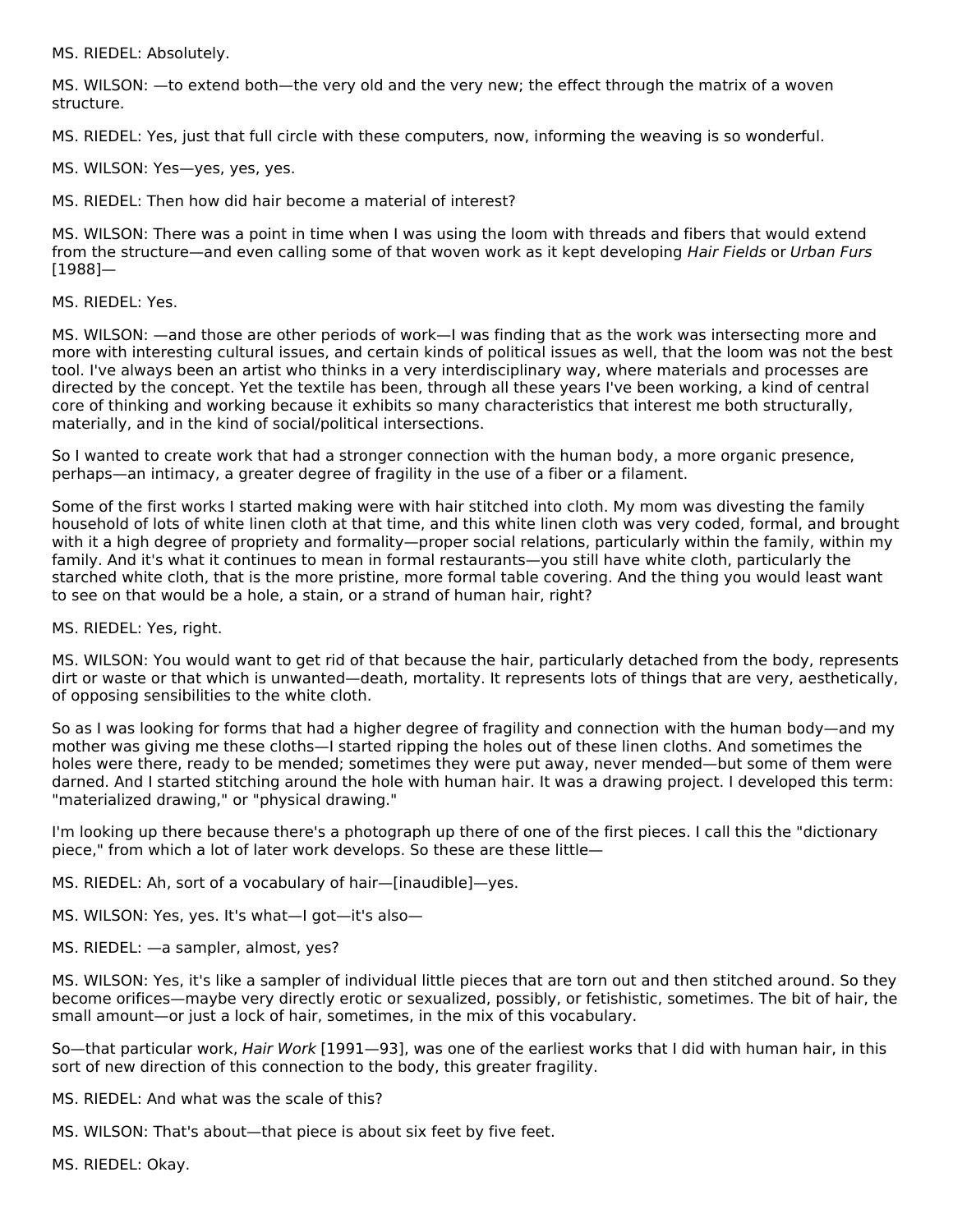MS. RIEDEL: Absolutely.

MS. WILSON: —to extend both—the very old and the very new; the effect through the matrix of a woven structure.

MS. RIEDEL: Yes, just that full circle with these computers, now, informing the weaving is so wonderful.

MS. WILSON: Yes—yes, yes, yes.

MS. RIEDEL: Then how did hair become a material of interest?

MS. WILSON: There was a point in time when I was using the loom with threads and fibers that would extend from the structure—and even calling some of that woven work as it kept developing *Hair Fields* or *Urban Furs* [1988]—

MS. RIEDEL: Yes.

MS. WILSON: —and those are other periods of work—I was finding that as the work was intersecting more and more with interesting cultural issues, and certain kinds of political issues as well, that the loom was not the best tool. I've always been an artist who thinks in a very interdisciplinary way, where materials and processes are directed by the concept. Yet the textile has been, through all these years I've been working, a kind of central core of thinking and working because it exhibits so many characteristics that interest me both structurally, materially, and in the kind of social/political intersections.

So I wanted to create work that had a stronger connection with the human body, a more organic presence, perhaps—an intimacy, a greater degree of fragility in the use of a fiber or a filament.

Some of the first works I started making were with hair stitched into cloth. My mom was divesting the family household of lots of white linen cloth at that time, and this white linen cloth was very coded, formal, and brought with it a high degree of propriety and formality—proper social relations, particularly within the family, within my family. And it's what it continues to mean in formal restaurants—you still have white cloth, particularly the starched white cloth, that is the more pristine, more formal table covering. And the thing you would least want to see on that would be a hole, a stain, or a strand of human hair, right?

MS. RIEDEL: Yes, right.

MS. WILSON: You would want to get rid of that because the hair, particularly detached from the body, represents dirt or waste or that which is unwanted—death, mortality. It represents lots of things that are very, aesthetically, of opposing sensibilities to the white cloth.

So as I was looking for forms that had a higher degree of fragility and connection with the human body—and my mother was giving me these cloths—I started ripping the holes out of these linen cloths. And sometimes the holes were there, ready to be mended; sometimes they were put away, never mended—but some of them were darned. And I started stitching around the hole with human hair. It was a drawing project. I developed this term: "materialized drawing," or "physical drawing."

I'm looking up there because there's a photograph up there of one of the first pieces. I call this the "dictionary piece," from which a lot of later work develops. So these are these little—

MS. RIEDEL: Ah, sort of a vocabulary of hair—[inaudible]—yes.

MS. WILSON: Yes, yes. It's what—I got—it's also—

MS. RIEDEL: —a sampler, almost, yes?

MS. WILSON: Yes, it's like a sampler of individual little pieces that are torn out and then stitched around. So they become orifices—maybe very directly erotic or sexualized, possibly, or fetishistic, sometimes. The bit of hair, the small amount—or just a lock of hair, sometimes, in the mix of this vocabulary.

So—that particular work, *Hair Work* [1991—93], was one of the earliest works that I did with human hair, in this sort of new direction of this connection to the body, this greater fragility.

MS. RIEDEL: And what was the scale of this?

MS. WILSON: That's about—that piece is about six feet by five feet.

MS. RIEDEL: Okay.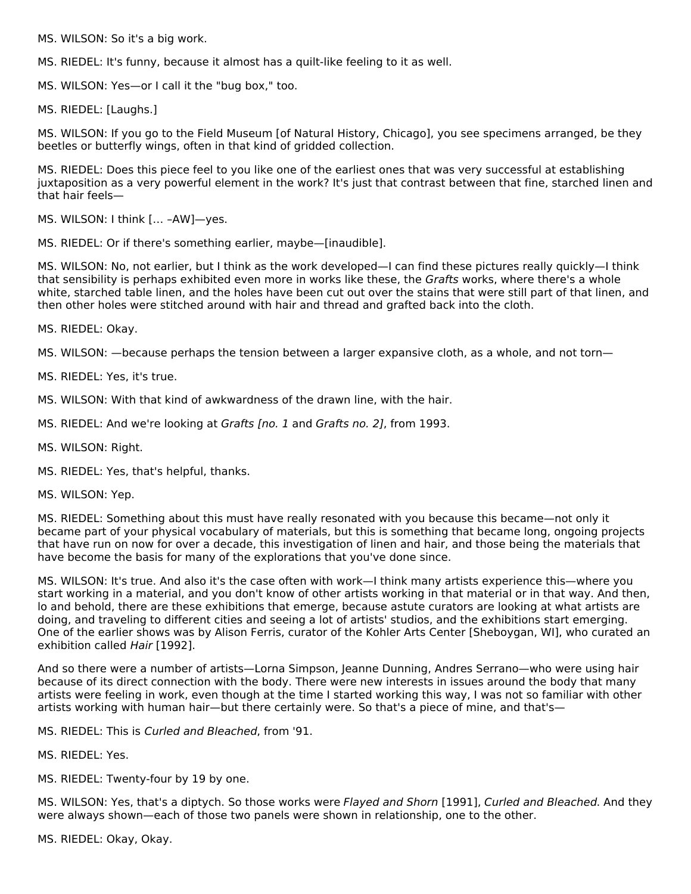MS. WILSON: So it's a big work.

MS. RIEDEL: It's funny, because it almost has a quilt-like feeling to it as well.

MS. WILSON: Yes—or I call it the "bug box," too.

MS. RIEDEL: [Laughs.]

MS. WILSON: If you go to the Field Museum [of Natural History, Chicago], you see specimens arranged, be they beetles or butterfly wings, often in that kind of gridded collection.

MS. RIEDEL: Does this piece feel to you like one of the earliest ones that was very successful at establishing juxtaposition as a very powerful element in the work? It's just that contrast between that fine, starched linen and that hair feels—

MS. WILSON: I think [... –AW]—yes.

MS. RIEDEL: Or if there's something earlier, maybe—[inaudible].

MS. WILSON: No, not earlier, but I think as the work developed—I can find these pictures really quickly—I think that sensibility is perhaps exhibited even more in works like these, the *Grafts* works, where there's a whole white, starched table linen, and the holes have been cut out over the stains that were still part of that linen, and then other holes were stitched around with hair and thread and grafted back into the cloth.

MS. RIEDEL: Okay.

MS. WILSON: —because perhaps the tension between a larger expansive cloth, as a whole, and not torn—

MS. RIEDEL: Yes, it's true.

MS. WILSON: With that kind of awkwardness of the drawn line, with the hair.

MS. RIEDEL: And we're looking at *Grafts [no. 1* and *Grafts no. 2]*, from 1993.

MS. WILSON: Right.

MS. RIEDEL: Yes, that's helpful, thanks.

MS. WILSON: Yep.

MS. RIEDEL: Something about this must have really resonated with you because this became—not only it became part of your physical vocabulary of materials, but this is something that became long, ongoing projects that have run on now for over a decade, this investigation of linen and hair, and those being the materials that have become the basis for many of the explorations that you've done since.

MS. WILSON: It's true. And also it's the case often with work—I think many artists experience this—where you start working in a material, and you don't know of other artists working in that material or in that way. And then, lo and behold, there are these exhibitions that emerge, because astute curators are looking at what artists are doing, and traveling to different cities and seeing a lot of artists' studios, and the exhibitions start emerging. One of the earlier shows was by Alison Ferris, curator of the Kohler Arts Center [Sheboygan, WI], who curated an exhibition called *Hair* [1992].

And so there were a number of artists—Lorna Simpson, Jeanne Dunning, Andres Serrano—who were using hair because of its direct connection with the body. There were new interests in issues around the body that many artists were feeling in work, even though at the time I started working this way, I was not so familiar with other artists working with human hair—but there certainly were. So that's a piece of mine, and that's—

MS. RIEDEL: This is *Curled and Bleached*, from '91.

MS. RIEDEL: Yes.

MS. RIEDEL: Twenty-four by 19 by one.

MS. WILSON: Yes, that's a diptych. So those works were *Flayed and Shorn* [1991], *Curled and Bleached*. And they were always shown—each of those two panels were shown in relationship, one to the other.

MS. RIEDEL: Okay, Okay.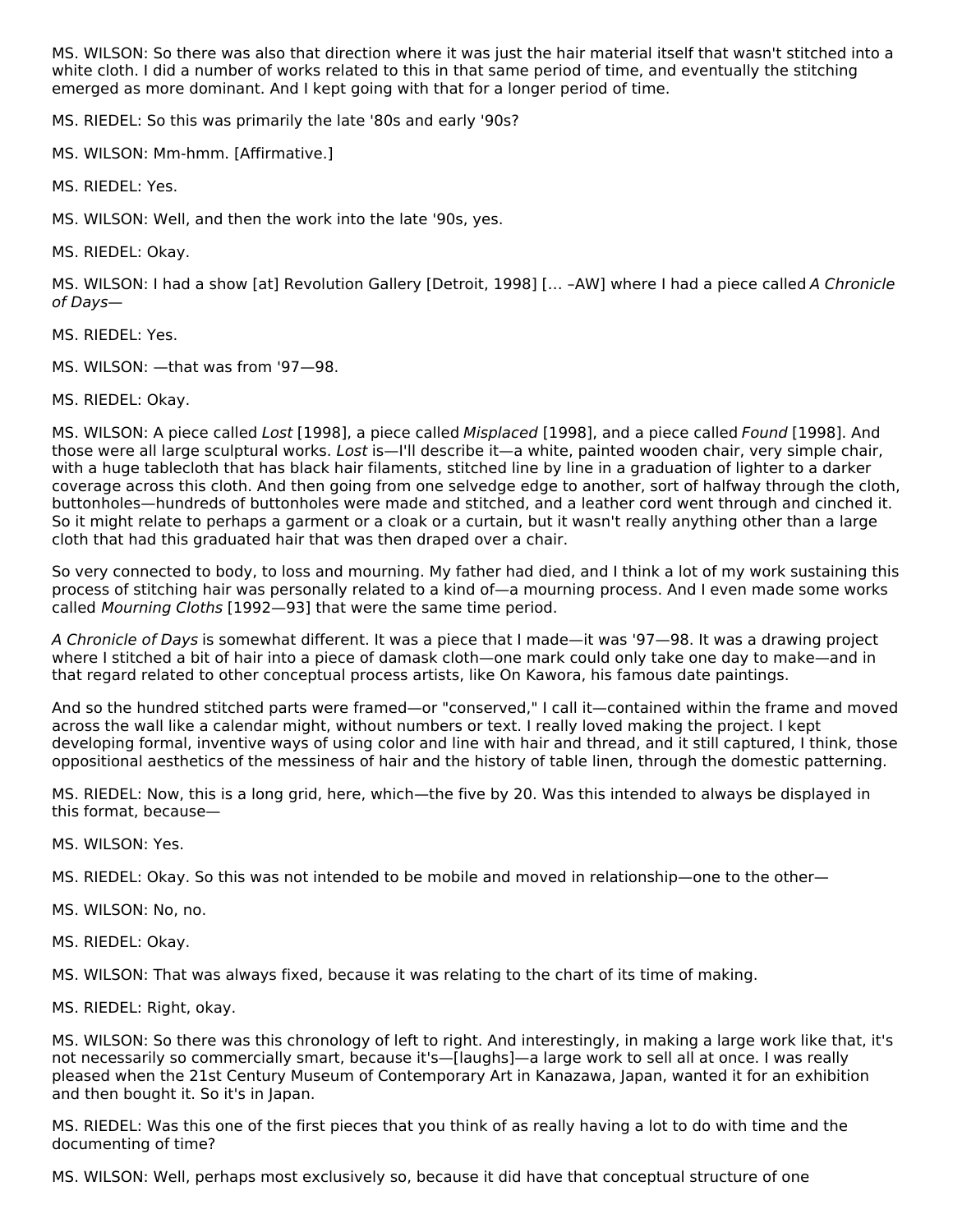MS. WILSON: So there was also that direction where it was just the hair material itself that wasn't stitched into a white cloth. I did a number of works related to this in that same period of time, and eventually the stitching emerged as more dominant. And I kept going with that for a longer period of time.

MS. RIEDEL: So this was primarily the late '80s and early '90s?

MS. WILSON: Mm-hmm. [Affirmative.]

MS. RIEDEL: Yes.

MS. WILSON: Well, and then the work into the late '90s, yes.

MS. RIEDEL: Okay.

MS. WILSON: I had a show [at] Revolution Gallery [Detroit, 1998] [… –AW] where I had a piece called *A Chronicle of Days*—

MS. RIEDEL: Yes.

MS. WILSON: —that was from '97—98.

MS. RIEDEL: Okay.

MS. WILSON: A piece called *Lost* [1998], a piece called *Misplaced* [1998], and a piece called *Found* [1998]. And those were all large sculptural works. *Lost* is—I'll describe it—a white, painted wooden chair, very simple chair, with a huge tablecloth that has black hair filaments, stitched line by line in a graduation of lighter to a darker coverage across this cloth. And then going from one selvedge edge to another, sort of halfway through the cloth, buttonholes—hundreds of buttonholes were made and stitched, and a leather cord went through and cinched it. So it might relate to perhaps a garment or a cloak or a curtain, but it wasn't really anything other than a large cloth that had this graduated hair that was then draped over a chair.

So very connected to body, to loss and mourning. My father had died, and I think a lot of my work sustaining this process of stitching hair was personally related to a kind of—a mourning process. And I even made some works called *Mourning Cloths* [1992—93] that were the same time period.

*A Chronicle of Days* is somewhat different. It was a piece that I made—it was '97—98. It was a drawing project where I stitched a bit of hair into a piece of damask cloth—one mark could only take one day to make—and in that regard related to other conceptual process artists, like On Kawora, his famous date paintings.

And so the hundred stitched parts were framed—or "conserved," I call it—contained within the frame and moved across the wall like a calendar might, without numbers or text. I really loved making the project. I kept developing formal, inventive ways of using color and line with hair and thread, and it still captured, I think, those oppositional aesthetics of the messiness of hair and the history of table linen, through the domestic patterning.

MS. RIEDEL: Now, this is a long grid, here, which—the five by 20. Was this intended to always be displayed in this format, because—

MS. WILSON: Yes.

MS. RIEDEL: Okay. So this was not intended to be mobile and moved in relationship—one to the other—

MS. WILSON: No, no.

MS. RIEDEL: Okay.

MS. WILSON: That was always fixed, because it was relating to the chart of its time of making.

MS. RIEDEL: Right, okay.

MS. WILSON: So there was this chronology of left to right. And interestingly, in making a large work like that, it's not necessarily so commercially smart, because it's—[laughs]—a large work to sell all at once. I was really pleased when the 21st Century Museum of Contemporary Art in Kanazawa, Japan, wanted it for an exhibition and then bought it. So it's in Japan.

MS. RIEDEL: Was this one of the first pieces that you think of as really having a lot to do with time and the documenting of time?

MS. WILSON: Well, perhaps most exclusively so, because it did have that conceptual structure of one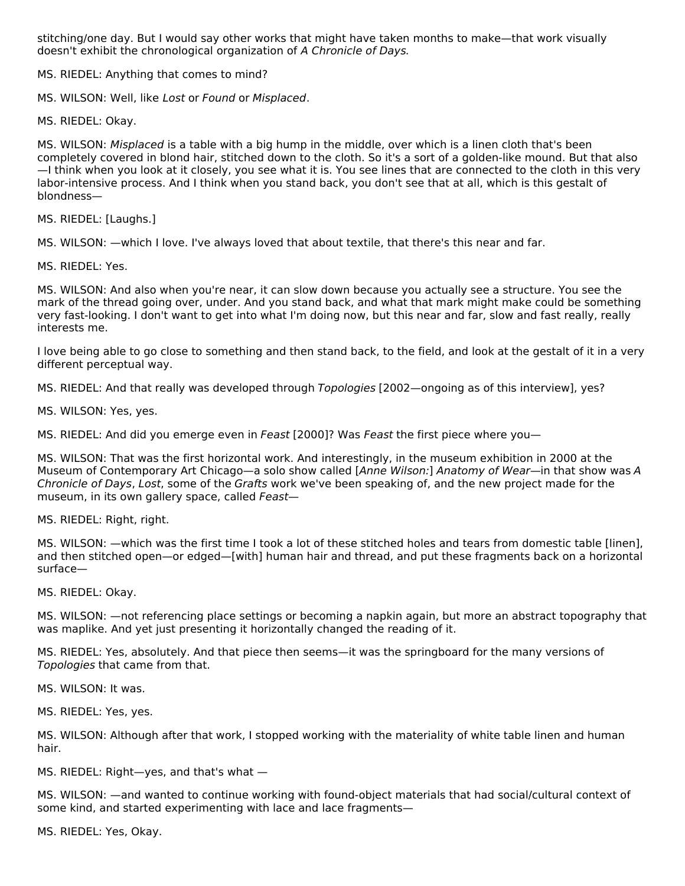stitching/one day. But I would say other works that might have taken months to make—that work visually doesn't exhibit the chronological organization of *A Chronicle of Days*.

MS. RIEDEL: Anything that comes to mind?

MS. WILSON: Well, like *Lost* or *Found* or *Misplaced*.

MS. RIEDEL: Okay.

MS. WILSON: *Misplaced* is a table with a big hump in the middle, over which is a linen cloth that's been completely covered in blond hair, stitched down to the cloth. So it's a sort of a golden-like mound. But that also—I think when you look at it closely, you see what it is. You see lines that are connected to the cloth in this very labor-intensive process. And I think when you stand back, you don't see that at all, which is this gestalt of blondness—

MS. RIEDEL: [Laughs.]

MS. WILSON: —which I love. I've always loved that about textile, that there's this near and far.

MS. RIEDEL: Yes.

MS. WILSON: And also when you're near, it can slow down because you actually see a structure. You see the mark of the thread going over, under. And you stand back, and what that mark might make could be something very fast-looking. I don't want to get into what I'm doing now, but this near and far, slow and fast really, really interests me.

I love being able to go close to something and then stand back, to the field, and look at the gestalt of it in a very different perceptual way.

MS. RIEDEL: And that really was developed through *Topologies* [2002—ongoing as of this interview], yes?

MS. WILSON: Yes, yes.

MS. RIEDEL: And did you emerge even in *Feast* [2000]? Was *Feast* the first piece where you—

MS. WILSON: That was the first horizontal work. And interestingly, in the museum exhibition in 2000 at the Museum of Contemporary Art Chicago—a solo show called [*Anne Wilson:*] *Anatomy of Wear*—in that show was *A Chronicle of Days*, *Lost*, some of the *Grafts* work we've been speaking of, and the new project made for the museum, in its own gallery space, called *Feast*—

MS. RIEDEL: Right, right.

MS. WILSON: —which was the first time I took a lot of these stitched holes and tears from domestic table [linen], and then stitched open—or edged—[with] human hair and thread, and put these fragments back on a horizontal surface—

MS. RIEDEL: Okay.

MS. WILSON: —not referencing place settings or becoming a napkin again, but more an abstract topography that was maplike. And yet just presenting it horizontally changed the reading of it.

MS. RIEDEL: Yes, absolutely. And that piece then seems—it was the springboard for the many versions of *Topologies* that came from that.

MS. WILSON: It was.

MS. RIEDEL: Yes, yes.

MS. WILSON: Although after that work, I stopped working with the materiality of white table linen and human hair.

MS. RIEDEL: Right—yes, and that's what —

MS. WILSON: —and wanted to continue working with found-object materials that had social/cultural context of some kind, and started experimenting with lace and lace fragments—

MS. RIEDEL: Yes, Okay.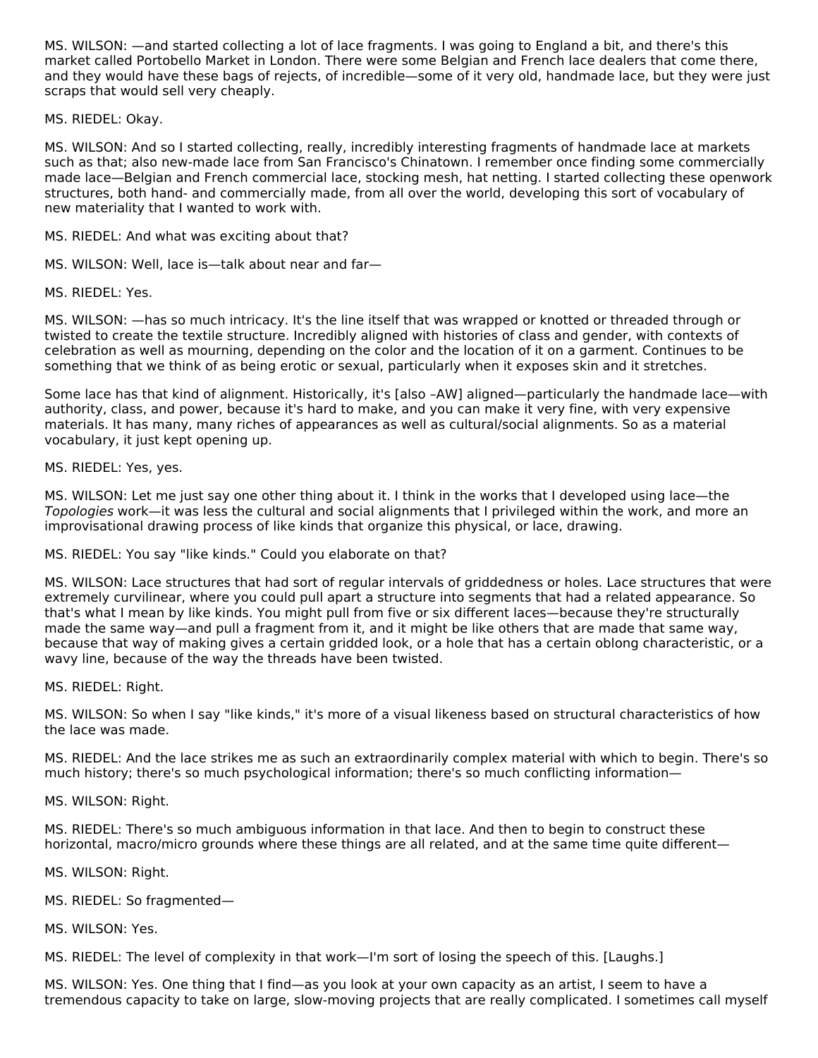MS. WILSON: —and started collecting a lot of lace fragments. I was going to England a bit, and there's this market called Portobello Market in London. There were some Belgian and French lace dealers that come there, and they would have these bags of rejects, of incredible—some of it very old, handmade lace, but they were just scraps that would sell very cheaply.

MS. RIEDEL: Okay.

MS. WILSON: And so I started collecting, really, incredibly interesting fragments of handmade lace at markets such as that; also new-made lace from San Francisco's Chinatown. I remember once finding some commercially made lace—Belgian and French commercial lace, stocking mesh, hat netting. I started collecting these openwork structures, both hand- and commercially made, from all over the world, developing this sort of vocabulary of new materiality that I wanted to work with.

MS. RIEDEL: And what was exciting about that?

MS. WILSON: Well, lace is—talk about near and far—

MS. RIEDEL: Yes.

MS. WILSON: —has so much intricacy. It's the line itself that was wrapped or knotted or threaded through or twisted to create the textile structure. Incredibly aligned with histories of class and gender, with contexts of celebration as well as mourning, depending on the color and the location of it on a garment. Continues to be something that we think of as being erotic or sexual, particularly when it exposes skin and it stretches.

Some lace has that kind of alignment. Historically, it's [also –AW] aligned—particularly the handmade lace—with authority, class, and power, because it's hard to make, and you can make it very fine, with very expensive materials. It has many, many riches of appearances as well as cultural/social alignments. So as a material vocabulary, it just kept opening up.

MS. RIEDEL: Yes, yes.

MS. WILSON: Let me just say one other thing about it. I think in the works that I developed using lace—the *Topologies* work—it was less the cultural and social alignments that I privileged within the work, and more an improvisational drawing process of like kinds that organize this physical, or lace, drawing.

MS. RIEDEL: You say "like kinds." Could you elaborate on that?

MS. WILSON: Lace structures that had sort of regular intervals of griddedness or holes. Lace structures that were extremely curvilinear, where you could pull apart a structure into segments that had a related appearance. So that's what I mean by like kinds. You might pull from five or six different laces—because they're structurally made the same way—and pull a fragment from it, and it might be like others that are made that same way, because that way of making gives a certain gridded look, or a hole that has a certain oblong characteristic, or a wavy line, because of the way the threads have been twisted.

MS. RIEDEL: Right.

MS. WILSON: So when I say "like kinds," it's more of a visual likeness based on structural characteristics of how the lace was made.

MS. RIEDEL: And the lace strikes me as such an extraordinarily complex material with which to begin. There's so much history; there's so much psychological information; there's so much conflicting information—

MS. WILSON: Right.

MS. RIEDEL: There's so much ambiguous information in that lace. And then to begin to construct these horizontal, macro/micro grounds where these things are all related, and at the same time quite different—

MS. WILSON: Right.

MS. RIEDEL: So fragmented—

MS. WILSON: Yes.

MS. RIEDEL: The level of complexity in that work—I'm sort of losing the speech of this. [Laughs.]

MS. WILSON: Yes. One thing that I find—as you look at your own capacity as an artist, I seem to have a tremendous capacity to take on large, slow-moving projects that are really complicated. I sometimes call myself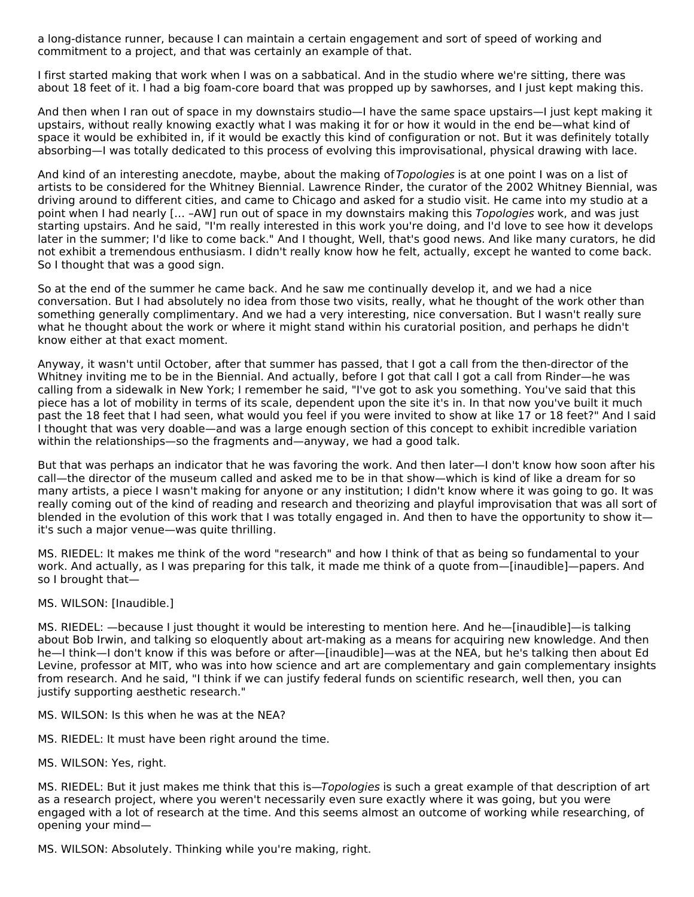a long-distance runner, because I can maintain a certain engagement and sort of speed of working and commitment to a project, and that was certainly an example of that.

I first started making that work when I was on a sabbatical. And in the studio where we're sitting, there was about 18 feet of it. I had a big foam-core board that was propped up by sawhorses, and I just kept making this.

And then when I ran out of space in my downstairs studio—I have the same space upstairs—I just kept making it upstairs, without really knowing exactly what I was making it for or how it would in the end be—what kind of space it would be exhibited in, if it would be exactly this kind of configuration or not. But it was definitely totally absorbing—I was totally dedicated to this process of evolving this improvisational, physical drawing with lace.

And kind of an interesting anecdote, maybe, about the making of *Topologies* is at one point I was on a list of artists to be considered for the Whitney Biennial. Lawrence Rinder, the curator of the 2002 Whitney Biennial, was driving around to different cities, and came to Chicago and asked for a studio visit. He came into my studio at a point when I had nearly [… –AW] run out of space in my downstairs making this *Topologies* work, and was just starting upstairs. And he said, "I'm really interested in this work you're doing, and I'd love to see how it develops later in the summer; I'd like to come back." And I thought, Well, that's good news. And like many curators, he did not exhibit a tremendous enthusiasm. I didn't really know how he felt, actually, except he wanted to come back. So I thought that was a good sign.

So at the end of the summer he came back. And he saw me continually develop it, and we had a nice conversation. But I had absolutely no idea from those two visits, really, what he thought of the work other than something generally complimentary. And we had a very interesting, nice conversation. But I wasn't really sure what he thought about the work or where it might stand within his curatorial position, and perhaps he didn't know either at that exact moment.

Anyway, it wasn't until October, after that summer has passed, that I got a call from the then-director of the Whitney inviting me to be in the Biennial. And actually, before I got that call I got a call from Rinder—he was calling from a sidewalk in New York; I remember he said, "I've got to ask you something. You've said that this piece has a lot of mobility in terms of its scale, dependent upon the site it's in. In that now you've built it much past the 18 feet that I had seen, what would you feel if you were invited to show at like 17 or 18 feet?" And I said I thought that was very doable—and was a large enough section of this concept to exhibit incredible variation within the relationships—so the fragments and—anyway, we had a good talk.

But that was perhaps an indicator that he was favoring the work. And then later—I don't know how soon after his call—the director of the museum called and asked me to be in that show—which is kind of like a dream for so many artists, a piece I wasn't making for anyone or any institution; I didn't know where it was going to go. It was really coming out of the kind of reading and research and theorizing and playful improvisation that was all sort of blended in the evolution of this work that I was totally engaged in. And then to have the opportunity to show it—it's such a major venue—was quite thrilling.

MS. RIEDEL: It makes me think of the word "research" and how I think of that as being so fundamental to your work. And actually, as I was preparing for this talk, it made me think of a quote from—[inaudible]—papers. And so I brought that—

MS. WILSON: [Inaudible.]

MS. RIEDEL: —because I just thought it would be interesting to mention here. And he—[inaudible]—is talking about Bob Irwin, and talking so eloquently about art-making as a means for acquiring new knowledge. And then he—I think—I don't know if this was before or after—[inaudible]—was at the NEA, but he's talking then about Ed Levine, professor at MIT, who was into how science and art are complementary and gain complementary insights from research. And he said, "I think if we can justify federal funds on scientific research, well then, you can justify supporting aesthetic research."

MS. WILSON: Is this when he was at the NEA?

MS. RIEDEL: It must have been right around the time.

MS. WILSON: Yes, right.

MS. RIEDEL: But it just makes me think that this is—*Topologies* is such a great example of that description of art as a research project, where you weren't necessarily even sure exactly where it was going, but you were engaged with a lot of research at the time. And this seems almost an outcome of working while researching, of opening your mind—

MS. WILSON: Absolutely. Thinking while you're making, right.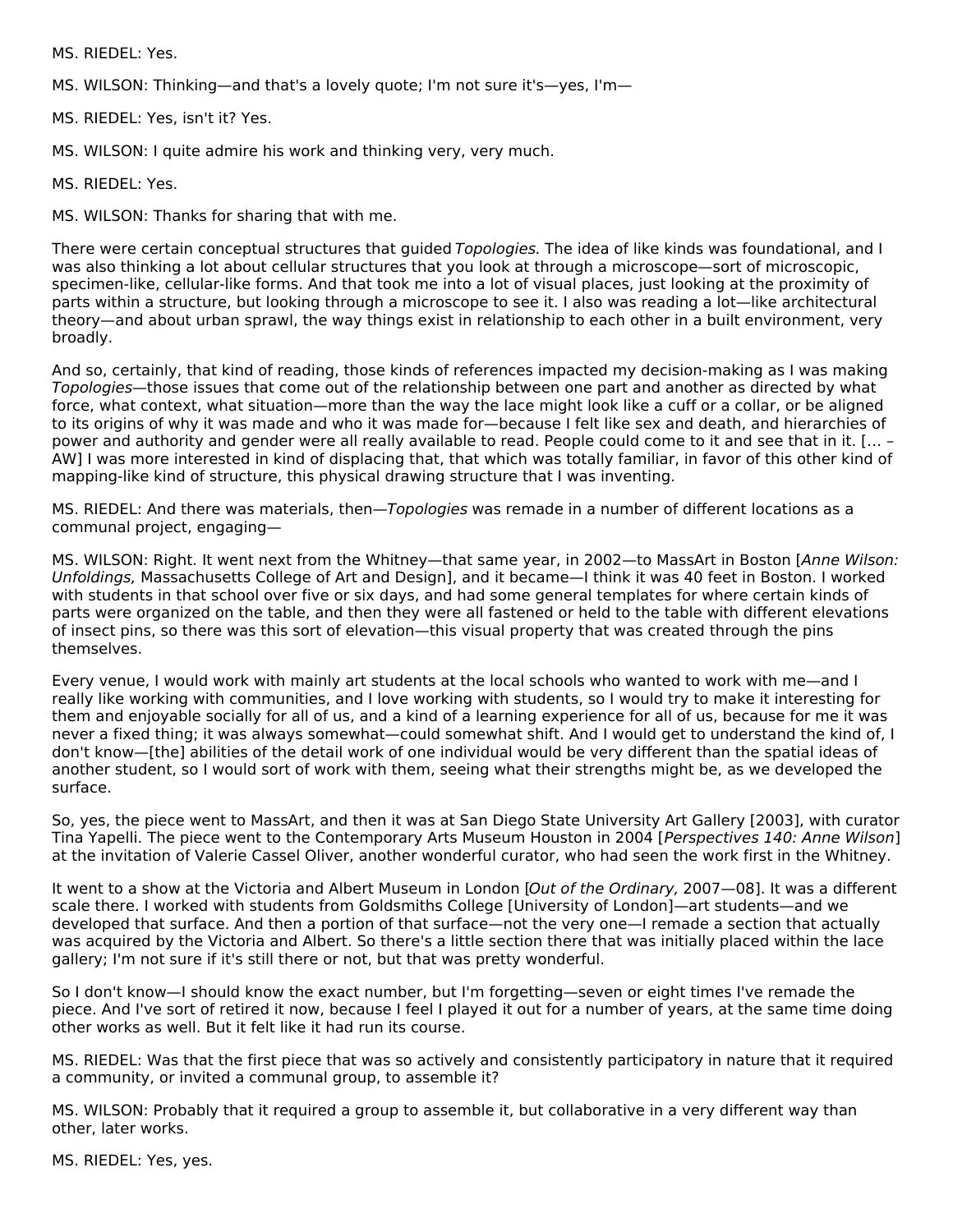MS. RIEDEL: Yes.

MS. WILSON: Thinking—and that's a lovely quote; I'm not sure it's—yes, I'm—

MS. RIEDEL: Yes, isn't it? Yes.

MS. WILSON: I quite admire his work and thinking very, very much.

MS. RIEDEL: Yes.

MS. WILSON: Thanks for sharing that with me.

There were certain conceptual structures that guided *Topologies.* The idea of like kinds was foundational, and I was also thinking a lot about cellular structures that you look at through a microscope—sort of microscopic, specimen-like, cellular-like forms. And that took me into a lot of visual places, just looking at the proximity of parts within a structure, but looking through a microscope to see it. I also was reading a lot—like architectural theory—and about urban sprawl, the way things exist in relationship to each other in a built environment, very broadly.

And so, certainly, that kind of reading, those kinds of references impacted my decision-making as I was making *Topologies*—those issues that come out of the relationship between one part and another as directed by what force, what context, what situation—more than the way the lace might look like a cuff or a collar, or be aligned to its origins of why it was made and who it was made for—because I felt like sex and death, and hierarchies of power and authority and gender were all really available to read. People could come to it and see that in it. [… –AW] I was more interested in kind of displacing that, that which was totally familiar, in favor of this other kind of mapping-like kind of structure, this physical drawing structure that I was inventing.

MS. RIEDEL: And there was materials, then—*Topologies* was remade in a number of different locations as a communal project, engaging—

MS. WILSON: Right. It went next from the Whitney—that same year, in 2002—to MassArt in Boston [*Anne Wilson: Unfoldings,* Massachusetts College of Art and Design], and it became—I think it was 40 feet in Boston. I worked with students in that school over five or six days, and had some general templates for where certain kinds of parts were organized on the table, and then they were all fastened or held to the table with different elevations of insect pins, so there was this sort of elevation—this visual property that was created through the pins themselves.

Every venue, I would work with mainly art students at the local schools who wanted to work with me—and I really like working with communities, and I love working with students, so I would try to make it interesting for them and enjoyable socially for all of us, and a kind of a learning experience for all of us, because for me it was never a fixed thing; it was always somewhat—could somewhat shift. And I would get to understand the kind of, I don't know—[the] abilities of the detail work of one individual would be very different than the spatial ideas of another student, so I would sort of work with them, seeing what their strengths might be, as we developed the surface.

So, yes, the piece went to MassArt, and then it was at San Diego State University Art Gallery [2003], with curator Tina Yapelli. The piece went to the Contemporary Arts Museum Houston in 2004 [*Perspectives 140: Anne Wilson*] at the invitation of Valerie Cassel Oliver, another wonderful curator, who had seen the work first in the Whitney.

It went to a show at the Victoria and Albert Museum in London [*Out of the Ordinary,* 2007—08]. It was a different scale there. I worked with students from Goldsmiths College [University of London]—art students—and we developed that surface. And then a portion of that surface—not the very one—I remade a section that actually was acquired by the Victoria and Albert. So there's a little section there that was initially placed within the lace gallery; I'm not sure if it's still there or not, but that was pretty wonderful.

So I don't know—I should know the exact number, but I'm forgetting—seven or eight times I've remade the piece. And I've sort of retired it now, because I feel I played it out for a number of years, at the same time doing other works as well. But it felt like it had run its course.

MS. RIEDEL: Was that the first piece that was so actively and consistently participatory in nature that it required a community, or invited a communal group, to assemble it?

MS. WILSON: Probably that it required a group to assemble it, but collaborative in a very different way than other, later works.

MS. RIEDEL: Yes, yes.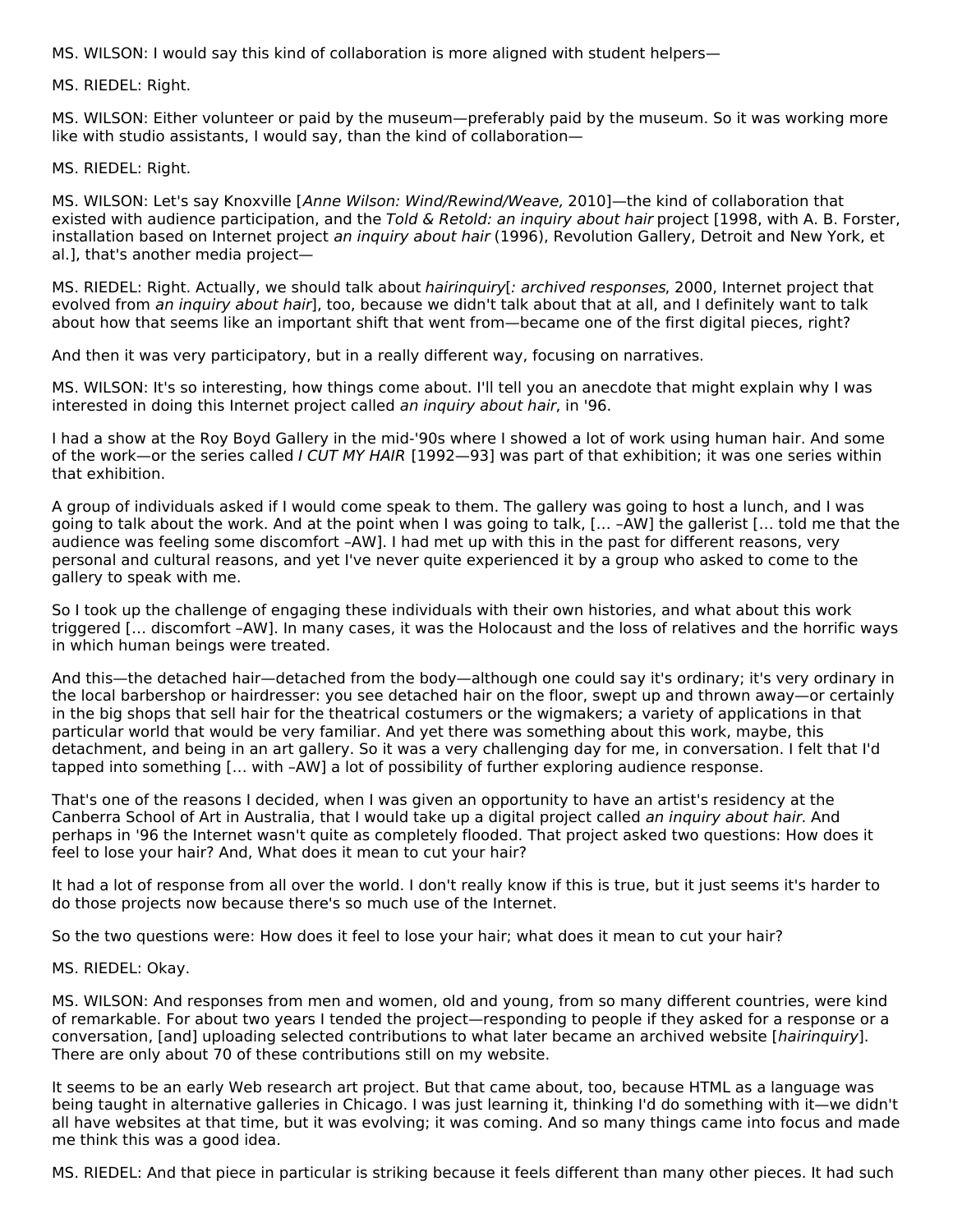MS. WILSON: I would say this kind of collaboration is more aligned with student helpers—

MS. RIEDEL: Right.

MS. WILSON: Either volunteer or paid by the museum—preferably paid by the museum. So it was working more like with studio assistants, I would say, than the kind of collaboration—

MS. RIEDEL: Right.

MS. WILSON: Let's say Knoxville [*Anne Wilson: Wind/Rewind/Weave*, 2010]—the kind of collaboration that existed with audience participation, and the *Told & Retold: an inquiry about hair* project [1998, with A. B. Forster, installation based on Internet project *an inquiry about hair* (1996), Revolution Gallery, Detroit and New York, et al.], that's another media project—

MS. RIEDEL: Right. Actually, we should talk about *hairinquiry*[*: archived responses*, 2000, Internet project that evolved from *an inquiry about hair*], too, because we didn't talk about that at all, and I definitely want to talk about how that seems like an important shift that went from—became one of the first digital pieces, right?

And then it was very participatory, but in a really different way, focusing on narratives.

MS. WILSON: It's so interesting, how things come about. I'll tell you an anecdote that might explain why I was interested in doing this Internet project called *an inquiry about hair*, in '96.

I had a show at the Roy Boyd Gallery in the mid-'90s where I showed a lot of work using human hair. And some of the work—or the series called *I CUT MY HAIR* [1992—93] was part of that exhibition; it was one series within that exhibition.

A group of individuals asked if I would come speak to them. The gallery was going to host a lunch, and I was going to talk about the work. And at the point when I was going to talk, [… –AW] the gallerist [… told me that the audience was feeling some discomfort –AW]. I had met up with this in the past for different reasons, very personal and cultural reasons, and yet I've never quite experienced it by a group who asked to come to the gallery to speak with me.

So I took up the challenge of engaging these individuals with their own histories, and what about this work triggered [… discomfort –AW]. In many cases, it was the Holocaust and the loss of relatives and the horrific ways in which human beings were treated.

And this—the detached hair—detached from the body—although one could say it's ordinary; it's very ordinary in the local barbershop or hairdresser: you see detached hair on the floor, swept up and thrown away—or certainly in the big shops that sell hair for the theatrical costumers or the wigmakers; a variety of applications in that particular world that would be very familiar. And yet there was something about this work, maybe, this detachment, and being in an art gallery. So it was a very challenging day for me, in conversation. I felt that I'd tapped into something [… with –AW] a lot of possibility of further exploring audience response.

That's one of the reasons I decided, when I was given an opportunity to have an artist's residency at the Canberra School of Art in Australia, that I would take up a digital project called *an inquiry about hair*. And perhaps in '96 the Internet wasn't quite as completely flooded. That project asked two questions: How does it feel to lose your hair? And, What does it mean to cut your hair?

It had a lot of response from all over the world. I don't really know if this is true, but it just seems it's harder to do those projects now because there's so much use of the Internet.

So the two questions were: How does it feel to lose your hair; what does it mean to cut your hair?

MS. RIEDEL: Okay.

MS. WILSON: And responses from men and women, old and young, from so many different countries, were kind of remarkable. For about two years I tended the project—responding to people if they asked for a response or a conversation, [and] uploading selected contributions to what later became an archived website [*hairinquiry*]. There are only about 70 of these contributions still on my website.

It seems to be an early Web research art project. But that came about, too, because HTML as a language was being taught in alternative galleries in Chicago. I was just learning it, thinking I'd do something with it—we didn't all have websites at that time, but it was evolving; it was coming. And so many things came into focus and made me think this was a good idea.

MS. RIEDEL: And that piece in particular is striking because it feels different than many other pieces. It had such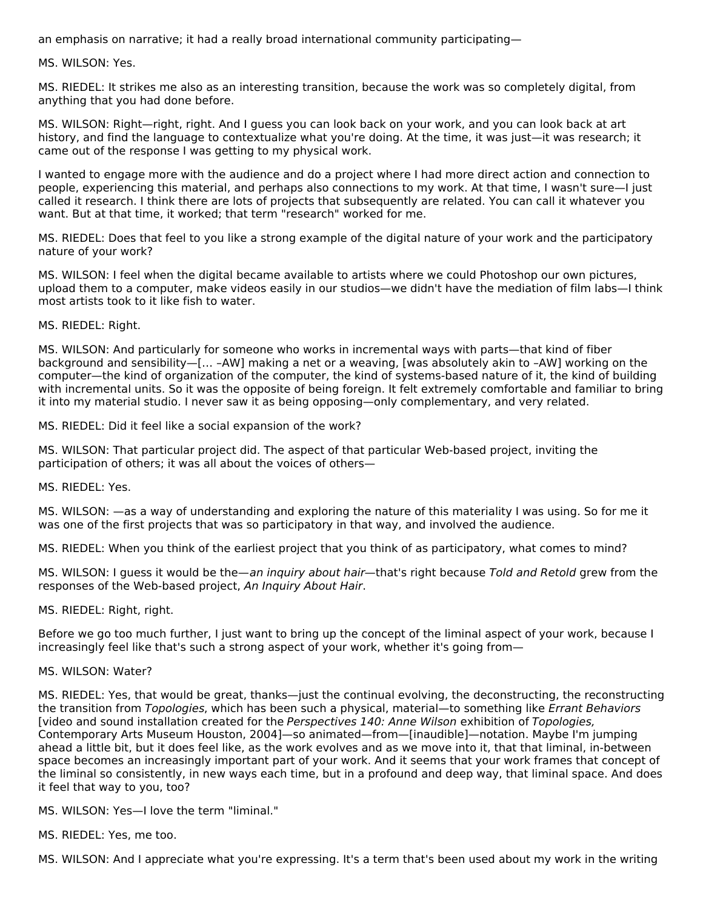an emphasis on narrative; it had a really broad international community participating—

MS. WILSON: Yes.

MS. RIEDEL: It strikes me also as an interesting transition, because the work was so completely digital, from anything that you had done before.

MS. WILSON: Right—right, right. And I guess you can look back on your work, and you can look back at art history, and find the language to contextualize what you're doing. At the time, it was just—it was research; it came out of the response I was getting to my physical work.

I wanted to engage more with the audience and do a project where I had more direct action and connection to people, experiencing this material, and perhaps also connections to my work. At that time, I wasn't sure—I just called it research. I think there are lots of projects that subsequently are related. You can call it whatever you want. But at that time, it worked; that term "research" worked for me.

MS. RIEDEL: Does that feel to you like a strong example of the digital nature of your work and the participatory nature of your work?

MS. WILSON: I feel when the digital became available to artists where we could Photoshop our own pictures, upload them to a computer, make videos easily in our studios—we didn't have the mediation of film labs—I think most artists took to it like fish to water.

MS. RIEDEL: Right.

MS. WILSON: And particularly for someone who works in incremental ways with parts—that kind of fiber background and sensibility—[… –AW] making a net or a weaving, [was absolutely akin to –AW] working on the computer—the kind of organization of the computer, the kind of systems-based nature of it, the kind of building with incremental units. So it was the opposite of being foreign. It felt extremely comfortable and familiar to bring it into my material studio. I never saw it as being opposing—only complementary, and very related.

MS. RIEDEL: Did it feel like a social expansion of the work?

MS. WILSON: That particular project did. The aspect of that particular Web-based project, inviting the participation of others; it was all about the voices of others—

MS. RIEDEL: Yes.

MS. WILSON: —as a way of understanding and exploring the nature of this materiality I was using. So for me it was one of the first projects that was so participatory in that way, and involved the audience.

MS. RIEDEL: When you think of the earliest project that you think of as participatory, what comes to mind?

MS. WILSON: I guess it would be the—*an inquiry about hair*—that's right because *Told and Retold* grew from the responses of the Web-based project, *An Inquiry About Hair*.

MS. RIEDEL: Right, right.

Before we go too much further, I just want to bring up the concept of the liminal aspect of your work, because I increasingly feel like that's such a strong aspect of your work, whether it's going from—

MS. WILSON: Water?

MS. RIEDEL: Yes, that would be great, thanks—just the continual evolving, the deconstructing, the reconstructing the transition from *Topologies*, which has been such a physical, material—to something like *Errant Behaviors* [video and sound installation created for the *Perspectives 140: Anne Wilson* exhibition of *Topologies,* Contemporary Arts Museum Houston, 2004]—so animated—from—[inaudible]—notation. Maybe I'm jumping ahead a little bit, but it does feel like, as the work evolves and as we move into it, that that liminal, in-between space becomes an increasingly important part of your work. And it seems that your work frames that concept of the liminal so consistently, in new ways each time, but in a profound and deep way, that liminal space. And does it feel that way to you, too?

MS. WILSON: Yes—I love the term "liminal."

MS. RIEDEL: Yes, me too.

MS. WILSON: And I appreciate what you're expressing. It's a term that's been used about my work in the writing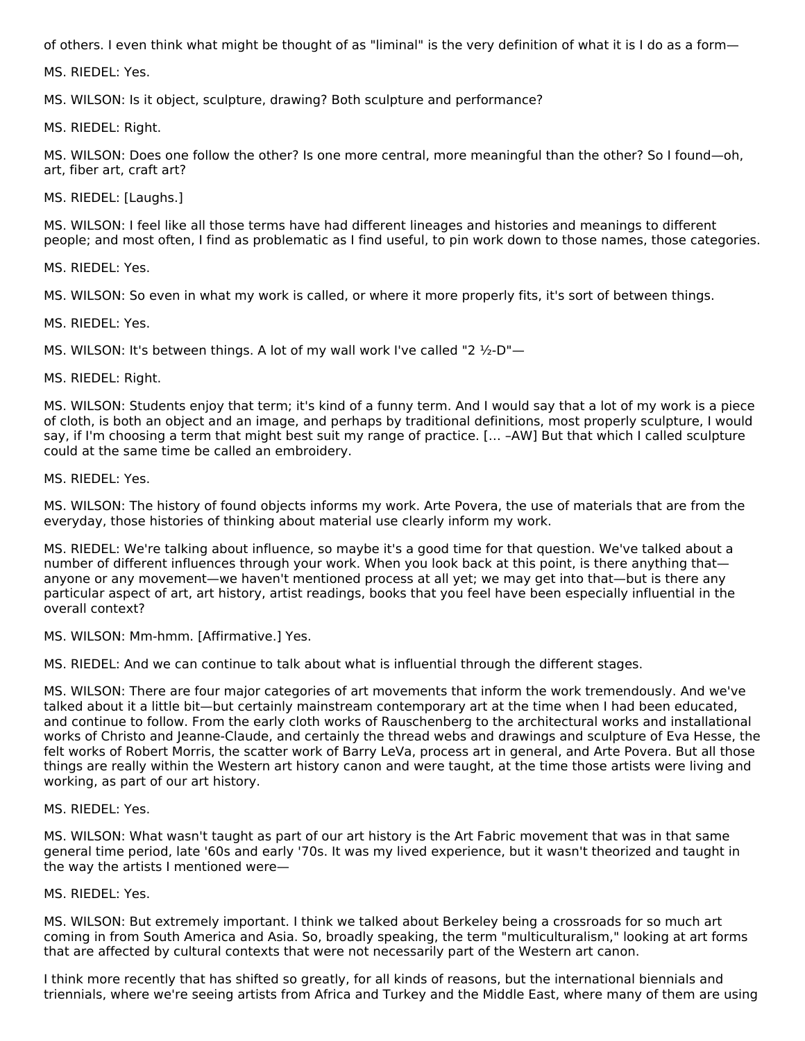of others. I even think what might be thought of as "liminal" is the very definition of what it is I do as a form—

MS. RIEDEL: Yes.

MS. WILSON: Is it object, sculpture, drawing? Both sculpture and performance?

MS. RIEDEL: Right.

MS. WILSON: Does one follow the other? Is one more central, more meaningful than the other? So I found—oh, art, fiber art, craft art?

MS. RIEDEL: [Laughs.]

MS. WILSON: I feel like all those terms have had different lineages and histories and meanings to different people; and most often, I find as problematic as I find useful, to pin work down to those names, those categories.

MS. RIEDEL: Yes.

MS. WILSON: So even in what my work is called, or where it more properly fits, it's sort of between things.

MS. RIEDEL: Yes.

MS. WILSON: It's between things. A lot of my wall work I've called "2 ½-D"—

MS. RIEDEL: Right.

MS. WILSON: Students enjoy that term; it's kind of a funny term. And I would say that a lot of my work is a piece of cloth, is both an object and an image, and perhaps by traditional definitions, most properly sculpture, I would say, if I'm choosing a term that might best suit my range of practice. [… –AW] But that which I called sculpture could at the same time be called an embroidery.

MS. RIEDEL: Yes.

MS. WILSON: The history of found objects informs my work. Arte Povera, the use of materials that are from the everyday, those histories of thinking about material use clearly inform my work.

MS. RIEDEL: We're talking about influence, so maybe it's a good time for that question. We've talked about a number of different influences through your work. When you look back at this point, is there anything that—anyone or any movement—we haven't mentioned process at all yet; we may get into that—but is there any particular aspect of art, art history, artist readings, books that you feel have been especially influential in the overall context?

MS. WILSON: Mm-hmm. [Affirmative.] Yes.

MS. RIEDEL: And we can continue to talk about what is influential through the different stages.

MS. WILSON: There are four major categories of art movements that inform the work tremendously. And we've talked about it a little bit—but certainly mainstream contemporary art at the time when I had been educated, and continue to follow. From the early cloth works of Rauschenberg to the architectural works and installational works of Christo and Jeanne-Claude, and certainly the thread webs and drawings and sculpture of Eva Hesse, the felt works of Robert Morris, the scatter work of Barry LeVa, process art in general, and Arte Povera. But all those things are really within the Western art history canon and were taught, at the time those artists were living and working, as part of our art history.

MS. RIEDEL: Yes.

MS. WILSON: What wasn't taught as part of our art history is the Art Fabric movement that was in that same general time period, late '60s and early '70s. It was my lived experience, but it wasn't theorized and taught in the way the artists I mentioned were—

MS. RIEDEL: Yes.

MS. WILSON: But extremely important. I think we talked about Berkeley being a crossroads for so much art coming in from South America and Asia. So, broadly speaking, the term "multiculturalism," looking at art forms that are affected by cultural contexts that were not necessarily part of the Western art canon.

I think more recently that has shifted so greatly, for all kinds of reasons, but the international biennials and triennials, where we're seeing artists from Africa and Turkey and the Middle East, where many of them are using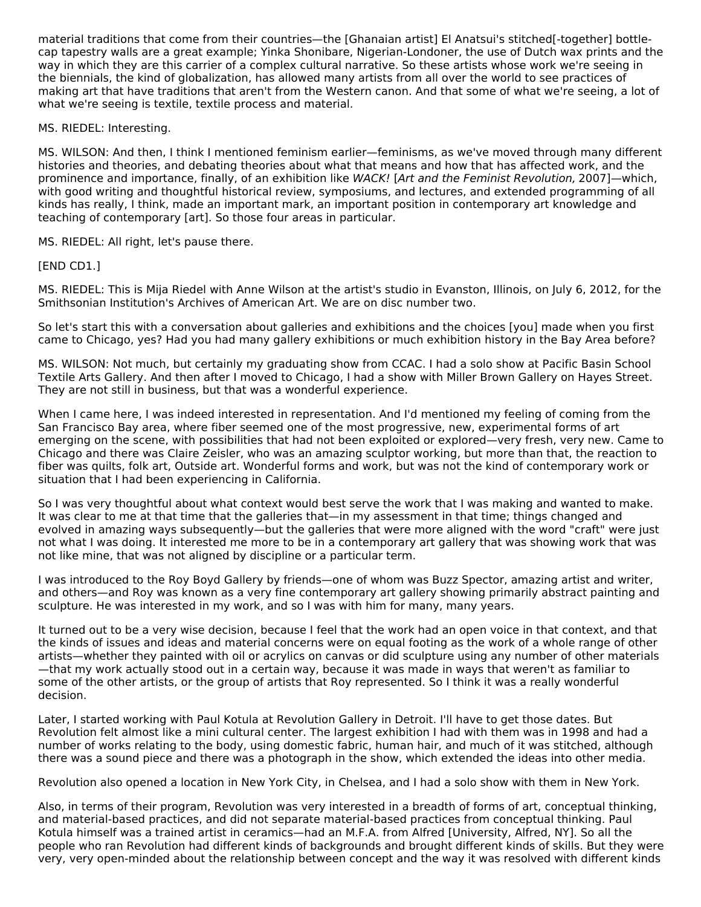material traditions that come from their countries—the [Ghanaian artist] El Anatsui's stitched[-together] bottle-cap tapestry walls are a great example; Yinka Shonibare, Nigerian-Londoner, the use of Dutch wax prints and the way in which they are this carrier of a complex cultural narrative. So these artists whose work we're seeing in the biennials, the kind of globalization, has allowed many artists from all over the world to see practices of making art that have traditions that aren't from the Western canon. And that some of what we're seeing, a lot of what we're seeing is textile, textile process and material.

MS. RIEDEL: Interesting.

MS. WILSON: And then, I think I mentioned feminism earlier—feminisms, as we've moved through many different histories and theories, and debating theories about what that means and how that has affected work, and the prominence and importance, finally, of an exhibition like *WACK!* [*Art and the Feminist Revolution,* 2007]—which, with good writing and thoughtful historical review, symposiums, and lectures, and extended programming of all kinds has really, I think, made an important mark, an important position in contemporary art knowledge and teaching of contemporary [art]. So those four areas in particular.

MS. RIEDEL: All right, let's pause there.

[END CD1.]

MS. RIEDEL: This is Mija Riedel with Anne Wilson at the artist's studio in Evanston, Illinois, on July 6, 2012, for the Smithsonian Institution's Archives of American Art. We are on disc number two.

So let's start this with a conversation about galleries and exhibitions and the choices [you] made when you first came to Chicago, yes? Had you had many gallery exhibitions or much exhibition history in the Bay Area before?

MS. WILSON: Not much, but certainly my graduating show from CCAC. I had a solo show at Pacific Basin School Textile Arts Gallery. And then after I moved to Chicago, I had a show with Miller Brown Gallery on Hayes Street. They are not still in business, but that was a wonderful experience.

When I came here, I was indeed interested in representation. And I'd mentioned my feeling of coming from the San Francisco Bay area, where fiber seemed one of the most progressive, new, experimental forms of art emerging on the scene, with possibilities that had not been exploited or explored—very fresh, very new. Came to Chicago and there was Claire Zeisler, who was an amazing sculptor working, but more than that, the reaction to fiber was quilts, folk art, Outside art. Wonderful forms and work, but was not the kind of contemporary work or situation that I had been experiencing in California.

So I was very thoughtful about what context would best serve the work that I was making and wanted to make. It was clear to me at that time that the galleries that—in my assessment in that time; things changed and evolved in amazing ways subsequently—but the galleries that were more aligned with the word "craft" were just not what I was doing. It interested me more to be in a contemporary art gallery that was showing work that was not like mine, that was not aligned by discipline or a particular term.

I was introduced to the Roy Boyd Gallery by friends—one of whom was Buzz Spector, amazing artist and writer, and others—and Roy was known as a very fine contemporary art gallery showing primarily abstract painting and sculpture. He was interested in my work, and so I was with him for many, many years.

It turned out to be a very wise decision, because I feel that the work had an open voice in that context, and that the kinds of issues and ideas and material concerns were on equal footing as the work of a whole range of other artists—whether they painted with oil or acrylics on canvas or did sculpture using any number of other materials—that my work actually stood out in a certain way, because it was made in ways that weren't as familiar to some of the other artists, or the group of artists that Roy represented. So I think it was a really wonderful decision.

Later, I started working with Paul Kotula at Revolution Gallery in Detroit. I'll have to get those dates. But Revolution felt almost like a mini cultural center. The largest exhibition I had with them was in 1998 and had a number of works relating to the body, using domestic fabric, human hair, and much of it was stitched, although there was a sound piece and there was a photograph in the show, which extended the ideas into other media.

Revolution also opened a location in New York City, in Chelsea, and I had a solo show with them in New York.

Also, in terms of their program, Revolution was very interested in a breadth of forms of art, conceptual thinking, and material-based practices, and did not separate material-based practices from conceptual thinking. Paul Kotula himself was a trained artist in ceramics—had an M.F.A. from Alfred [University, Alfred, NY]. So all the people who ran Revolution had different kinds of backgrounds and brought different kinds of skills. But they were very, very open-minded about the relationship between concept and the way it was resolved with different kinds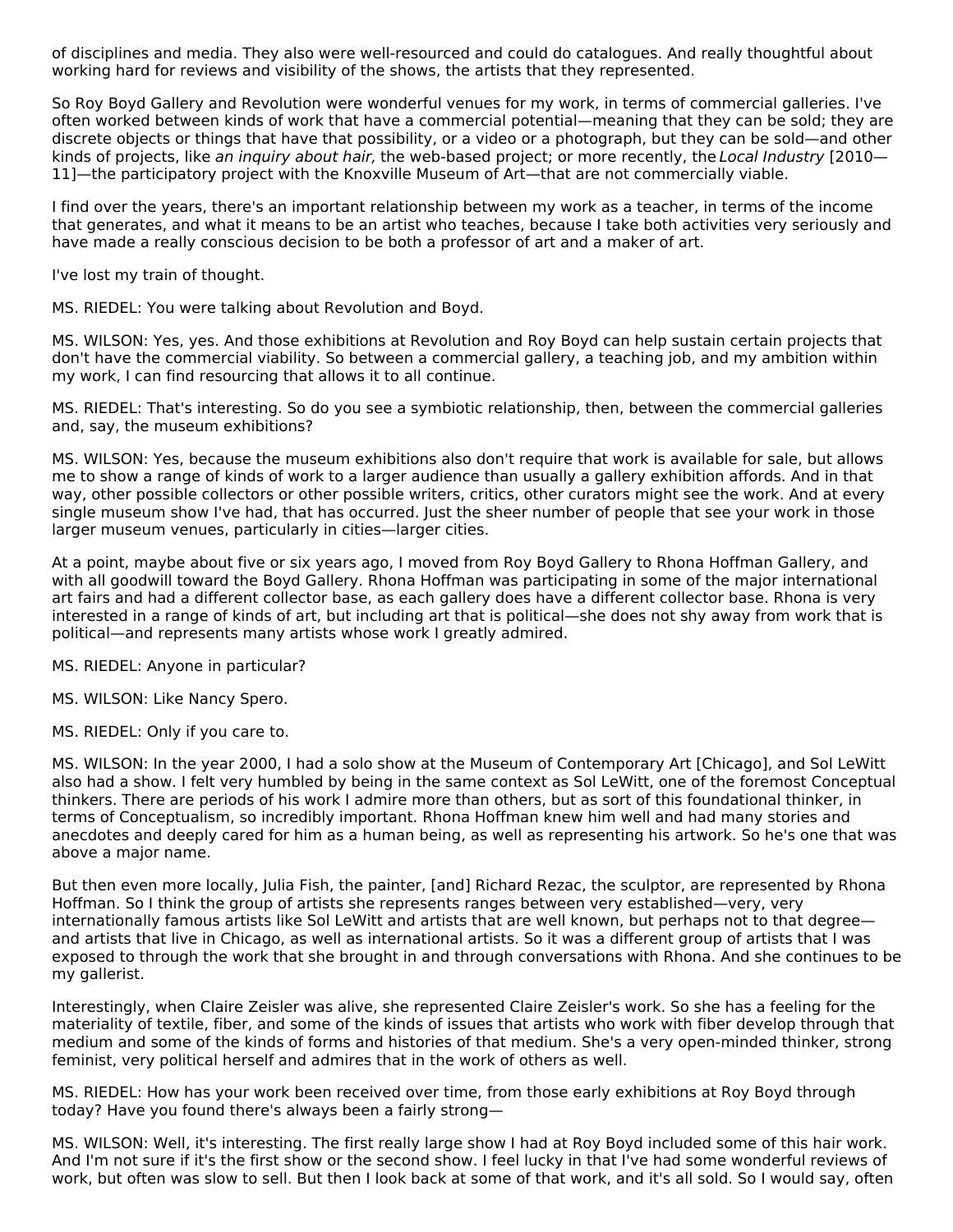of disciplines and media. They also were well-resourced and could do catalogues. And really thoughtful about working hard for reviews and visibility of the shows, the artists that they represented.

So Roy Boyd Gallery and Revolution were wonderful venues for my work, in terms of commercial galleries. I've often worked between kinds of work that have a commercial potential—meaning that they can be sold; they are discrete objects or things that have that possibility, or a video or a photograph, but they can be sold—and other kinds of projects, like *an inquiry about hair,* the web-based project; or more recently, the *Local Industry* [2010—11]—the participatory project with the Knoxville Museum of Art—that are not commercially viable.

I find over the years, there's an important relationship between my work as a teacher, in terms of the income that generates, and what it means to be an artist who teaches, because I take both activities very seriously and have made a really conscious decision to be both a professor of art and a maker of art.

I've lost my train of thought.

MS. RIEDEL: You were talking about Revolution and Boyd.

MS. WILSON: Yes, yes. And those exhibitions at Revolution and Roy Boyd can help sustain certain projects that don't have the commercial viability. So between a commercial gallery, a teaching job, and my ambition within my work, I can find resourcing that allows it to all continue.

MS. RIEDEL: That's interesting. So do you see a symbiotic relationship, then, between the commercial galleries and, say, the museum exhibitions?

MS. WILSON: Yes, because the museum exhibitions also don't require that work is available for sale, but allows me to show a range of kinds of work to a larger audience than usually a gallery exhibition affords. And in that way, other possible collectors or other possible writers, critics, other curators might see the work. And at every single museum show I've had, that has occurred. Just the sheer number of people that see your work in those larger museum venues, particularly in cities—larger cities.

At a point, maybe about five or six years ago, I moved from Roy Boyd Gallery to Rhona Hoffman Gallery, and with all goodwill toward the Boyd Gallery. Rhona Hoffman was participating in some of the major international art fairs and had a different collector base, as each gallery does have a different collector base. Rhona is very interested in a range of kinds of art, but including art that is political—she does not shy away from work that is political—and represents many artists whose work I greatly admired.

MS. RIEDEL: Anyone in particular?

MS. WILSON: Like Nancy Spero.

MS. RIEDEL: Only if you care to.

MS. WILSON: In the year 2000, I had a solo show at the Museum of Contemporary Art [Chicago], and Sol LeWitt also had a show. I felt very humbled by being in the same context as Sol LeWitt, one of the foremost Conceptual thinkers. There are periods of his work I admire more than others, but as sort of this foundational thinker, in terms of Conceptualism, so incredibly important. Rhona Hoffman knew him well and had many stories and anecdotes and deeply cared for him as a human being, as well as representing his artwork. So he's one that was above a major name.

But then even more locally, Julia Fish, the painter, [and] Richard Rezac, the sculptor, are represented by Rhona Hoffman. So I think the group of artists she represents ranges between very established—very, very internationally famous artists like Sol LeWitt and artists that are well known, but perhaps not to that degree—and artists that live in Chicago, as well as international artists. So it was a different group of artists that I was exposed to through the work that she brought in and through conversations with Rhona. And she continues to be my gallerist.

Interestingly, when Claire Zeisler was alive, she represented Claire Zeisler's work. So she has a feeling for the materiality of textile, fiber, and some of the kinds of issues that artists who work with fiber develop through that medium and some of the kinds of forms and histories of that medium. She's a very open-minded thinker, strong feminist, very political herself and admires that in the work of others as well.

MS. RIEDEL: How has your work been received over time, from those early exhibitions at Roy Boyd through today? Have you found there's always been a fairly strong—

MS. WILSON: Well, it's interesting. The first really large show I had at Roy Boyd included some of this hair work. And I'm not sure if it's the first show or the second show. I feel lucky in that I've had some wonderful reviews of work, but often was slow to sell. But then I look back at some of that work, and it's all sold. So I would say, often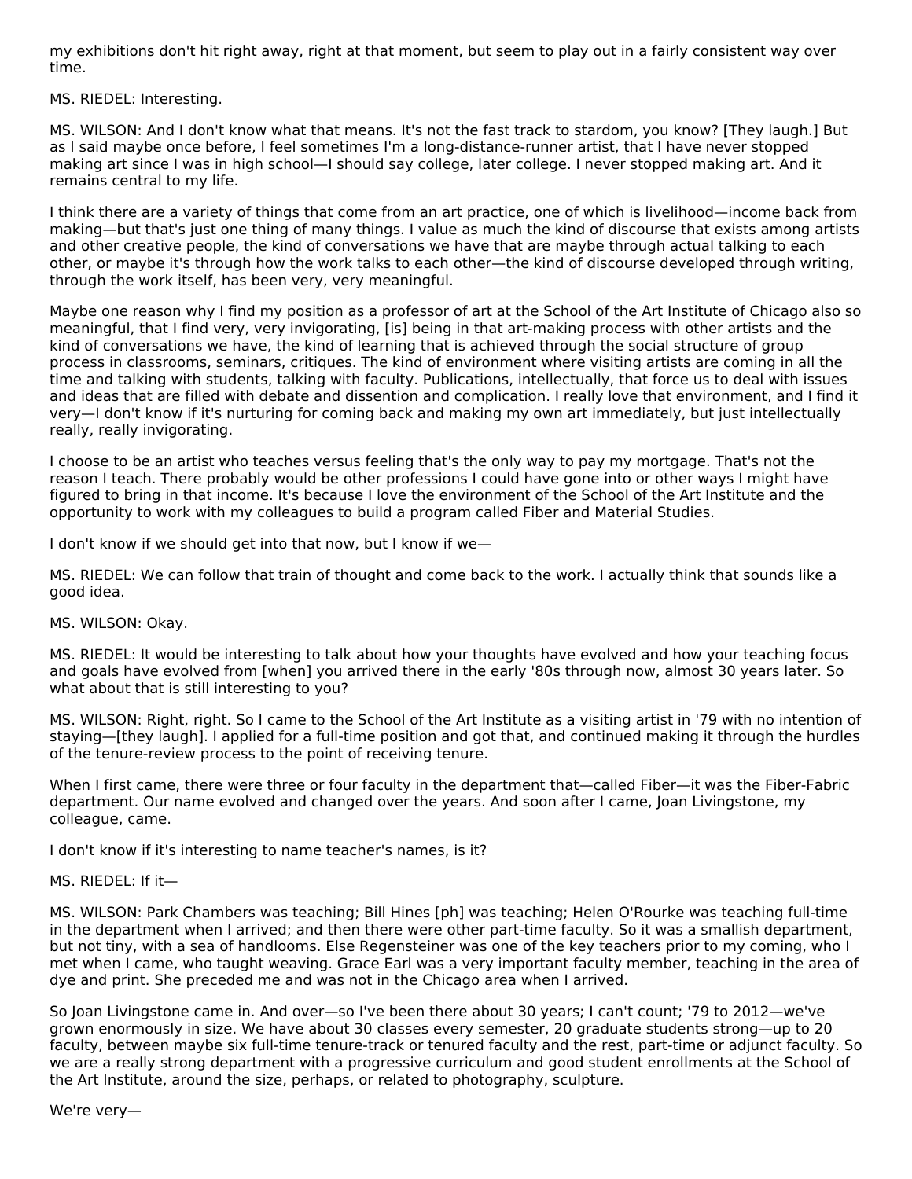my exhibitions don't hit right away, right at that moment, but seem to play out in a fairly consistent way over time.

MS. RIEDEL: Interesting.

MS. WILSON: And I don't know what that means. It's not the fast track to stardom, you know? [They laugh.] But as I said maybe once before, I feel sometimes I'm a long-distance-runner artist, that I have never stopped making art since I was in high school—I should say college, later college. I never stopped making art. And it remains central to my life.

I think there are a variety of things that come from an art practice, one of which is livelihood—income back from making—but that's just one thing of many things. I value as much the kind of discourse that exists among artists and other creative people, the kind of conversations we have that are maybe through actual talking to each other, or maybe it's through how the work talks to each other—the kind of discourse developed through writing, through the work itself, has been very, very meaningful.

Maybe one reason why I find my position as a professor of art at the School of the Art Institute of Chicago also so meaningful, that I find very, very invigorating, [is] being in that art-making process with other artists and the kind of conversations we have, the kind of learning that is achieved through the social structure of group process in classrooms, seminars, critiques. The kind of environment where visiting artists are coming in all the time and talking with students, talking with faculty. Publications, intellectually, that force us to deal with issues and ideas that are filled with debate and dissention and complication. I really love that environment, and I find it very—I don't know if it's nurturing for coming back and making my own art immediately, but just intellectually really, really invigorating.

I choose to be an artist who teaches versus feeling that's the only way to pay my mortgage. That's not the reason I teach. There probably would be other professions I could have gone into or other ways I might have figured to bring in that income. It's because I love the environment of the School of the Art Institute and the opportunity to work with my colleagues to build a program called Fiber and Material Studies.

I don't know if we should get into that now, but I know if we—

MS. RIEDEL: We can follow that train of thought and come back to the work. I actually think that sounds like a good idea.

MS. WILSON: Okay.

MS. RIEDEL: It would be interesting to talk about how your thoughts have evolved and how your teaching focus and goals have evolved from [when] you arrived there in the early '80s through now, almost 30 years later. So what about that is still interesting to you?

MS. WILSON: Right, right. So I came to the School of the Art Institute as a visiting artist in '79 with no intention of staying—[they laugh]. I applied for a full-time position and got that, and continued making it through the hurdles of the tenure-review process to the point of receiving tenure.

When I first came, there were three or four faculty in the department that—called Fiber—it was the Fiber-Fabric department. Our name evolved and changed over the years. And soon after I came, Joan Livingstone, my colleague, came.

I don't know if it's interesting to name teacher's names, is it?

MS. RIEDEL: If it—

MS. WILSON: Park Chambers was teaching; Bill Hines [ph] was teaching; Helen O'Rourke was teaching full-time in the department when I arrived; and then there were other part-time faculty. So it was a smallish department, but not tiny, with a sea of handlooms. Else Regensteiner was one of the key teachers prior to my coming, who I met when I came, who taught weaving. Grace Earl was a very important faculty member, teaching in the area of dye and print. She preceded me and was not in the Chicago area when I arrived.

So Joan Livingstone came in. And over—so I've been there about 30 years; I can't count; '79 to 2012—we've grown enormously in size. We have about 30 classes every semester, 20 graduate students strong—up to 20 faculty, between maybe six full-time tenure-track or tenured faculty and the rest, part-time or adjunct faculty. So we are a really strong department with a progressive curriculum and good student enrollments at the School of the Art Institute, around the size, perhaps, or related to photography, sculpture.

We're very—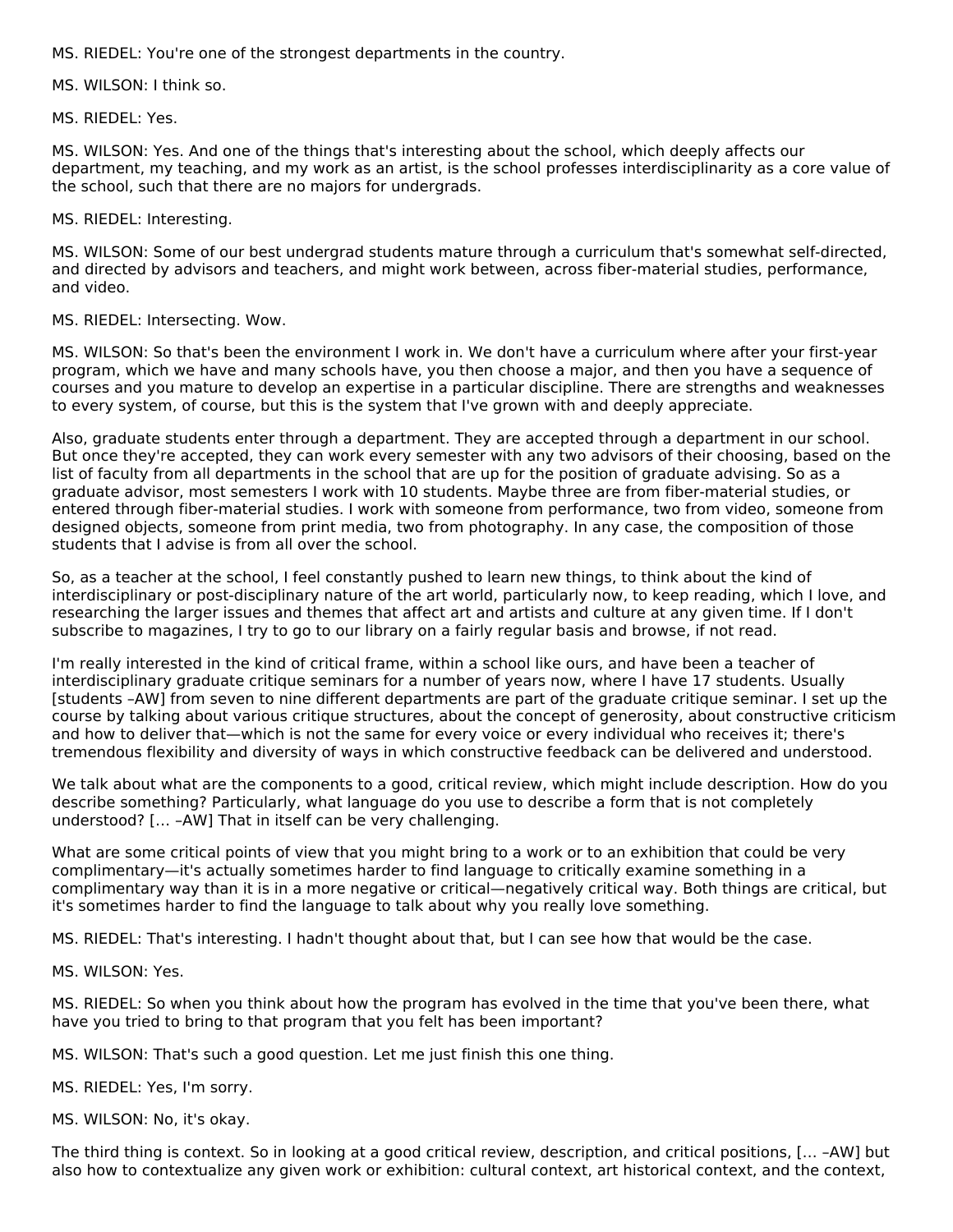MS. RIEDEL: You're one of the strongest departments in the country.

MS. WILSON: I think so.

MS. RIEDEL: Yes.

MS. WILSON: Yes. And one of the things that's interesting about the school, which deeply affects our department, my teaching, and my work as an artist, is the school professes interdisciplinarity as a core value of the school, such that there are no majors for undergrads.

MS. RIEDEL: Interesting.

MS. WILSON: Some of our best undergrad students mature through a curriculum that's somewhat self-directed, and directed by advisors and teachers, and might work between, across fiber-material studies, performance, and video.

MS. RIEDEL: Intersecting. Wow.

MS. WILSON: So that's been the environment I work in. We don't have a curriculum where after your first-year program, which we have and many schools have, you then choose a major, and then you have a sequence of courses and you mature to develop an expertise in a particular discipline. There are strengths and weaknesses to every system, of course, but this is the system that I've grown with and deeply appreciate.

Also, graduate students enter through a department. They are accepted through a department in our school. But once they're accepted, they can work every semester with any two advisors of their choosing, based on the list of faculty from all departments in the school that are up for the position of graduate advising. So as a graduate advisor, most semesters I work with 10 students. Maybe three are from fiber-material studies, or entered through fiber-material studies. I work with someone from performance, two from video, someone from designed objects, someone from print media, two from photography. In any case, the composition of those students that I advise is from all over the school.

So, as a teacher at the school, I feel constantly pushed to learn new things, to think about the kind of interdisciplinary or post-disciplinary nature of the art world, particularly now, to keep reading, which I love, and researching the larger issues and themes that affect art and artists and culture at any given time. If I don't subscribe to magazines, I try to go to our library on a fairly regular basis and browse, if not read.

I'm really interested in the kind of critical frame, within a school like ours, and have been a teacher of interdisciplinary graduate critique seminars for a number of years now, where I have 17 students. Usually [students –AW] from seven to nine different departments are part of the graduate critique seminar. I set up the course by talking about various critique structures, about the concept of generosity, about constructive criticism and how to deliver that—which is not the same for every voice or every individual who receives it; there's tremendous flexibility and diversity of ways in which constructive feedback can be delivered and understood.

We talk about what are the components to a good, critical review, which might include description. How do you describe something? Particularly, what language do you use to describe a form that is not completely understood? [... –AW] That in itself can be very challenging.

What are some critical points of view that you might bring to a work or to an exhibition that could be very complimentary—it's actually sometimes harder to find language to critically examine something in a complimentary way than it is in a more negative or critical—negatively critical way. Both things are critical, but it's sometimes harder to find the language to talk about why you really love something.

MS. RIEDEL: That's interesting. I hadn't thought about that, but I can see how that would be the case.

MS. WILSON: Yes.

MS. RIEDEL: So when you think about how the program has evolved in the time that you've been there, what have you tried to bring to that program that you felt has been important?

MS. WILSON: That's such a good question. Let me just finish this one thing.

MS. RIEDEL: Yes, I'm sorry.

MS. WILSON: No, it's okay.

The third thing is context. So in looking at a good critical review, description, and critical positions, [... –AW] but also how to contextualize any given work or exhibition: cultural context, art historical context, and the context,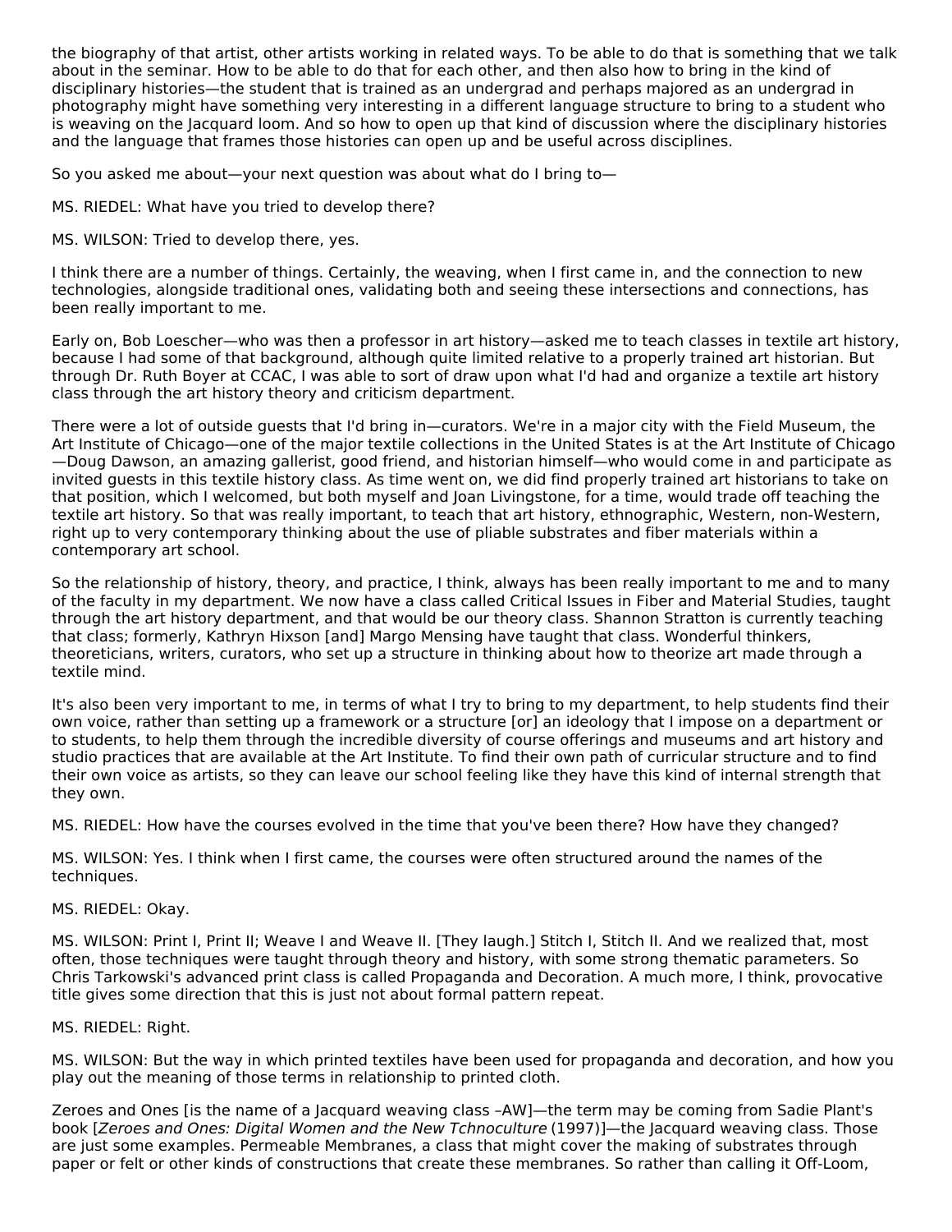the biography of that artist, other artists working in related ways. To be able to do that is something that we talk about in the seminar. How to be able to do that for each other, and then also how to bring in the kind of disciplinary histories—the student that is trained as an undergrad and perhaps majored as an undergrad in photography might have something very interesting in a different language structure to bring to a student who is weaving on the Jacquard loom. And so how to open up that kind of discussion where the disciplinary histories and the language that frames those histories can open up and be useful across disciplines.

So you asked me about—your next question was about what do I bring to—

MS. RIEDEL: What have you tried to develop there?

MS. WILSON: Tried to develop there, yes.

I think there are a number of things. Certainly, the weaving, when I first came in, and the connection to new technologies, alongside traditional ones, validating both and seeing these intersections and connections, has been really important to me.

Early on, Bob Loescher—who was then a professor in art history—asked me to teach classes in textile art history, because I had some of that background, although quite limited relative to a properly trained art historian. But through Dr. Ruth Boyer at CCAC, I was able to sort of draw upon what I'd had and organize a textile art history class through the art history theory and criticism department.

There were a lot of outside guests that I'd bring in—curators. We're in a major city with the Field Museum, the Art Institute of Chicago—one of the major textile collections in the United States is at the Art Institute of Chicago—Doug Dawson, an amazing gallerist, good friend, and historian himself—who would come in and participate as invited guests in this textile history class. As time went on, we did find properly trained art historians to take on that position, which I welcomed, but both myself and Joan Livingstone, for a time, would trade off teaching the textile art history. So that was really important, to teach that art history, ethnographic, Western, non-Western, right up to very contemporary thinking about the use of pliable substrates and fiber materials within a contemporary art school.

So the relationship of history, theory, and practice, I think, always has been really important to me and to many of the faculty in my department. We now have a class called Critical Issues in Fiber and Material Studies, taught through the art history department, and that would be our theory class. Shannon Stratton is currently teaching that class; formerly, Kathryn Hixson [and] Margo Mensing have taught that class. Wonderful thinkers, theoreticians, writers, curators, who set up a structure in thinking about how to theorize art made through a textile mind.

It's also been very important to me, in terms of what I try to bring to my department, to help students find their own voice, rather than setting up a framework or a structure [or] an ideology that I impose on a department or to students, to help them through the incredible diversity of course offerings and museums and art history and studio practices that are available at the Art Institute. To find their own path of curricular structure and to find their own voice as artists, so they can leave our school feeling like they have this kind of internal strength that they own.

MS. RIEDEL: How have the courses evolved in the time that you've been there? How have they changed?

MS. WILSON: Yes. I think when I first came, the courses were often structured around the names of the techniques.

MS. RIEDEL: Okay.

MS. WILSON: Print I, Print II; Weave I and Weave II. [They laugh.] Stitch I, Stitch II. And we realized that, most often, those techniques were taught through theory and history, with some strong thematic parameters. So Chris Tarkowski's advanced print class is called Propaganda and Decoration. A much more, I think, provocative title gives some direction that this is just not about formal pattern repeat.

MS. RIEDEL: Right.

MS. WILSON: But the way in which printed textiles have been used for propaganda and decoration, and how you play out the meaning of those terms in relationship to printed cloth.

Zeroes and Ones [is the name of a Jacquard weaving class –AW]—the term may be coming from Sadie Plant's book [*Zeroes and Ones: Digital Women and the New Tchnoculture* (1997)]—the Jacquard weaving class. Those are just some examples. Permeable Membranes, a class that might cover the making of substrates through paper or felt or other kinds of constructions that create these membranes. So rather than calling it Off-Loom,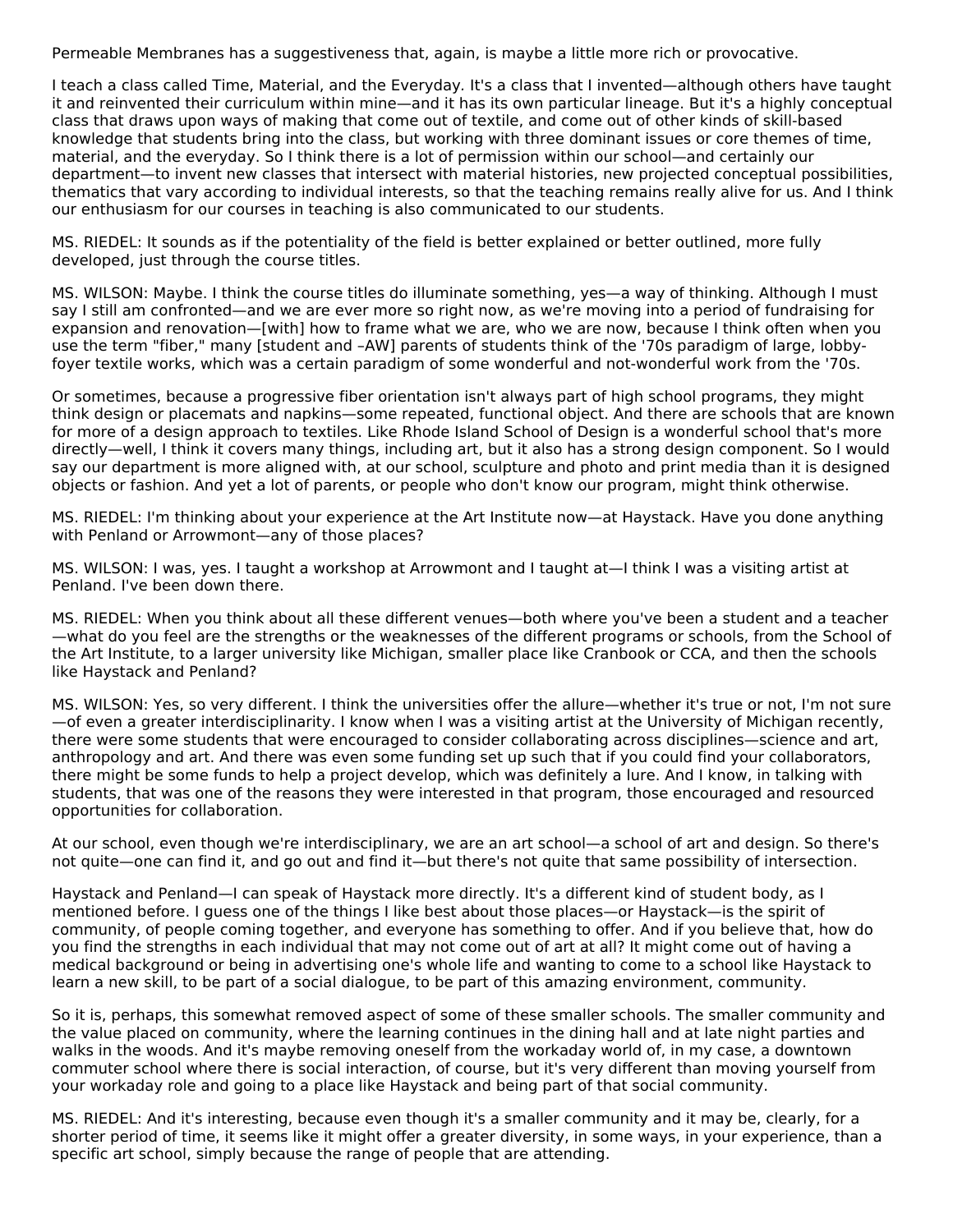Permeable Membranes has a suggestiveness that, again, is maybe a little more rich or provocative.

I teach a class called Time, Material, and the Everyday. It's a class that I invented—although others have taught it and reinvented their curriculum within mine—and it has its own particular lineage. But it's a highly conceptual class that draws upon ways of making that come out of textile, and come out of other kinds of skill-based knowledge that students bring into the class, but working with three dominant issues or core themes of time, material, and the everyday. So I think there is a lot of permission within our school—and certainly our department—to invent new classes that intersect with material histories, new projected conceptual possibilities, thematics that vary according to individual interests, so that the teaching remains really alive for us. And I think our enthusiasm for our courses in teaching is also communicated to our students.

MS. RIEDEL: It sounds as if the potentiality of the field is better explained or better outlined, more fully developed, just through the course titles.

MS. WILSON: Maybe. I think the course titles do illuminate something, yes—a way of thinking. Although I must say I still am confronted—and we are ever more so right now, as we're moving into a period of fundraising for expansion and renovation—[with] how to frame what we are, who we are now, because I think often when you use the term "fiber," many [student and –AW] parents of students think of the '70s paradigm of large, lobby-foyer textile works, which was a certain paradigm of some wonderful and not-wonderful work from the '70s.

Or sometimes, because a progressive fiber orientation isn't always part of high school programs, they might think design or placemats and napkins—some repeated, functional object. And there are schools that are known for more of a design approach to textiles. Like Rhode Island School of Design is a wonderful school that's more directly—well, I think it covers many things, including art, but it also has a strong design component. So I would say our department is more aligned with, at our school, sculpture and photo and print media than it is designed objects or fashion. And yet a lot of parents, or people who don't know our program, might think otherwise.

MS. RIEDEL: I'm thinking about your experience at the Art Institute now—at Haystack. Have you done anything with Penland or Arrowmont—any of those places?

MS. WILSON: I was, yes. I taught a workshop at Arrowmont and I taught at—I think I was a visiting artist at Penland. I've been down there.

MS. RIEDEL: When you think about all these different venues—both where you've been a student and a teacher—what do you feel are the strengths or the weaknesses of the different programs or schools, from the School of the Art Institute, to a larger university like Michigan, smaller place like Cranbook or CCA, and then the schools like Haystack and Penland?

MS. WILSON: Yes, so very different. I think the universities offer the allure—whether it's true or not, I'm not sure—of even a greater interdisciplinarity. I know when I was a visiting artist at the University of Michigan recently, there were some students that were encouraged to consider collaborating across disciplines—science and art, anthropology and art. And there was even some funding set up such that if you could find your collaborators, there might be some funds to help a project develop, which was definitely a lure. And I know, in talking with students, that was one of the reasons they were interested in that program, those encouraged and resourced opportunities for collaboration.

At our school, even though we're interdisciplinary, we are an art school—a school of art and design. So there's not quite—one can find it, and go out and find it—but there's not quite that same possibility of intersection.

Haystack and Penland—I can speak of Haystack more directly. It's a different kind of student body, as I mentioned before. I guess one of the things I like best about those places—or Haystack—is the spirit of community, of people coming together, and everyone has something to offer. And if you believe that, how do you find the strengths in each individual that may not come out of art at all? It might come out of having a medical background or being in advertising one's whole life and wanting to come to a school like Haystack to learn a new skill, to be part of a social dialogue, to be part of this amazing environment, community.

So it is, perhaps, this somewhat removed aspect of some of these smaller schools. The smaller community and the value placed on community, where the learning continues in the dining hall and at late night parties and walks in the woods. And it's maybe removing oneself from the workaday world of, in my case, a downtown commuter school where there is social interaction, of course, but it's very different than moving yourself from your workaday role and going to a place like Haystack and being part of that social community.

MS. RIEDEL: And it's interesting, because even though it's a smaller community and it may be, clearly, for a shorter period of time, it seems like it might offer a greater diversity, in some ways, in your experience, than a specific art school, simply because the range of people that are attending.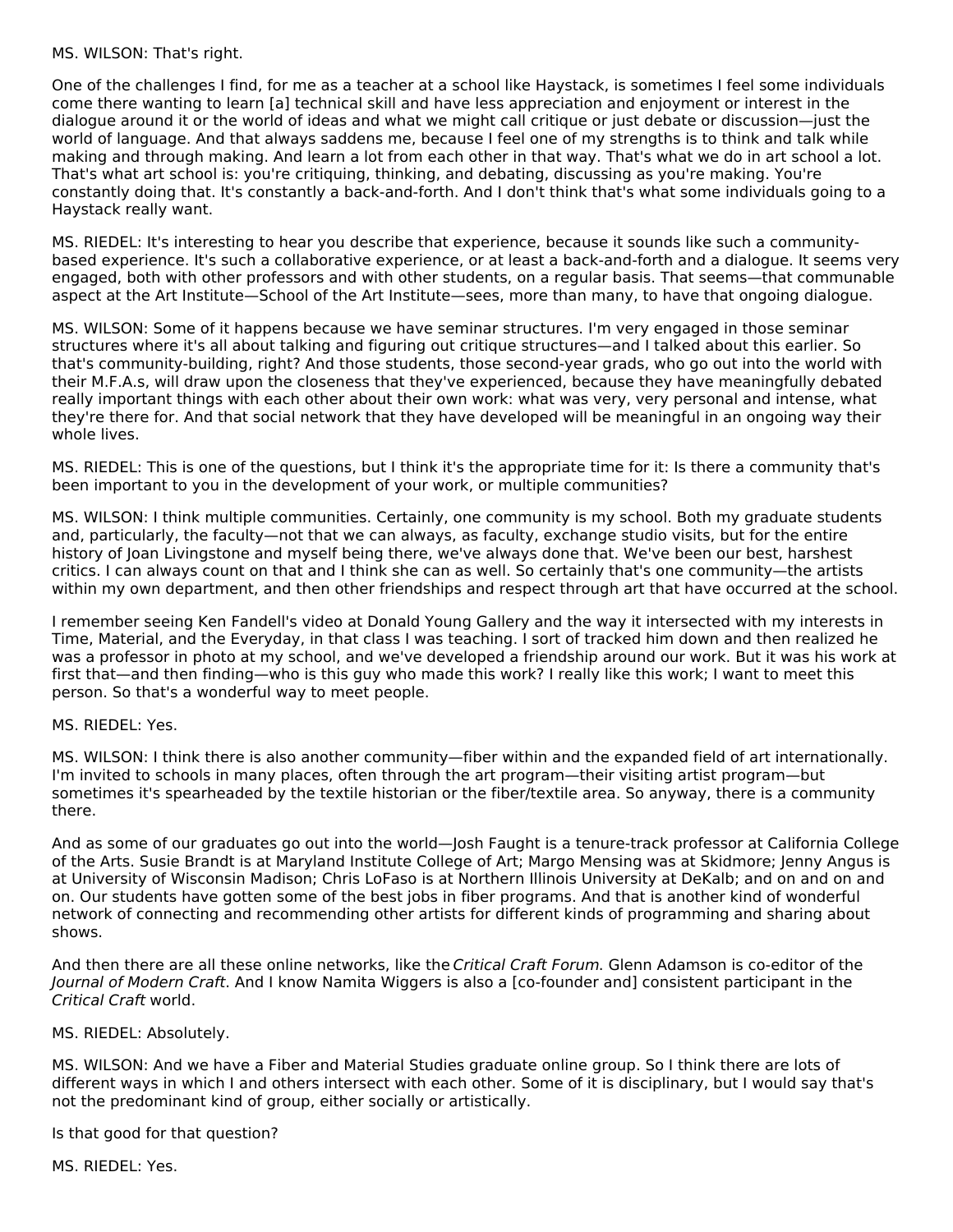MS. WILSON: That's right.

One of the challenges I find, for me as a teacher at a school like Haystack, is sometimes I feel some individuals come there wanting to learn [a] technical skill and have less appreciation and enjoyment or interest in the dialogue around it or the world of ideas and what we might call critique or just debate or discussion—just the world of language. And that always saddens me, because I feel one of my strengths is to think and talk while making and through making. And learn a lot from each other in that way. That's what we do in art school a lot. That's what art school is: you're critiquing, thinking, and debating, discussing as you're making. You're constantly doing that. It's constantly a back-and-forth. And I don't think that's what some individuals going to a Haystack really want.

MS. RIEDEL: It's interesting to hear you describe that experience, because it sounds like such a community-based experience. It's such a collaborative experience, or at least a back-and-forth and a dialogue. It seems very engaged, both with other professors and with other students, on a regular basis. That seems—that communable aspect at the Art Institute—School of the Art Institute—sees, more than many, to have that ongoing dialogue.

MS. WILSON: Some of it happens because we have seminar structures. I'm very engaged in those seminar structures where it's all about talking and figuring out critique structures—and I talked about this earlier. So that's community-building, right? And those students, those second-year grads, who go out into the world with their M.F.A.s, will draw upon the closeness that they've experienced, because they have meaningfully debated really important things with each other about their own work: what was very, very personal and intense, what they're there for. And that social network that they have developed will be meaningful in an ongoing way their whole lives.

MS. RIEDEL: This is one of the questions, but I think it's the appropriate time for it: Is there a community that's been important to you in the development of your work, or multiple communities?

MS. WILSON: I think multiple communities. Certainly, one community is my school. Both my graduate students and, particularly, the faculty—not that we can always, as faculty, exchange studio visits, but for the entire history of Joan Livingstone and myself being there, we've always done that. We've been our best, harshest critics. I can always count on that and I think she can as well. So certainly that's one community—the artists within my own department, and then other friendships and respect through art that have occurred at the school.

I remember seeing Ken Fandell's video at Donald Young Gallery and the way it intersected with my interests in Time, Material, and the Everyday, in that class I was teaching. I sort of tracked him down and then realized he was a professor in photo at my school, and we've developed a friendship around our work. But it was his work at first that—and then finding—who is this guy who made this work? I really like this work; I want to meet this person. So that's a wonderful way to meet people.

MS. RIEDEL: Yes.

MS. WILSON: I think there is also another community—fiber within and the expanded field of art internationally. I'm invited to schools in many places, often through the art program—their visiting artist program—but sometimes it's spearheaded by the textile historian or the fiber/textile area. So anyway, there is a community there.

And as some of our graduates go out into the world—Josh Faught is a tenure-track professor at California College of the Arts. Susie Brandt is at Maryland Institute College of Art; Margo Mensing was at Skidmore; Jenny Angus is at University of Wisconsin Madison; Chris LoFaso is at Northern Illinois University at DeKalb; and on and on and on and on. Our students have gotten some of the best jobs in fiber programs. And that is another kind of wonderful network of connecting and recommending other artists for different kinds of programming and sharing about shows.

And then there are all these online networks, like the *Critical Craft Forum*. Glenn Adamson is co-editor of the *Journal of Modern Craft*. And I know Namita Wiggers is also a [co-founder and] consistent participant in the *Critical Craft* world.

MS. RIEDEL: Absolutely.

MS. WILSON: And we have a Fiber and Material Studies graduate online group. So I think there are lots of different ways in which I and others intersect with each other. Some of it is disciplinary, but I would say that's not the predominant kind of group, either socially or artistically.

Is that good for that question?

MS. RIEDEL: Yes.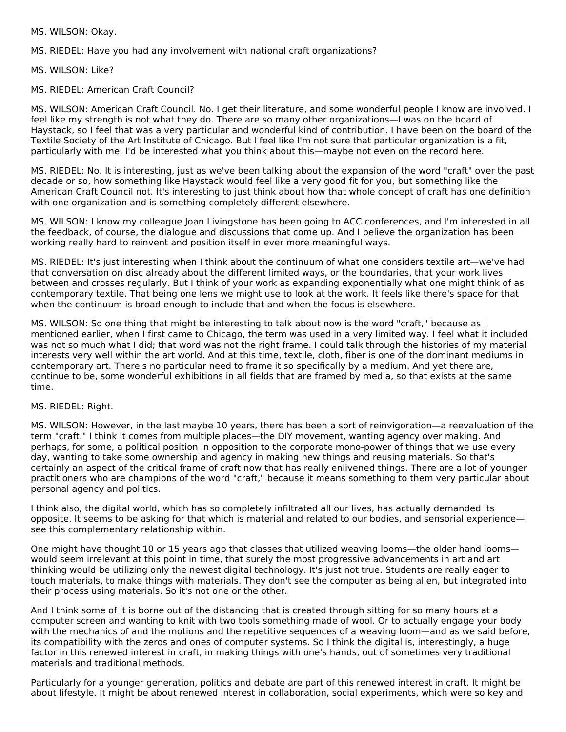MS. WILSON: Okay.

MS. RIEDEL: Have you had any involvement with national craft organizations?

MS. WILSON: Like?

MS. RIEDEL: American Craft Council?

MS. WILSON: American Craft Council. No. I get their literature, and some wonderful people I know are involved. I feel like my strength is not what they do. There are so many other organizations—I was on the board of Haystack, so I feel that was a very particular and wonderful kind of contribution. I have been on the board of the Textile Society of the Art Institute of Chicago. But I feel like I'm not sure that particular organization is a fit, particularly with me. I'd be interested what you think about this—maybe not even on the record here.

MS. RIEDEL: No. It is interesting, just as we've been talking about the expansion of the word "craft" over the past decade or so, how something like Haystack would feel like a very good fit for you, but something like the American Craft Council not. It's interesting to just think about how that whole concept of craft has one definition with one organization and is something completely different elsewhere.

MS. WILSON: I know my colleague Joan Livingstone has been going to ACC conferences, and I'm interested in all the feedback, of course, the dialogue and discussions that come up. And I believe the organization has been working really hard to reinvent and position itself in ever more meaningful ways.

MS. RIEDEL: It's just interesting when I think about the continuum of what one considers textile art—we've had that conversation on disc already about the different limited ways, or the boundaries, that your work lives between and crosses regularly. But I think of your work as expanding exponentially what one might think of as contemporary textile. That being one lens we might use to look at the work. It feels like there's space for that when the continuum is broad enough to include that and when the focus is elsewhere.

MS. WILSON: So one thing that might be interesting to talk about now is the word "craft," because as I mentioned earlier, when I first came to Chicago, the term was used in a very limited way. I feel what it included was not so much what I did; that word was not the right frame. I could talk through the histories of my material interests very well within the art world. And at this time, textile, cloth, fiber is one of the dominant mediums in contemporary art. There's no particular need to frame it so specifically by a medium. And yet there are, continue to be, some wonderful exhibitions in all fields that are framed by media, so that exists at the same time.

MS. RIEDEL: Right.

MS. WILSON: However, in the last maybe 10 years, there has been a sort of reinvigoration—a reevaluation of the term "craft." I think it comes from multiple places—the DIY movement, wanting agency over making. And perhaps, for some, a political position in opposition to the corporate mono-power of things that we use every day, wanting to take some ownership and agency in making new things and reusing materials. So that's certainly an aspect of the critical frame of craft now that has really enlivened things. There are a lot of younger practitioners who are champions of the word "craft," because it means something to them very particular about personal agency and politics.

I think also, the digital world, which has so completely infiltrated all our lives, has actually demanded its opposite. It seems to be asking for that which is material and related to our bodies, and sensorial experience—I see this complementary relationship within.

One might have thought 10 or 15 years ago that classes that utilized weaving looms—the older hand looms—would seem irrelevant at this point in time, that surely the most progressive advancements in art and art thinking would be utilizing only the newest digital technology. It's just not true. Students are really eager to touch materials, to make things with materials. They don't see the computer as being alien, but integrated into their process using materials. So it's not one or the other.

And I think some of it is borne out of the distancing that is created through sitting for so many hours at a computer screen and wanting to knit with two tools something made of wool. Or to actually engage your body with the mechanics of and the motions and the repetitive sequences of a weaving loom—and as we said before, its compatibility with the zeros and ones of computer systems. So I think the digital is, interestingly, a huge factor in this renewed interest in craft, in making things with one's hands, out of sometimes very traditional materials and traditional methods.

Particularly for a younger generation, politics and debate are part of this renewed interest in craft. It might be about lifestyle. It might be about renewed interest in collaboration, social experiments, which were so key and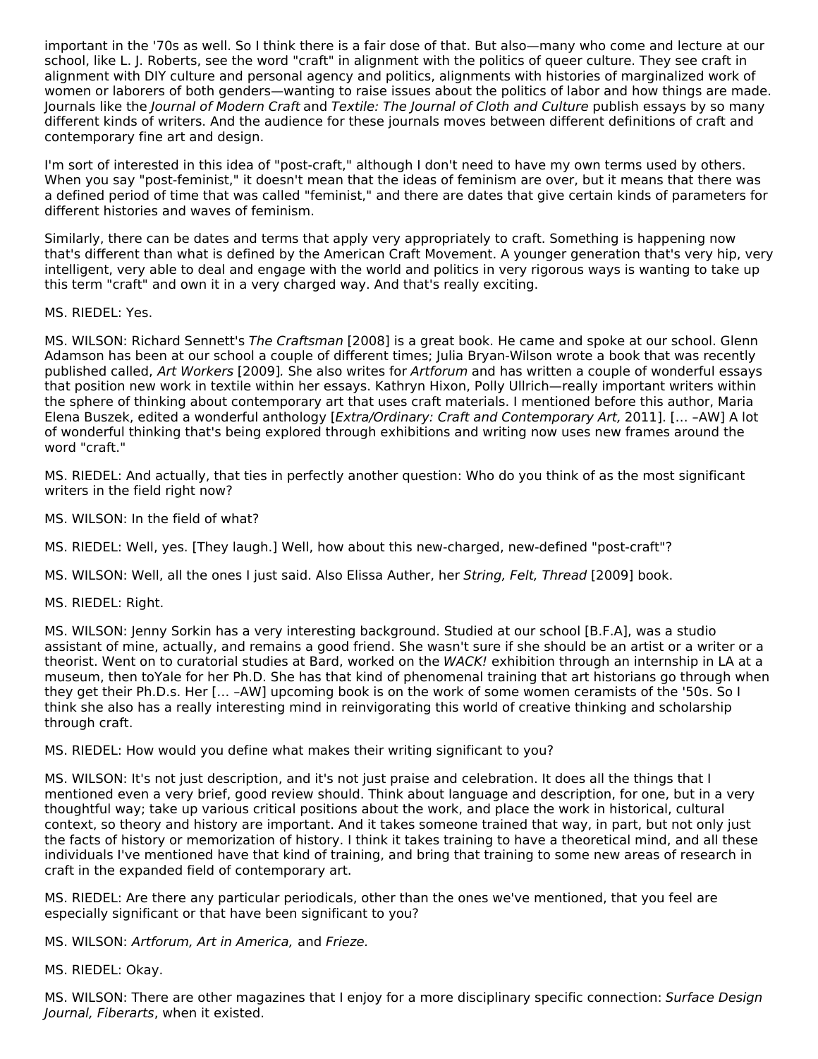important in the '70s as well. So I think there is a fair dose of that. But also—many who come and lecture at our school, like L. J. Roberts, see the word "craft" in alignment with the politics of queer culture. They see craft in alignment with DIY culture and personal agency and politics, alignments with histories of marginalized work of women or laborers of both genders—wanting to raise issues about the politics of labor and how things are made. Journals like the *Journal of Modern Craft* and *Textile: The Journal of Cloth and Culture* publish essays by so many different kinds of writers. And the audience for these journals moves between different definitions of craft and contemporary fine art and design.

I'm sort of interested in this idea of "post-craft," although I don't need to have my own terms used by others. When you say "post-feminist," it doesn't mean that the ideas of feminism are over, but it means that there was a defined period of time that was called "feminist," and there are dates that give certain kinds of parameters for different histories and waves of feminism.

Similarly, there can be dates and terms that apply very appropriately to craft. Something is happening now that's different than what is defined by the American Craft Movement. A younger generation that's very hip, very intelligent, very able to deal and engage with the world and politics in very rigorous ways is wanting to take up this term "craft" and own it in a very charged way. And that's really exciting.

MS. RIEDEL: Yes.

MS. WILSON: Richard Sennett's *The Craftsman* [2008] is a great book. He came and spoke at our school. Glenn Adamson has been at our school a couple of different times; Julia Bryan-Wilson wrote a book that was recently published called, *Art Workers* [2009]. She also writes for *Artforum* and has written a couple of wonderful essays that position new work in textile within her essays. Kathryn Hixon, Polly Ullrich—really important writers within the sphere of thinking about contemporary art that uses craft materials. I mentioned before this author, Maria Elena Buszek, edited a wonderful anthology [*Extra/Ordinary: Craft and Contemporary Art,* 2011]. [… –AW] A lot of wonderful thinking that's being explored through exhibitions and writing now uses new frames around the word "craft."

MS. RIEDEL: And actually, that ties in perfectly another question: Who do you think of as the most significant writers in the field right now?

MS. WILSON: In the field of what?

MS. RIEDEL: Well, yes. [They laugh.] Well, how about this new-charged, new-defined "post-craft"?

MS. WILSON: Well, all the ones I just said. Also Elissa Auther, her *String, Felt, Thread* [2009] book.

MS. RIEDEL: Right.

MS. WILSON: Jenny Sorkin has a very interesting background. Studied at our school [B.F.A], was a studio assistant of mine, actually, and remains a good friend. She wasn't sure if she should be an artist or a writer or a theorist. Went on to curatorial studies at Bard, worked on the *WACK!* exhibition through an internship in LA at a museum, then toYale for her Ph.D. She has that kind of phenomenal training that art historians go through when they get their Ph.D.s. Her [… –AW] upcoming book is on the work of some women ceramists of the '50s. So I think she also has a really interesting mind in reinvigorating this world of creative thinking and scholarship through craft.

MS. RIEDEL: How would you define what makes their writing significant to you?

MS. WILSON: It's not just description, and it's not just praise and celebration. It does all the things that I mentioned even a very brief, good review should. Think about language and description, for one, but in a very thoughtful way; take up various critical positions about the work, and place the work in historical, cultural context, so theory and history are important. And it takes someone trained that way, in part, but not only just the facts of history or memorization of history. I think it takes training to have a theoretical mind, and all these individuals I've mentioned have that kind of training, and bring that training to some new areas of research in craft in the expanded field of contemporary art.

MS. RIEDEL: Are there any particular periodicals, other than the ones we've mentioned, that you feel are especially significant or that have been significant to you?

MS. WILSON: *Artforum, Art in America,* and *Frieze.*

MS. RIEDEL: Okay.

MS. WILSON: There are other magazines that I enjoy for a more disciplinary specific connection: *Surface Design Journal, Fiberarts*, when it existed.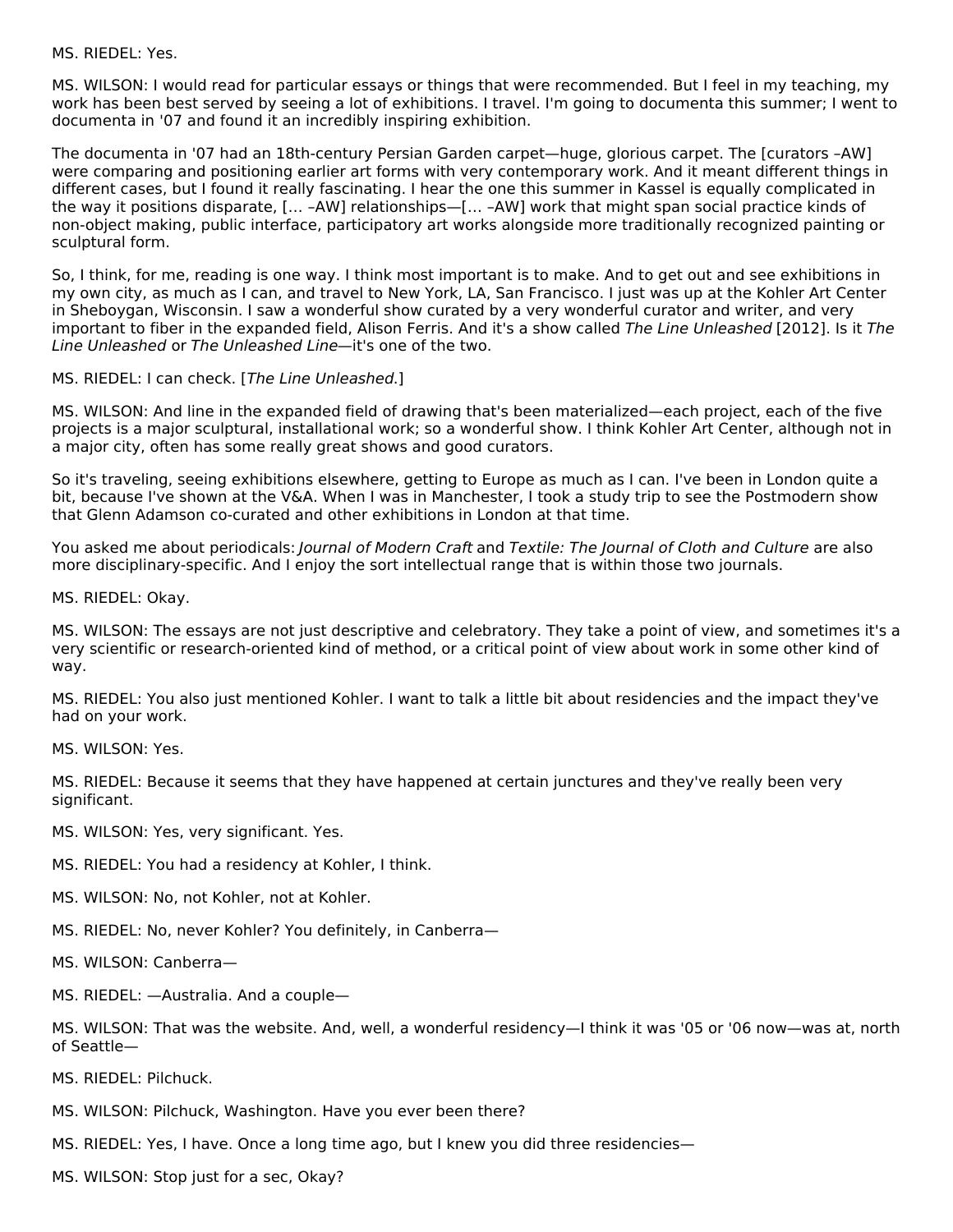MS. RIEDEL: Yes.

MS. WILSON: I would read for particular essays or things that were recommended. But I feel in my teaching, my work has been best served by seeing a lot of exhibitions. I travel. I'm going to documenta this summer; I went to documenta in '07 and found it an incredibly inspiring exhibition.

The documenta in '07 had an 18th-century Persian Garden carpet—huge, glorious carpet. The [curators –AW] were comparing and positioning earlier art forms with very contemporary work. And it meant different things in different cases, but I found it really fascinating. I hear the one this summer in Kassel is equally complicated in the way it positions disparate, [… –AW] relationships—[… –AW] work that might span social practice kinds of non-object making, public interface, participatory art works alongside more traditionally recognized painting or sculptural form.

So, I think, for me, reading is one way. I think most important is to make. And to get out and see exhibitions in my own city, as much as I can, and travel to New York, LA, San Francisco. I just was up at the Kohler Art Center in Sheboygan, Wisconsin. I saw a wonderful show curated by a very wonderful curator and writer, and very important to fiber in the expanded field, Alison Ferris. And it's a show called *The Line Unleashed* [2012]. Is it *The Line Unleashed* or *The Unleashed Line*—it's one of the two.

MS. RIEDEL: I can check. [*The Line Unleashed*.]

MS. WILSON: And line in the expanded field of drawing that's been materialized—each project, each of the five projects is a major sculptural, installational work; so a wonderful show. I think Kohler Art Center, although not in a major city, often has some really great shows and good curators.

So it's traveling, seeing exhibitions elsewhere, getting to Europe as much as I can. I've been in London quite a bit, because I've shown at the V&A. When I was in Manchester, I took a study trip to see the Postmodern show that Glenn Adamson co-curated and other exhibitions in London at that time.

You asked me about periodicals: *Journal of Modern Craft* and *Textile: The Journal of Cloth and Culture* are also more disciplinary-specific. And I enjoy the sort intellectual range that is within those two journals.

MS. RIEDEL: Okay.

MS. WILSON: The essays are not just descriptive and celebratory. They take a point of view, and sometimes it's a very scientific or research-oriented kind of method, or a critical point of view about work in some other kind of way.

MS. RIEDEL: You also just mentioned Kohler. I want to talk a little bit about residencies and the impact they've had on your work.

MS. WILSON: Yes.

MS. RIEDEL: Because it seems that they have happened at certain junctures and they've really been very significant.

MS. WILSON: Yes, very significant. Yes.

MS. RIEDEL: You had a residency at Kohler, I think.

MS. WILSON: No, not Kohler, not at Kohler.

MS. RIEDEL: No, never Kohler? You definitely, in Canberra—

MS. WILSON: Canberra—

MS. RIEDEL: —Australia. And a couple—

MS. WILSON: That was the website. And, well, a wonderful residency—I think it was '05 or '06 now—was at, north of Seattle—

MS. RIEDEL: Pilchuck.

MS. WILSON: Pilchuck, Washington. Have you ever been there?

MS. RIEDEL: Yes, I have. Once a long time ago, but I knew you did three residencies—

MS. WILSON: Stop just for a sec, Okay?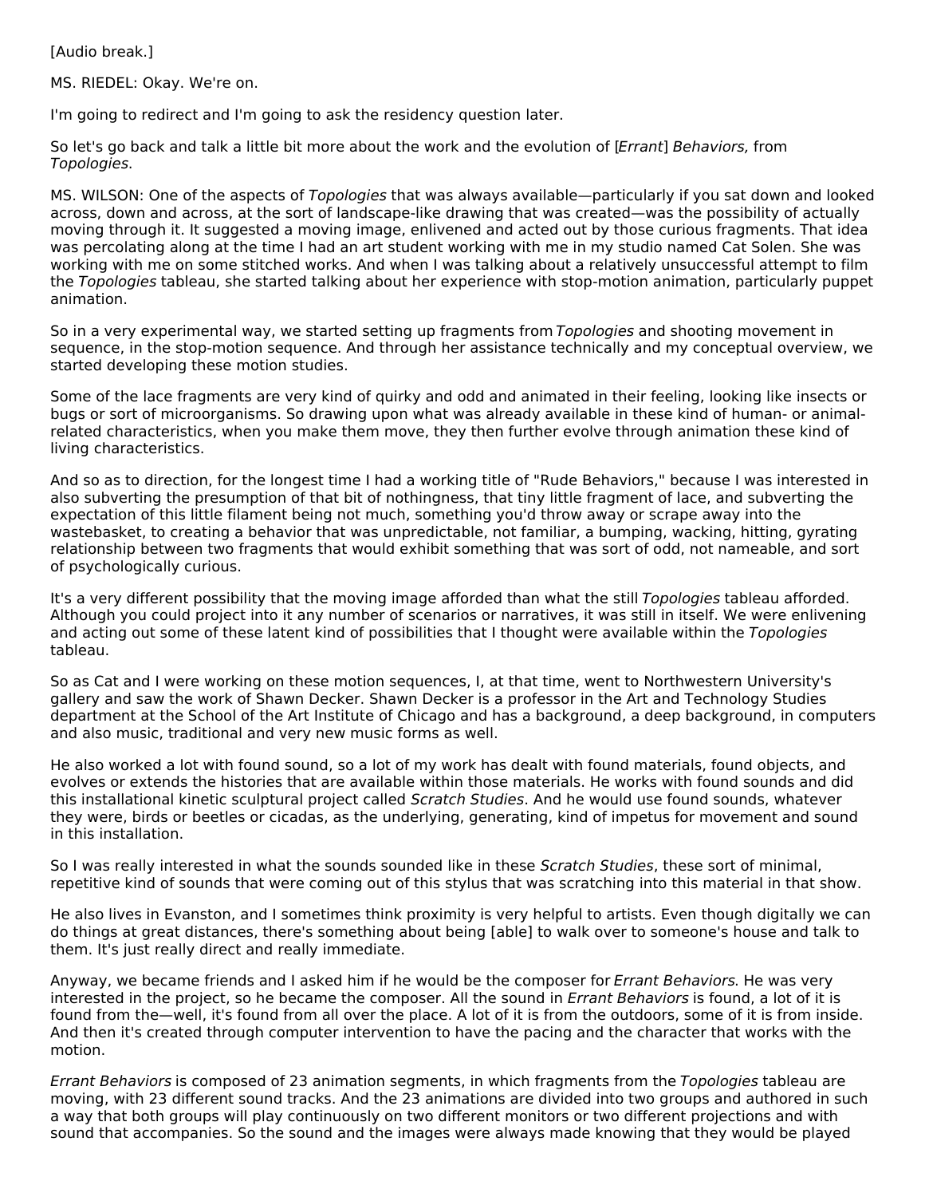[Audio break.]

MS. RIEDEL: Okay. We're on.

I'm going to redirect and I'm going to ask the residency question later.

So let's go back and talk a little bit more about the work and the evolution of [*Errant*] *Behaviors,* from *Topologies*.

MS. WILSON: One of the aspects of *Topologies* that was always available—particularly if you sat down and looked across, down and across, at the sort of landscape-like drawing that was created—was the possibility of actually moving through it. It suggested a moving image, enlivened and acted out by those curious fragments. That idea was percolating along at the time I had an art student working with me in my studio named Cat Solen. She was working with me on some stitched works. And when I was talking about a relatively unsuccessful attempt to film the *Topologies* tableau, she started talking about her experience with stop-motion animation, particularly puppet animation.

So in a very experimental way, we started setting up fragments from *Topologies* and shooting movement in sequence, in the stop-motion sequence. And through her assistance technically and my conceptual overview, we started developing these motion studies.

Some of the lace fragments are very kind of quirky and odd and animated in their feeling, looking like insects or bugs or sort of microorganisms. So drawing upon what was already available in these kind of human- or animal-related characteristics, when you make them move, they then further evolve through animation these kind of living characteristics.

And so as to direction, for the longest time I had a working title of "Rude Behaviors," because I was interested in also subverting the presumption of that bit of nothingness, that tiny little fragment of lace, and subverting the expectation of this little filament being not much, something you'd throw away or scrape away into the wastebasket, to creating a behavior that was unpredictable, not familiar, a bumping, wacking, hitting, gyrating relationship between two fragments that would exhibit something that was sort of odd, not nameable, and sort of psychologically curious.

It's a very different possibility that the moving image afforded than what the still *Topologies* tableau afforded. Although you could project into it any number of scenarios or narratives, it was still in itself. We were enlivening and acting out some of these latent kind of possibilities that I thought were available within the *Topologies* tableau.

So as Cat and I were working on these motion sequences, I, at that time, went to Northwestern University's gallery and saw the work of Shawn Decker. Shawn Decker is a professor in the Art and Technology Studies department at the School of the Art Institute of Chicago and has a background, a deep background, in computers and also music, traditional and very new music forms as well.

He also worked a lot with found sound, so a lot of my work has dealt with found materials, found objects, and evolves or extends the histories that are available within those materials. He works with found sounds and did this installational kinetic sculptural project called *Scratch Studies*. And he would use found sounds, whatever they were, birds or beetles or cicadas, as the underlying, generating, kind of impetus for movement and sound in this installation.

So I was really interested in what the sounds sounded like in these *Scratch Studies*, these sort of minimal, repetitive kind of sounds that were coming out of this stylus that was scratching into this material in that show.

He also lives in Evanston, and I sometimes think proximity is very helpful to artists. Even though digitally we can do things at great distances, there's something about being [able] to walk over to someone's house and talk to them. It's just really direct and really immediate.

Anyway, we became friends and I asked him if he would be the composer for *Errant Behaviors.* He was very interested in the project, so he became the composer. All the sound in *Errant Behaviors* is found, a lot of it is found from the—well, it's found from all over the place. A lot of it is from the outdoors, some of it is from inside. And then it's created through computer intervention to have the pacing and the character that works with the motion.

*Errant Behaviors* is composed of 23 animation segments, in which fragments from the *Topologies* tableau are moving, with 23 different sound tracks. And the 23 animations are divided into two groups and authored in such a way that both groups will play continuously on two different monitors or two different projections and with sound that accompanies. So the sound and the images were always made knowing that they would be played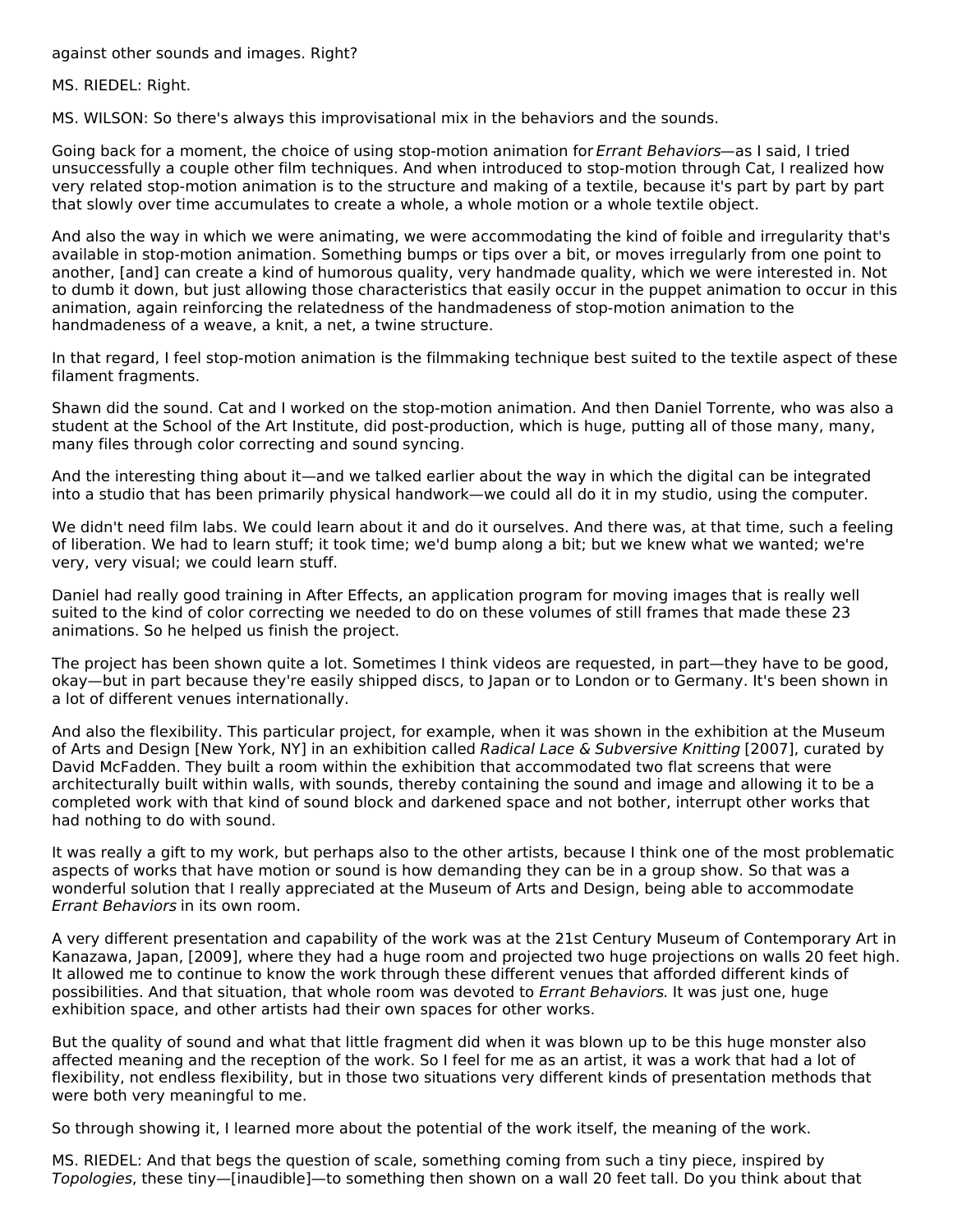against other sounds and images. Right?

MS. RIEDEL: Right.

MS. WILSON: So there's always this improvisational mix in the behaviors and the sounds.

Going back for a moment, the choice of using stop-motion animation for *Errant Behaviors*—as I said, I tried unsuccessfully a couple other film techniques. And when introduced to stop-motion through Cat, I realized how very related stop-motion animation is to the structure and making of a textile, because it's part by part that slowly over time accumulates to create a whole, a whole motion or a whole textile object.

And also the way in which we were animating, we were accommodating the kind of foible and irregularity that's available in stop-motion animation. Something bumps or tips over a bit, or moves irregularly from one point to another, [and] can create a kind of humorous quality, very handmade quality, which we were interested in. Not to dumb it down, but just allowing those characteristics that easily occur in the puppet animation to occur in this animation, again reinforcing the relatedness of the handmadeness of stop-motion animation to the handmadeness of a weave, a knit, a net, a twine structure.

In that regard, I feel stop-motion animation is the filmmaking technique best suited to the textile aspect of these filament fragments.

Shawn did the sound. Cat and I worked on the stop-motion animation. And then Daniel Torrente, who was also a student at the School of the Art Institute, did post-production, which is huge, putting all of those many, many, many files through color correcting and sound syncing.

And the interesting thing about it—and we talked earlier about the way in which the digital can be integrated into a studio that has been primarily physical handwork—we could all do it in my studio, using the computer.

We didn't need film labs. We could learn about it and do it ourselves. And there was, at that time, such a feeling of liberation. We had to learn stuff; it took time; we'd bump along a bit; but we knew what we wanted; we're very, very visual; we could learn stuff.

Daniel had really good training in After Effects, an application program for moving images that is really well suited to the kind of color correcting we needed to do on these volumes of still frames that made these 23 animations. So he helped us finish the project.

The project has been shown quite a lot. Sometimes I think videos are requested, in part—they have to be good, okay—but in part because they're easily shipped discs, to Japan or to London or to Germany. It's been shown in a lot of different venues internationally.

And also the flexibility. This particular project, for example, when it was shown in the exhibition at the Museum of Arts and Design [New York, NY] in an exhibition called *Radical Lace & Subversive Knitting* [2007], curated by David McFadden. They built a room within the exhibition that accommodated two flat screens that were architecturally built within walls, with sounds, thereby containing the sound and image and allowing it to be a completed work with that kind of sound block and darkened space and not bother, interrupt other works that had nothing to do with sound.

It was really a gift to my work, but perhaps also to the other artists, because I think one of the most problematic aspects of works that have motion or sound is how demanding they can be in a group show. So that was a wonderful solution that I really appreciated at the Museum of Arts and Design, being able to accommodate *Errant Behaviors* in its own room.

A very different presentation and capability of the work was at the 21st Century Museum of Contemporary Art in Kanazawa, Japan, [2009], where they had a huge room and projected two huge projections on walls 20 feet high. It allowed me to continue to know the work through these different venues that afforded different kinds of possibilities. And that situation, that whole room was devoted to *Errant Behaviors*. It was just one, huge exhibition space, and other artists had their own spaces for other works.

But the quality of sound and what that little fragment did when it was blown up to be this huge monster also affected meaning and the reception of the work. So I feel for me as an artist, it was a work that had a lot of flexibility, not endless flexibility, but in those two situations very different kinds of presentation methods that were both very meaningful to me.

So through showing it, I learned more about the potential of the work itself, the meaning of the work.

MS. RIEDEL: And that begs the question of scale, something coming from such a tiny piece, inspired by *Topologies*, these tiny—[inaudible]—to something then shown on a wall 20 feet tall. Do you think about that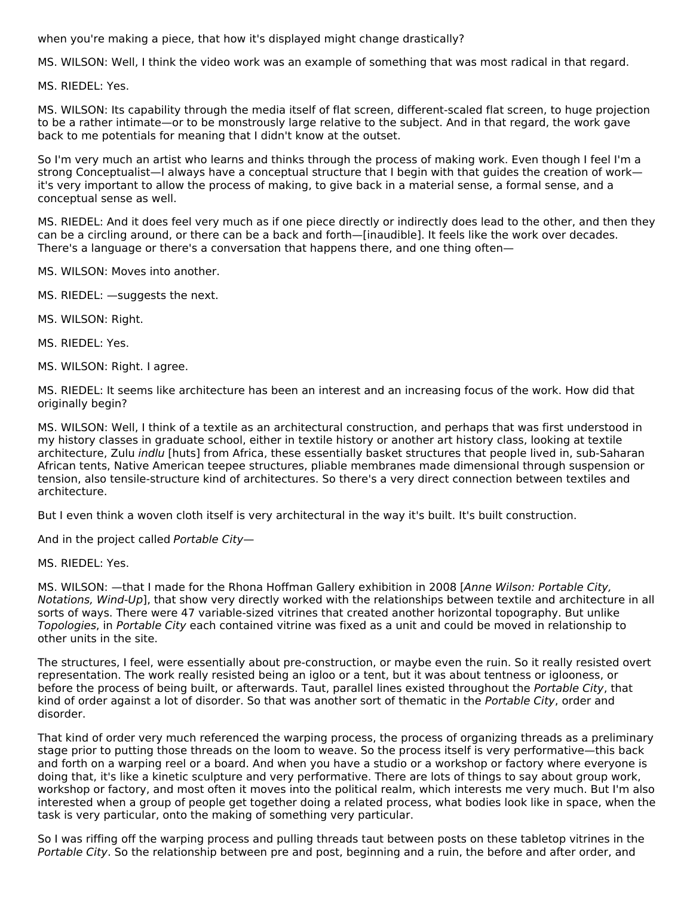when you're making a piece, that how it's displayed might change drastically?

MS. WILSON: Well, I think the video work was an example of something that was most radical in that regard.

MS. RIEDEL: Yes.

MS. WILSON: Its capability through the media itself of flat screen, different-scaled flat screen, to huge projection to be a rather intimate—or to be monstrously large relative to the subject. And in that regard, the work gave back to me potentials for meaning that I didn't know at the outset.

So I'm very much an artist who learns and thinks through the process of making work. Even though I feel I'm a strong Conceptualist—I always have a conceptual structure that I begin with that guides the creation of work—it's very important to allow the process of making, to give back in a material sense, a formal sense, and a conceptual sense as well.

MS. RIEDEL: And it does feel very much as if one piece directly or indirectly does lead to the other, and then they can be a circling around, or there can be a back and forth—[inaudible]. It feels like the work over decades. There's a language or there's a conversation that happens there, and one thing often—

MS. WILSON: Moves into another.

MS. RIEDEL: —suggests the next.

MS. WILSON: Right.

MS. RIEDEL: Yes.

MS. WILSON: Right. I agree.

MS. RIEDEL: It seems like architecture has been an interest and an increasing focus of the work. How did that originally begin?

MS. WILSON: Well, I think of a textile as an architectural construction, and perhaps that was first understood in my history classes in graduate school, either in textile history or another art history class, looking at textile architecture, Zulu *indlu* [huts] from Africa, these essentially basket structures that people lived in, sub-Saharan African tents, Native American teepee structures, pliable membranes made dimensional through suspension or tension, also tensile-structure kind of architectures. So there's a very direct connection between textiles and architecture.

But I even think a woven cloth itself is very architectural in the way it's built. It's built construction.

And in the project called *Portable City*—

MS. RIEDEL: Yes.

MS. WILSON: —that I made for the Rhona Hoffman Gallery exhibition in 2008 [*Anne Wilson: Portable City, Notations, Wind-Up*], that show very directly worked with the relationships between textile and architecture in all sorts of ways. There were 47 variable-sized vitrines that created another horizontal topography. But unlike *Topologies*, in *Portable City* each contained vitrine was fixed as a unit and could be moved in relationship to other units in the site.

The structures, I feel, were essentially about pre-construction, or maybe even the ruin. So it really resisted overt representation. The work really resisted being an igloo or a tent, but it was about tentness or iglooness, or before the process of being built, or afterwards. Taut, parallel lines existed throughout the *Portable City*, that kind of order against a lot of disorder. So that was another sort of thematic in the *Portable City*, order and disorder.

That kind of order very much referenced the warping process, the process of organizing threads as a preliminary stage prior to putting those threads on the loom to weave. So the process itself is very performative—this back and forth on a warping reel or a board. And when you have a studio or a workshop or factory where everyone is doing that, it's like a kinetic sculpture and very performative. There are lots of things to say about group work, workshop or factory, and most often it moves into the political realm, which interests me very much. But I'm also interested when a group of people get together doing a related process, what bodies look like in space, when the task is very particular, onto the making of something very particular.

So I was riffing off the warping process and pulling threads taut between posts on these tabletop vitrines in the *Portable City*. So the relationship between pre and post, beginning and a ruin, the before and after order, and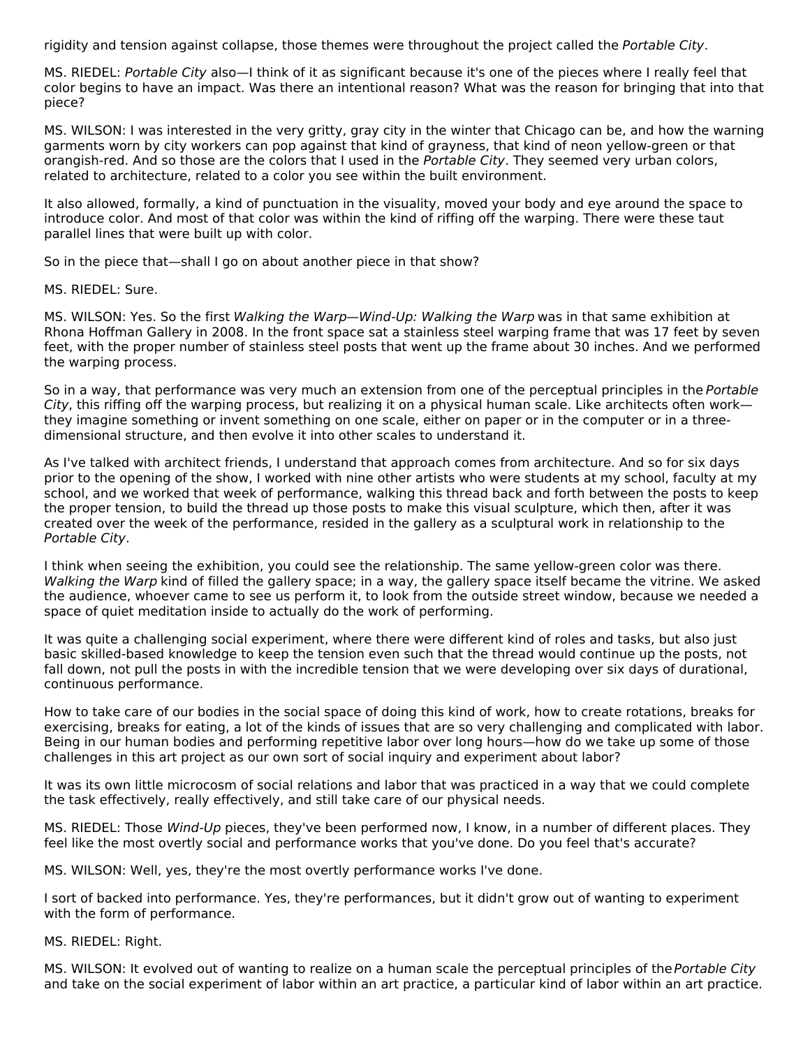rigidity and tension against collapse, those themes were throughout the project called the *Portable City*.

MS. RIEDEL: *Portable City* also—I think of it as significant because it's one of the pieces where I really feel that color begins to have an impact. Was there an intentional reason? What was the reason for bringing that into that piece?

MS. WILSON: I was interested in the very gritty, gray city in the winter that Chicago can be, and how the warning garments worn by city workers can pop against that kind of grayness, that kind of neon yellow-green or that orangish-red. And so those are the colors that I used in the *Portable City*. They seemed very urban colors, related to architecture, related to a color you see within the built environment.

It also allowed, formally, a kind of punctuation in the visuality, moved your body and eye around the space to introduce color. And most of that color was within the kind of riffing off the warping. There were these taut parallel lines that were built up with color.

So in the piece that—shall I go on about another piece in that show?

MS. RIEDEL: Sure.

MS. WILSON: Yes. So the first *Walking the Warp—Wind-Up: Walking the Warp* was in that same exhibition at Rhona Hoffman Gallery in 2008. In the front space sat a stainless steel warping frame that was 17 feet by seven feet, with the proper number of stainless steel posts that went up the frame about 30 inches. And we performed the warping process.

So in a way, that performance was very much an extension from one of the perceptual principles in the *Portable City*, this riffing off the warping process, but realizing it on a physical human scale. Like architects often work—they imagine something or invent something on one scale, either on paper or in the computer or in a three-dimensional structure, and then evolve it into other scales to understand it.

As I've talked with architect friends, I understand that approach comes from architecture. And so for six days prior to the opening of the show, I worked with nine other artists who were students at my school, faculty at my school, and we worked that week of performance, walking this thread back and forth between the posts to keep the proper tension, to build the thread up those posts to make this visual sculpture, which then, after it was created over the week of the performance, resided in the gallery as a sculptural work in relationship to the *Portable City*.

I think when seeing the exhibition, you could see the relationship. The same yellow-green color was there. *Walking the Warp* kind of filled the gallery space; in a way, the gallery space itself became the vitrine. We asked the audience, whoever came to see us perform it, to look from the outside street window, because we needed a space of quiet meditation inside to actually do the work of performing.

It was quite a challenging social experiment, where there were different kind of roles and tasks, but also just basic skilled-based knowledge to keep the tension even such that the thread would continue up the posts, not fall down, not pull the posts in with the incredible tension that we were developing over six days of durational, continuous performance.

How to take care of our bodies in the social space of doing this kind of work, how to create rotations, breaks for exercising, breaks for eating, a lot of the kinds of issues that are so very challenging and complicated with labor. Being in our human bodies and performing repetitive labor over long hours—how do we take up some of those challenges in this art project as our own sort of social inquiry and experiment about labor?

It was its own little microcosm of social relations and labor that was practiced in a way that we could complete the task effectively, really effectively, and still take care of our physical needs.

MS. RIEDEL: Those *Wind-Up* pieces, they've been performed now, I know, in a number of different places. They feel like the most overtly social and performance works that you've done. Do you feel that's accurate?

MS. WILSON: Well, yes, they're the most overtly performance works I've done.

I sort of backed into performance. Yes, they're performances, but it didn't grow out of wanting to experiment with the form of performance.

MS. RIEDEL: Right.

MS. WILSON: It evolved out of wanting to realize on a human scale the perceptual principles of the *Portable City* and take on the social experiment of labor within an art practice, a particular kind of labor within an art practice.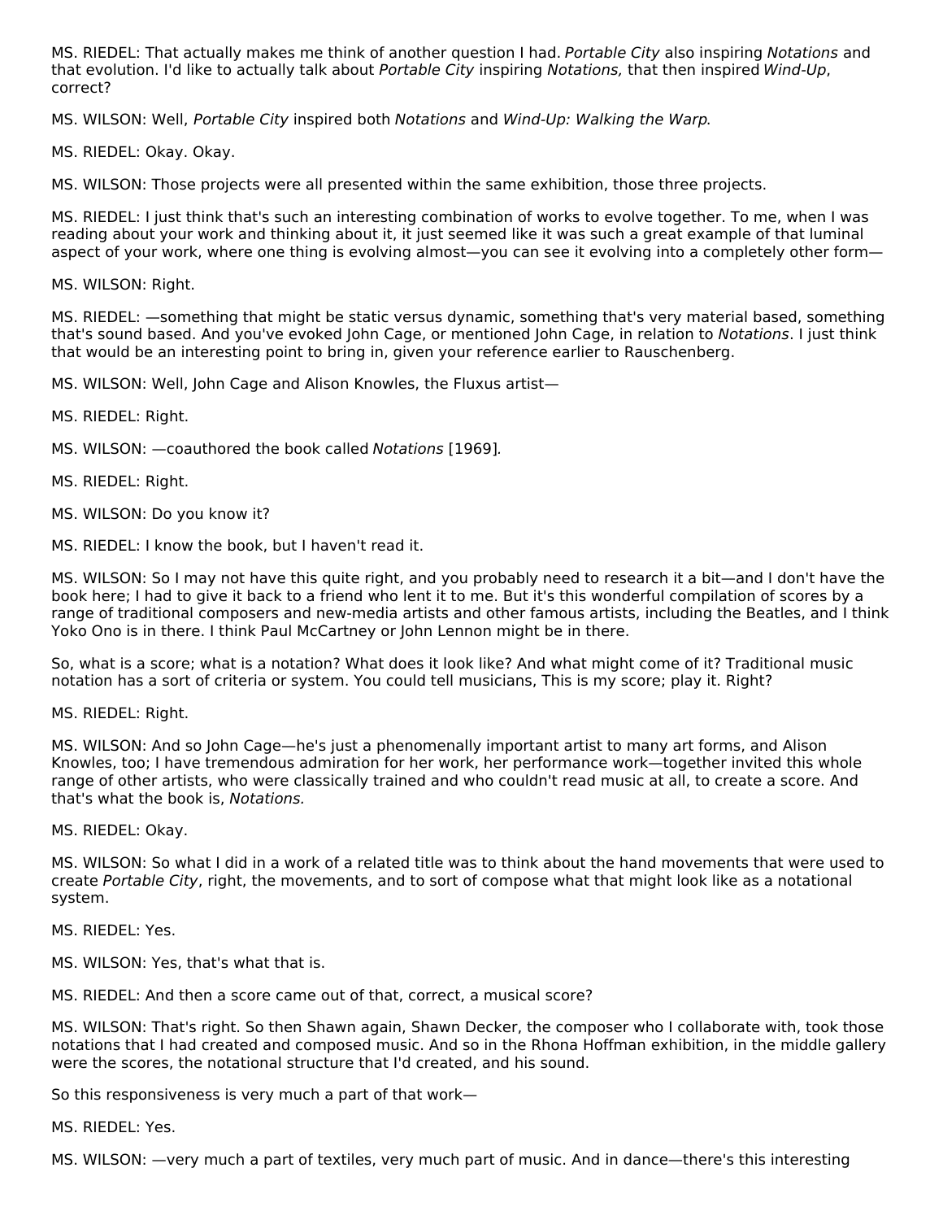MS. RIEDEL: That actually makes me think of another question I had. *Portable City* also inspiring *Notations* and that evolution. I'd like to actually talk about *Portable City* inspiring *Notations,* that then inspired *Wind-Up*, correct?

MS. WILSON: Well, *Portable City* inspired both *Notations* and *Wind-Up: Walking the Warp*.

MS. RIEDEL: Okay. Okay.

MS. WILSON: Those projects were all presented within the same exhibition, those three projects.

MS. RIEDEL: I just think that's such an interesting combination of works to evolve together. To me, when I was reading about your work and thinking about it, it just seemed like it was such a great example of that luminal aspect of your work, where one thing is evolving almost—you can see it evolving into a completely other form—

MS. WILSON: Right.

MS. RIEDEL: —something that might be static versus dynamic, something that's very material based, something that's sound based. And you've evoked John Cage, or mentioned John Cage, in relation to *Notations*. I just think that would be an interesting point to bring in, given your reference earlier to Rauschenberg.

MS. WILSON: Well, John Cage and Alison Knowles, the Fluxus artist—

MS. RIEDEL: Right.

MS. WILSON: —coauthored the book called *Notations* [1969].

MS. RIEDEL: Right.

MS. WILSON: Do you know it?

MS. RIEDEL: I know the book, but I haven't read it.

MS. WILSON: So I may not have this quite right, and you probably need to research it a bit—and I don't have the book here; I had to give it back to a friend who lent it to me. But it's this wonderful compilation of scores by a range of traditional composers and new-media artists and other famous artists, including the Beatles, and I think Yoko Ono is in there. I think Paul McCartney or John Lennon might be in there.

So, what is a score; what is a notation? What does it look like? And what might come of it? Traditional music notation has a sort of criteria or system. You could tell musicians, This is my score; play it. Right?

MS. RIEDEL: Right.

MS. WILSON: And so John Cage—he's just a phenomenally important artist to many art forms, and Alison Knowles, too; I have tremendous admiration for her work, her performance work—together invited this whole range of other artists, who were classically trained and who couldn't read music at all, to create a score. And that's what the book is, *Notations.*

MS. RIEDEL: Okay.

MS. WILSON: So what I did in a work of a related title was to think about the hand movements that were used to create *Portable City*, right, the movements, and to sort of compose what that might look like as a notational system.

MS. RIEDEL: Yes.

MS. WILSON: Yes, that's what that is.

MS. RIEDEL: And then a score came out of that, correct, a musical score?

MS. WILSON: That's right. So then Shawn again, Shawn Decker, the composer who I collaborate with, took those notations that I had created and composed music. And so in the Rhona Hoffman exhibition, in the middle gallery were the scores, the notational structure that I'd created, and his sound.

So this responsiveness is very much a part of that work—

MS. RIEDEL: Yes.

MS. WILSON: —very much a part of textiles, very much part of music. And in dance—there's this interesting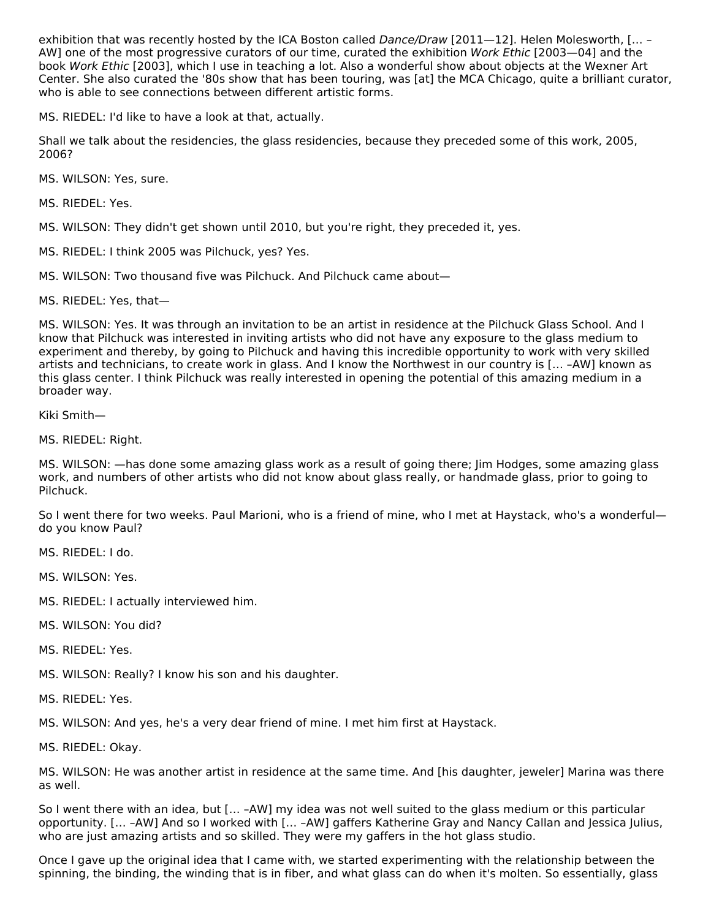exhibition that was recently hosted by the ICA Boston called *Dance/Draw* [2011—12]. Helen Molesworth, [… –AW] one of the most progressive curators of our time, curated the exhibition *Work Ethic* [2003—04] and the book *Work Ethic* [2003], which I use in teaching a lot. Also a wonderful show about objects at the Wexner Art Center. She also curated the '80s show that has been touring, was [at] the MCA Chicago, quite a brilliant curator, who is able to see connections between different artistic forms.

MS. RIEDEL: I'd like to have a look at that, actually.

Shall we talk about the residencies, the glass residencies, because they preceded some of this work, 2005, 2006?

MS. WILSON: Yes, sure.

MS. RIEDEL: Yes.

MS. WILSON: They didn't get shown until 2010, but you're right, they preceded it, yes.

MS. RIEDEL: I think 2005 was Pilchuck, yes? Yes.

MS. WILSON: Two thousand five was Pilchuck. And Pilchuck came about—

MS. RIEDEL: Yes, that—

MS. WILSON: Yes. It was through an invitation to be an artist in residence at the Pilchuck Glass School. And I know that Pilchuck was interested in inviting artists who did not have any exposure to the glass medium to experiment and thereby, by going to Pilchuck and having this incredible opportunity to work with very skilled artists and technicians, to create work in glass. And I know the Northwest in our country is [… –AW] known as this glass center. I think Pilchuck was really interested in opening the potential of this amazing medium in a broader way.

Kiki Smith—

MS. RIEDEL: Right.

MS. WILSON: —has done some amazing glass work as a result of going there; Jim Hodges, some amazing glass work, and numbers of other artists who did not know about glass really, or handmade glass, prior to going to Pilchuck.

So I went there for two weeks. Paul Marioni, who is a friend of mine, who I met at Haystack, who's a wonderful—do you know Paul?

MS. RIEDEL: I do.

MS. WILSON: Yes.

MS. RIEDEL: I actually interviewed him.

MS. WILSON: You did?

MS. RIEDEL: Yes.

MS. WILSON: Really? I know his son and his daughter.

MS. RIEDEL: Yes.

MS. WILSON: And yes, he's a very dear friend of mine. I met him first at Haystack.

MS. RIEDEL: Okay.

MS. WILSON: He was another artist in residence at the same time. And [his daughter, jeweler] Marina was there as well.

So I went there with an idea, but [… –AW] my idea was not well suited to the glass medium or this particular opportunity. [… –AW] And so I worked with [… –AW] gaffers Katherine Gray and Nancy Callan and Jessica Julius, who are just amazing artists and so skilled. They were my gaffers in the hot glass studio.

Once I gave up the original idea that I came with, we started experimenting with the relationship between the spinning, the binding, the winding that is in fiber, and what glass can do when it's molten. So essentially, glass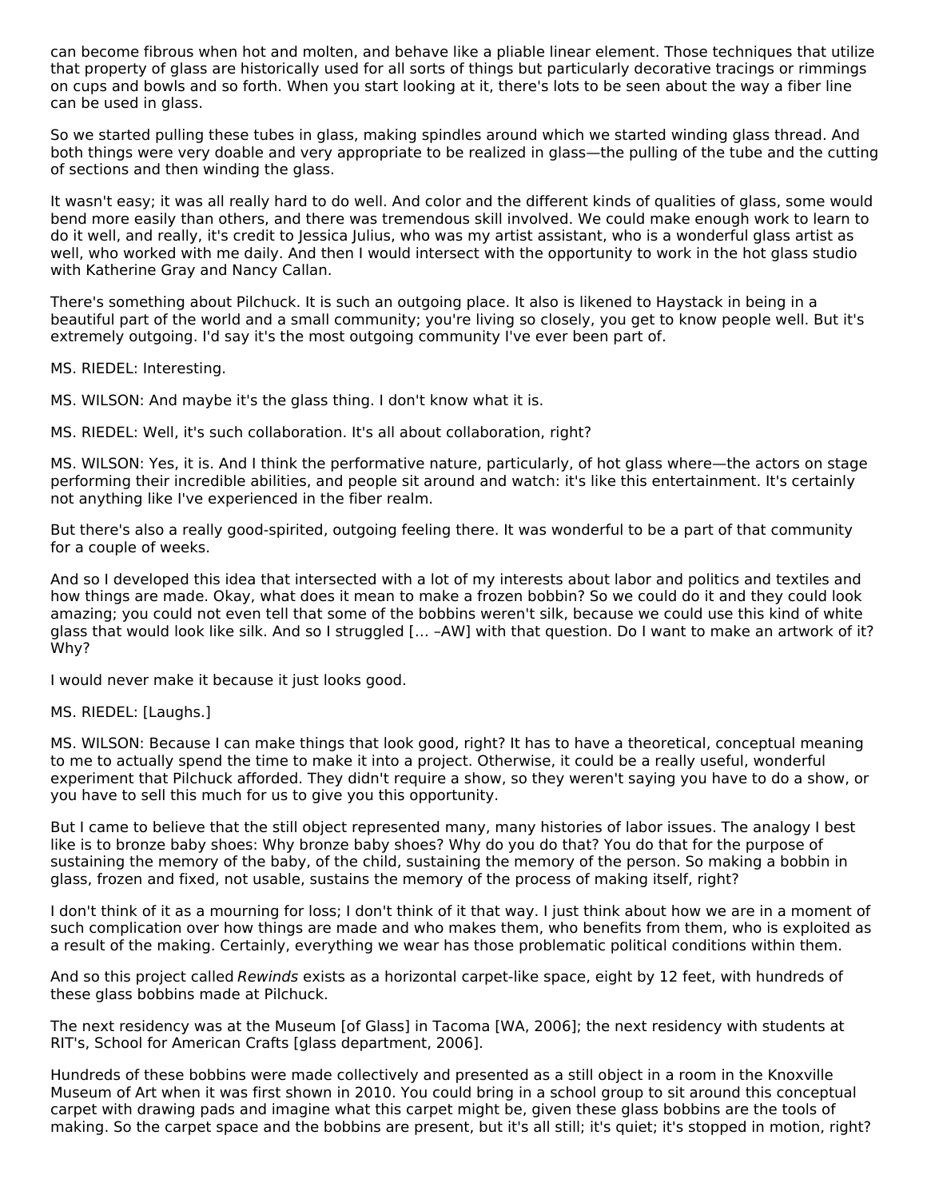can become fibrous when hot and molten, and behave like a pliable linear element. Those techniques that utilize that property of glass are historically used for all sorts of things but particularly decorative tracings or rimmings on cups and bowls and so forth. When you start looking at it, there's lots to be seen about the way a fiber line can be used in glass.

So we started pulling these tubes in glass, making spindles around which we started winding glass thread. And both things were very doable and very appropriate to be realized in glass—the pulling of the tube and the cutting of sections and then winding the glass.

It wasn't easy; it was all really hard to do well. And color and the different kinds of qualities of glass, some would bend more easily than others, and there was tremendous skill involved. We could make enough work to learn to do it well, and really, it's credit to Jessica Julius, who was my artist assistant, who is a wonderful glass artist as well, who worked with me daily. And then I would intersect with the opportunity to work in the hot glass studio with Katherine Gray and Nancy Callan.

There's something about Pilchuck. It is such an outgoing place. It also is likened to Haystack in being in a beautiful part of the world and a small community; you're living so closely, you get to know people well. But it's extremely outgoing. I'd say it's the most outgoing community I've ever been part of.

MS. RIEDEL: Interesting.

MS. WILSON: And maybe it's the glass thing. I don't know what it is.

MS. RIEDEL: Well, it's such collaboration. It's all about collaboration, right?

MS. WILSON: Yes, it is. And I think the performative nature, particularly, of hot glass where—the actors on stage performing their incredible abilities, and people sit around and watch: it's like this entertainment. It's certainly not anything like I've experienced in the fiber realm.

But there's also a really good-spirited, outgoing feeling there. It was wonderful to be a part of that community for a couple of weeks.

And so I developed this idea that intersected with a lot of my interests about labor and politics and textiles and how things are made. Okay, what does it mean to make a frozen bobbin? So we could do it and they could look amazing; you could not even tell that some of the bobbins weren't silk, because we could use this kind of white glass that would look like silk. And so I struggled [… –AW] with that question. Do I want to make an artwork of it? Why?

I would never make it because it just looks good.

MS. RIEDEL: [Laughs.]

MS. WILSON: Because I can make things that look good, right? It has to have a theoretical, conceptual meaning to me to actually spend the time to make it into a project. Otherwise, it could be a really useful, wonderful experiment that Pilchuck afforded. They didn't require a show, so they weren't saying you have to do a show, or you have to sell this much for us to give you this opportunity.

But I came to believe that the still object represented many, many histories of labor issues. The analogy I best like is to bronze baby shoes: Why bronze baby shoes? Why do you do that? You do that for the purpose of sustaining the memory of the baby, of the child, sustaining the memory of the person. So making a bobbin in glass, frozen and fixed, not usable, sustains the memory of the process of making itself, right?

I don't think of it as a mourning for loss; I don't think of it that way. I just think about how we are in a moment of such complication over how things are made and who makes them, who benefits from them, who is exploited as a result of the making. Certainly, everything we wear has those problematic political conditions within them.

And so this project called *Rewinds* exists as a horizontal carpet-like space, eight by 12 feet, with hundreds of these glass bobbins made at Pilchuck.

The next residency was at the Museum [of Glass] in Tacoma [WA, 2006]; the next residency with students at RIT's, School for American Crafts [glass department, 2006].

Hundreds of these bobbins were made collectively and presented as a still object in a room in the Knoxville Museum of Art when it was first shown in 2010. You could bring in a school group to sit around this conceptual carpet with drawing pads and imagine what this carpet might be, given these glass bobbins are the tools of making. So the carpet space and the bobbins are present, but it's all still; it's quiet; it's stopped in motion, right?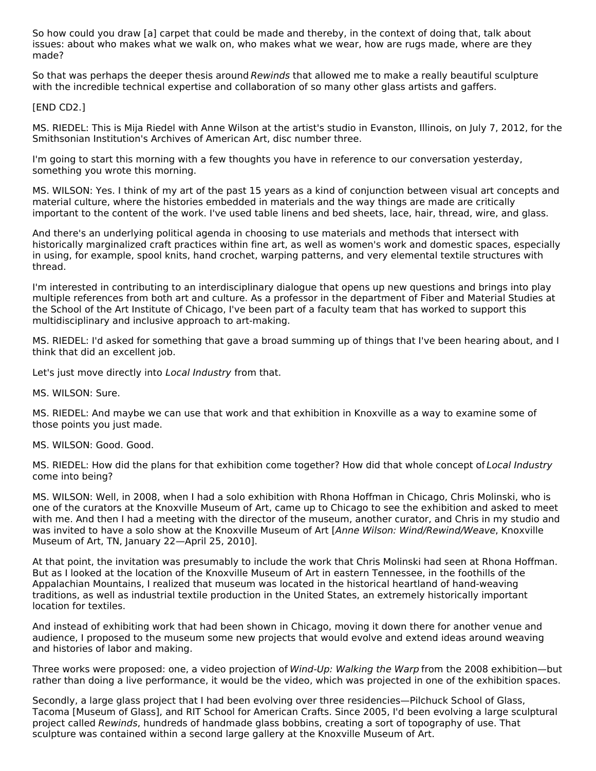So how could you draw [a] carpet that could be made and thereby, in the context of doing that, talk about issues: about who makes what we walk on, who makes what we wear, how are rugs made, where are they made?

So that was perhaps the deeper thesis around *Rewinds* that allowed me to make a really beautiful sculpture with the incredible technical expertise and collaboration of so many other glass artists and gaffers.

[END CD2.]

MS. RIEDEL: This is Mija Riedel with Anne Wilson at the artist's studio in Evanston, Illinois, on July 7, 2012, for the Smithsonian Institution's Archives of American Art, disc number three.

I'm going to start this morning with a few thoughts you have in reference to our conversation yesterday, something you wrote this morning.

MS. WILSON: Yes. I think of my art of the past 15 years as a kind of conjunction between visual art concepts and material culture, where the histories embedded in materials and the way things are made are critically important to the content of the work. I've used table linens and bed sheets, lace, hair, thread, wire, and glass.

And there's an underlying political agenda in choosing to use materials and methods that intersect with historically marginalized craft practices within fine art, as well as women's work and domestic spaces, especially in using, for example, spool knits, hand crochet, warping patterns, and very elemental textile structures with thread.

I'm interested in contributing to an interdisciplinary dialogue that opens up new questions and brings into play multiple references from both art and culture. As a professor in the department of Fiber and Material Studies at the School of the Art Institute of Chicago, I've been part of a faculty team that has worked to support this multidisciplinary and inclusive approach to art-making.

MS. RIEDEL: I'd asked for something that gave a broad summing up of things that I've been hearing about, and I think that did an excellent job.

Let's just move directly into *Local Industry* from that.

MS. WILSON: Sure.

MS. RIEDEL: And maybe we can use that work and that exhibition in Knoxville as a way to examine some of those points you just made.

MS. WILSON: Good. Good.

MS. RIEDEL: How did the plans for that exhibition come together? How did that whole concept of *Local Industry* come into being?

MS. WILSON: Well, in 2008, when I had a solo exhibition with Rhona Hoffman in Chicago, Chris Molinski, who is one of the curators at the Knoxville Museum of Art, came up to Chicago to see the exhibition and asked to meet with me. And then I had a meeting with the director of the museum, another curator, and Chris in my studio and was invited to have a solo show at the Knoxville Museum of Art [*Anne Wilson: Wind/Rewind/Weave*, Knoxville Museum of Art, TN, January 22—April 25, 2010].

At that point, the invitation was presumably to include the work that Chris Molinski had seen at Rhona Hoffman. But as I looked at the location of the Knoxville Museum of Art in eastern Tennessee, in the foothills of the Appalachian Mountains, I realized that museum was located in the historical heartland of hand-weaving traditions, as well as industrial textile production in the United States, an extremely historically important location for textiles.

And instead of exhibiting work that had been shown in Chicago, moving it down there for another venue and audience, I proposed to the museum some new projects that would evolve and extend ideas around weaving and histories of labor and making.

Three works were proposed: one, a video projection of *Wind-Up: Walking the Warp* from the 2008 exhibition—but rather than doing a live performance, it would be the video, which was projected in one of the exhibition spaces.

Secondly, a large glass project that I had been evolving over three residencies—Pilchuck School of Glass, Tacoma [Museum of Glass], and RIT School for American Crafts. Since 2005, I'd been evolving a large sculptural project called *Rewinds*, hundreds of handmade glass bobbins, creating a sort of topography of use. That sculpture was contained within a second large gallery at the Knoxville Museum of Art.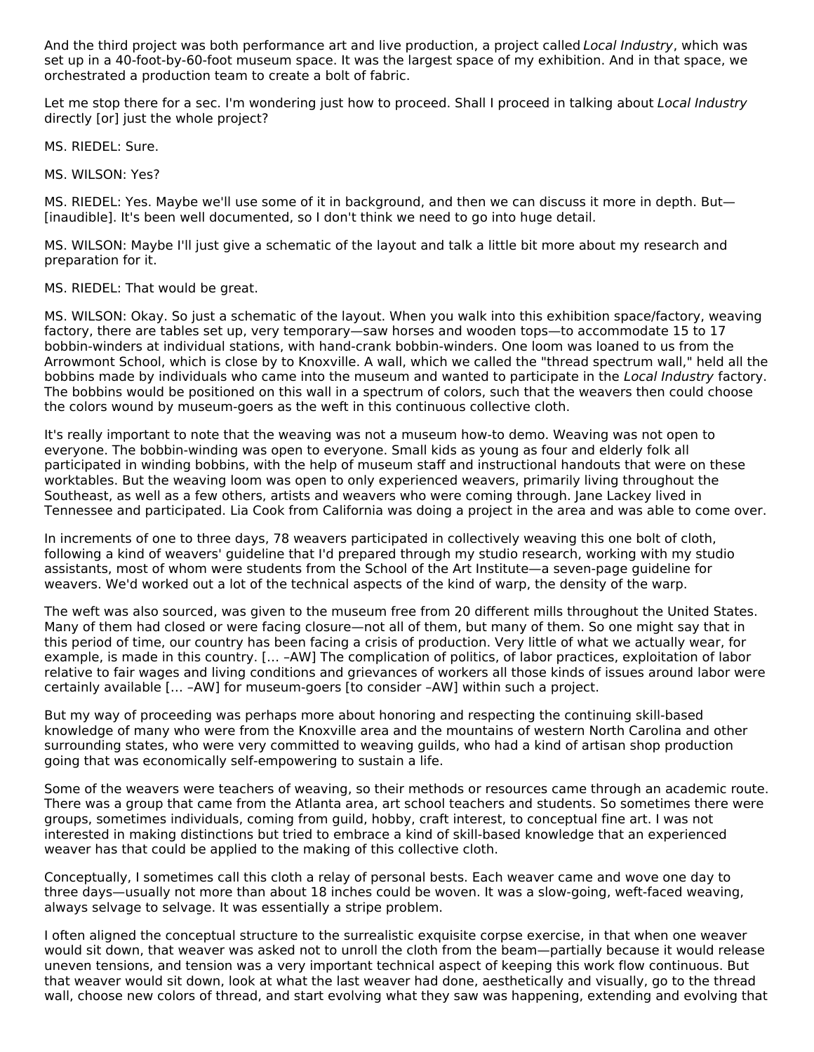And the third project was both performance art and live production, a project called *Local Industry*, which was set up in a 40-foot-by-60-foot museum space. It was the largest space of my exhibition. And in that space, we orchestrated a production team to create a bolt of fabric.

Let me stop there for a sec. I'm wondering just how to proceed. Shall I proceed in talking about *Local Industry* directly [or] just the whole project?

MS. RIEDEL: Sure.

MS. WILSON: Yes?

MS. RIEDEL: Yes. Maybe we'll use some of it in background, and then we can discuss it more in depth. But—[inaudible]. It's been well documented, so I don't think we need to go into huge detail.

MS. WILSON: Maybe I'll just give a schematic of the layout and talk a little bit more about my research and preparation for it.

MS. RIEDEL: That would be great.

MS. WILSON: Okay. So just a schematic of the layout. When you walk into this exhibition space/factory, weaving factory, there are tables set up, very temporary—saw horses and wooden tops—to accommodate 15 to 17 bobbin-winders at individual stations, with hand-crank bobbin-winders. One loom was loaned to us from the Arrowmont School, which is close by to Knoxville. A wall, which we called the "thread spectrum wall," held all the bobbins made by individuals who came into the museum and wanted to participate in the *Local Industry* factory. The bobbins would be positioned on this wall in a spectrum of colors, such that the weavers then could choose the colors wound by museum-goers as the weft in this continuous collective cloth.

It's really important to note that the weaving was not a museum how-to demo. Weaving was not open to everyone. The bobbin-winding was open to everyone. Small kids as young as four and elderly folk all participated in winding bobbins, with the help of museum staff and instructional handouts that were on these worktables. But the weaving loom was open to only experienced weavers, primarily living throughout the Southeast, as well as a few others, artists and weavers who were coming through. Jane Lackey lived in Tennessee and participated. Lia Cook from California was doing a project in the area and was able to come over.

In increments of one to three days, 78 weavers participated in collectively weaving this one bolt of cloth, following a kind of weavers' guideline that I'd prepared through my studio research, working with my studio assistants, most of whom were students from the School of the Art Institute—a seven-page guideline for weavers. We'd worked out a lot of the technical aspects of the kind of warp, the density of the warp.

The weft was also sourced, was given to the museum free from 20 different mills throughout the United States. Many of them had closed or were facing closure—not all of them, but many of them. So one might say that in this period of time, our country has been facing a crisis of production. Very little of what we actually wear, for example, is made in this country. [… –AW] The complication of politics, of labor practices, exploitation of labor relative to fair wages and living conditions and grievances of workers all those kinds of issues around labor were certainly available [… –AW] for museum-goers [to consider –AW] within such a project.

But my way of proceeding was perhaps more about honoring and respecting the continuing skill-based knowledge of many who were from the Knoxville area and the mountains of western North Carolina and other surrounding states, who were very committed to weaving guilds, who had a kind of artisan shop production going that was economically self-empowering to sustain a life.

Some of the weavers were teachers of weaving, so their methods or resources came through an academic route. There was a group that came from the Atlanta area, art school teachers and students. So sometimes there were groups, sometimes individuals, coming from guild, hobby, craft interest, to conceptual fine art. I was not interested in making distinctions but tried to embrace a kind of skill-based knowledge that an experienced weaver has that could be applied to the making of this collective cloth.

Conceptually, I sometimes call this cloth a relay of personal bests. Each weaver came and wove one day to three days—usually not more than about 18 inches could be woven. It was a slow-going, weft-faced weaving, always selvage to selvage. It was essentially a stripe problem.

I often aligned the conceptual structure to the surrealistic exquisite corpse exercise, in that when one weaver would sit down, that weaver was asked not to unroll the cloth from the beam—partially because it would release uneven tensions, and tension was a very important technical aspect of keeping this work flow continuous. But that weaver would sit down, look at what the last weaver had done, aesthetically and visually, go to the thread wall, choose new colors of thread, and start evolving what they saw was happening, extending and evolving that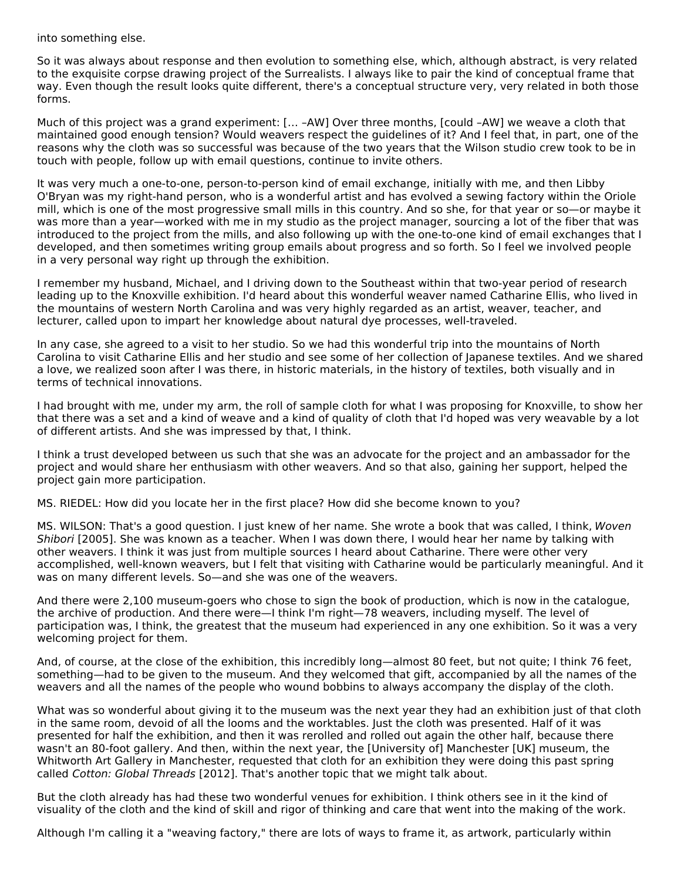into something else.

So it was always about response and then evolution to something else, which, although abstract, is very related to the exquisite corpse drawing project of the Surrealists. I always like to pair the kind of conceptual frame that way. Even though the result looks quite different, there's a conceptual structure very, very related in both those forms.

Much of this project was a grand experiment: [… –AW] Over three months, [could –AW] we weave a cloth that maintained good enough tension? Would weavers respect the guidelines of it? And I feel that, in part, one of the reasons why the cloth was so successful was because of the two years that the Wilson studio crew took to be in touch with people, follow up with email questions, continue to invite others.

It was very much a one-to-one, person-to-person kind of email exchange, initially with me, and then Libby O'Bryan was my right-hand person, who is a wonderful artist and has evolved a sewing factory within the Oriole mill, which is one of the most progressive small mills in this country. And so she, for that year or so—or maybe it was more than a year—worked with me in my studio as the project manager, sourcing a lot of the fiber that was introduced to the project from the mills, and also following up with the one-to-one kind of email exchanges that I developed, and then sometimes writing group emails about progress and so forth. So I feel we involved people in a very personal way right up through the exhibition.

I remember my husband, Michael, and I driving down to the Southeast within that two-year period of research leading up to the Knoxville exhibition. I'd heard about this wonderful weaver named Catharine Ellis, who lived in the mountains of western North Carolina and was very highly regarded as an artist, weaver, teacher, and lecturer, called upon to impart her knowledge about natural dye processes, well-traveled.

In any case, she agreed to a visit to her studio. So we had this wonderful trip into the mountains of North Carolina to visit Catharine Ellis and her studio and see some of her collection of Japanese textiles. And we shared a love, we realized soon after I was there, in historic materials, in the history of textiles, both visually and in terms of technical innovations.

I had brought with me, under my arm, the roll of sample cloth for what I was proposing for Knoxville, to show her that there was a set and a kind of weave and a kind of quality of cloth that I'd hoped was very weavable by a lot of different artists. And she was impressed by that, I think.

I think a trust developed between us such that she was an advocate for the project and an ambassador for the project and would share her enthusiasm with other weavers. And so that also, gaining her support, helped the project gain more participation.

MS. RIEDEL: How did you locate her in the first place? How did she become known to you?

MS. WILSON: That's a good question. I just knew of her name. She wrote a book that was called, I think, *Woven Shibori* [2005]. She was known as a teacher. When I was down there, I would hear her name by talking with other weavers. I think it was just from multiple sources I heard about Catharine. There were other very accomplished, well-known weavers, but I felt that visiting with Catharine would be particularly meaningful. And it was on many different levels. So—and she was one of the weavers.

And there were 2,100 museum-goers who chose to sign the book of production, which is now in the catalogue, the archive of production. And there were—I think I'm right—78 weavers, including myself. The level of participation was, I think, the greatest that the museum had experienced in any one exhibition. So it was a very welcoming project for them.

And, of course, at the close of the exhibition, this incredibly long—almost 80 feet, but not quite; I think 76 feet, something—had to be given to the museum. And they welcomed that gift, accompanied by all the names of the weavers and all the names of the people who wound bobbins to always accompany the display of the cloth.

What was so wonderful about giving it to the museum was the next year they had an exhibition just of that cloth in the same room, devoid of all the looms and the worktables. Just the cloth was presented. Half of it was presented for half the exhibition, and then it was rerolled and rolled out again the other half, because there wasn't an 80-foot gallery. And then, within the next year, the [University of] Manchester [UK] museum, the Whitworth Art Gallery in Manchester, requested that cloth for an exhibition they were doing this past spring called *Cotton: Global Threads* [2012]. That's another topic that we might talk about.

But the cloth already has had these two wonderful venues for exhibition. I think others see in it the kind of visuality of the cloth and the kind of skill and rigor of thinking and care that went into the making of the work.

Although I'm calling it a "weaving factory," there are lots of ways to frame it, as artwork, particularly within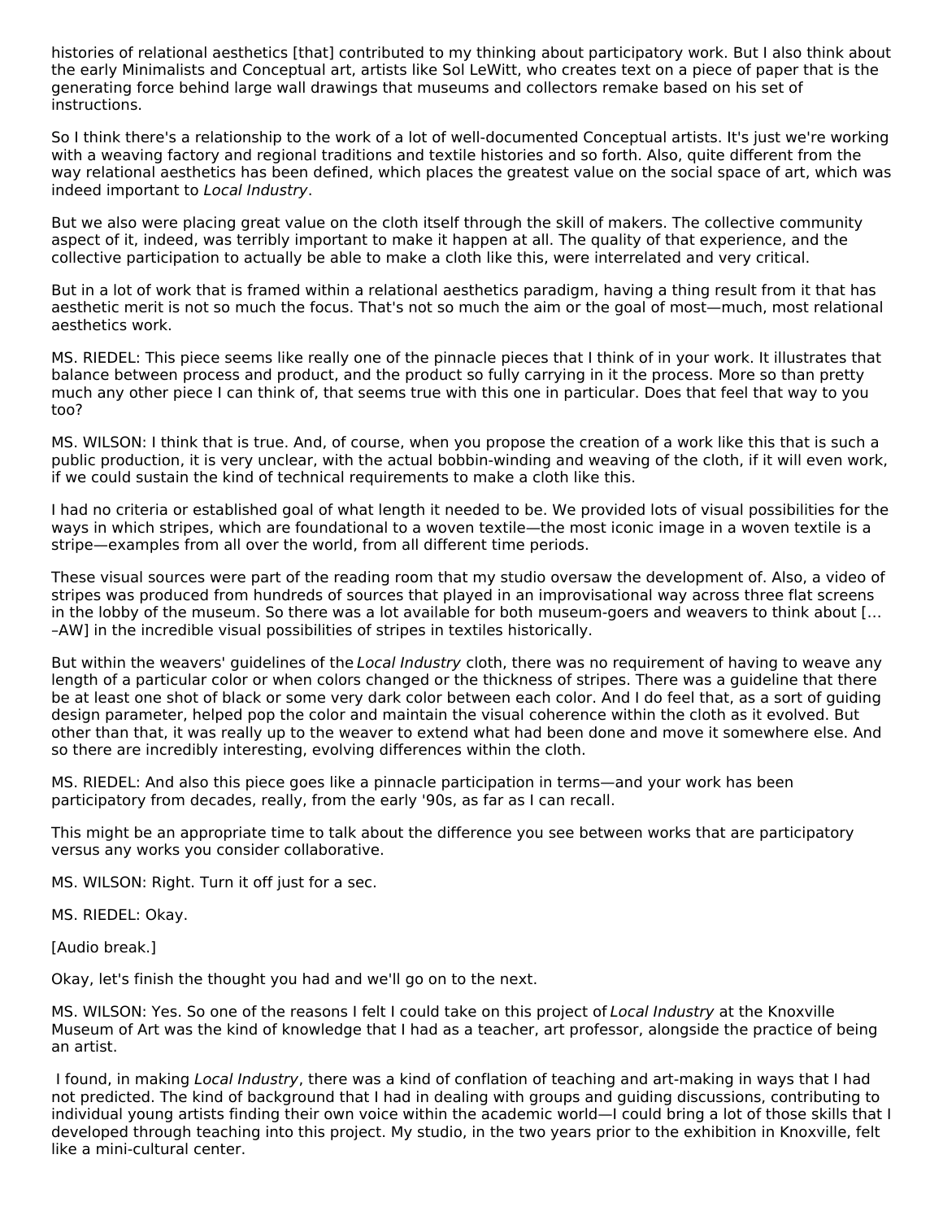histories of relational aesthetics [that] contributed to my thinking about participatory work. But I also think about the early Minimalists and Conceptual art, artists like Sol LeWitt, who creates text on a piece of paper that is the generating force behind large wall drawings that museums and collectors remake based on his set of instructions.

So I think there's a relationship to the work of a lot of well-documented Conceptual artists. It's just we're working with a weaving factory and regional traditions and textile histories and so forth. Also, quite different from the way relational aesthetics has been defined, which places the greatest value on the social space of art, which was indeed important to *Local Industry*.

But we also were placing great value on the cloth itself through the skill of makers. The collective community aspect of it, indeed, was terribly important to make it happen at all. The quality of that experience, and the collective participation to actually be able to make a cloth like this, were interrelated and very critical.

But in a lot of work that is framed within a relational aesthetics paradigm, having a thing result from it that has aesthetic merit is not so much the focus. That's not so much the aim or the goal of most—much, most relational aesthetics work.

MS. RIEDEL: This piece seems like really one of the pinnacle pieces that I think of in your work. It illustrates that balance between process and product, and the product so fully carrying in it the process. More so than pretty much any other piece I can think of, that seems true with this one in particular. Does that feel that way to you too?

MS. WILSON: I think that is true. And, of course, when you propose the creation of a work like this that is such a public production, it is very unclear, with the actual bobbin-winding and weaving of the cloth, if it will even work, if we could sustain the kind of technical requirements to make a cloth like this.

I had no criteria or established goal of what length it needed to be. We provided lots of visual possibilities for the ways in which stripes, which are foundational to a woven textile—the most iconic image in a woven textile is a stripe—examples from all over the world, from all different time periods.

These visual sources were part of the reading room that my studio oversaw the development of. Also, a video of stripes was produced from hundreds of sources that played in an improvisational way across three flat screens in the lobby of the museum. So there was a lot available for both museum-goers and weavers to think about [… –AW] in the incredible visual possibilities of stripes in textiles historically.

But within the weavers' guidelines of the *Local Industry* cloth, there was no requirement of having to weave any length of a particular color or when colors changed or the thickness of stripes. There was a guideline that there be at least one shot of black or some very dark color between each color. And I do feel that, as a sort of guiding design parameter, helped pop the color and maintain the visual coherence within the cloth as it evolved. But other than that, it was really up to the weaver to extend what had been done and move it somewhere else. And so there are incredibly interesting, evolving differences within the cloth.

MS. RIEDEL: And also this piece goes like a pinnacle participation in terms—and your work has been participatory from decades, really, from the early '90s, as far as I can recall.

This might be an appropriate time to talk about the difference you see between works that are participatory versus any works you consider collaborative.

MS. WILSON: Right. Turn it off just for a sec.

MS. RIEDEL: Okay.

[Audio break.]

Okay, let's finish the thought you had and we'll go on to the next.

MS. WILSON: Yes. So one of the reasons I felt I could take on this project of *Local Industry* at the Knoxville Museum of Art was the kind of knowledge that I had as a teacher, art professor, alongside the practice of being an artist.

I found, in making *Local Industry*, there was a kind of conflation of teaching and art-making in ways that I had not predicted. The kind of background that I had in dealing with groups and guiding discussions, contributing to individual young artists finding their own voice within the academic world—I could bring a lot of those skills that I developed through teaching into this project. My studio, in the two years prior to the exhibition in Knoxville, felt like a mini-cultural center.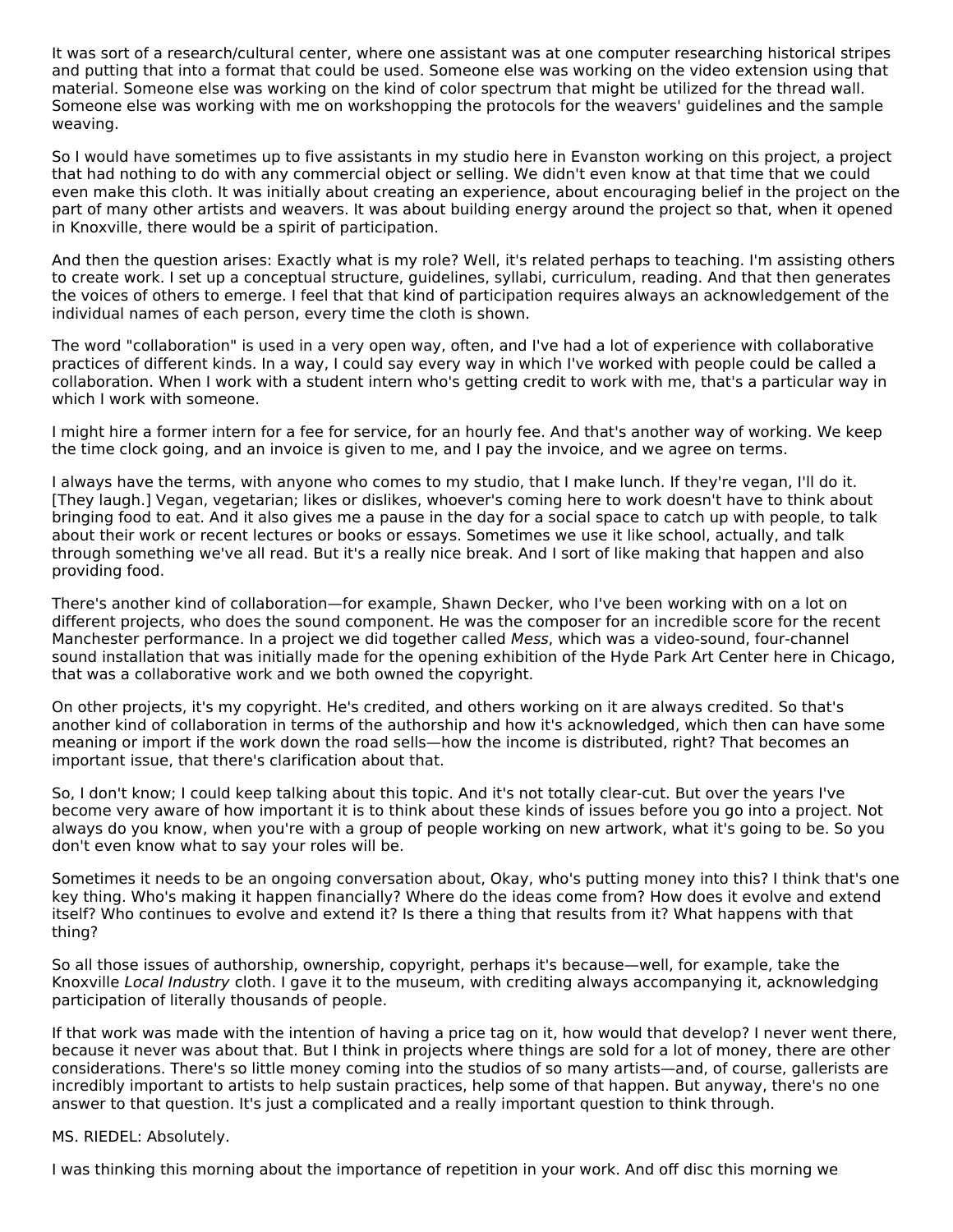It was sort of a research/cultural center, where one assistant was at one computer researching historical stripes and putting that into a format that could be used. Someone else was working on the video extension using that material. Someone else was working on the kind of color spectrum that might be utilized for the thread wall. Someone else was working with me on workshopping the protocols for the weavers' guidelines and the sample weaving.

So I would have sometimes up to five assistants in my studio here in Evanston working on this project, a project that had nothing to do with any commercial object or selling. We didn't even know at that time that we could even make this cloth. It was initially about creating an experience, about encouraging belief in the project on the part of many other artists and weavers. It was about building energy around the project so that, when it opened in Knoxville, there would be a spirit of participation.

And then the question arises: Exactly what is my role? Well, it's related perhaps to teaching. I'm assisting others to create work. I set up a conceptual structure, guidelines, syllabi, curriculum, reading. And that then generates the voices of others to emerge. I feel that that kind of participation requires always an acknowledgement of the individual names of each person, every time the cloth is shown.

The word "collaboration" is used in a very open way, often, and I've had a lot of experience with collaborative practices of different kinds. In a way, I could say every way in which I've worked with people could be called a collaboration. When I work with a student intern who's getting credit to work with me, that's a particular way in which I work with someone.

I might hire a former intern for a fee for service, for an hourly fee. And that's another way of working. We keep the time clock going, and an invoice is given to me, and I pay the invoice, and we agree on terms.

I always have the terms, with anyone who comes to my studio, that I make lunch. If they're vegan, I'll do it. [They laugh.] Vegan, vegetarian; likes or dislikes, whoever's coming here to work doesn't have to think about bringing food to eat. And it also gives me a pause in the day for a social space to catch up with people, to talk about their work or recent lectures or books or essays. Sometimes we use it like school, actually, and talk through something we've all read. But it's a really nice break. And I sort of like making that happen and also providing food.

There's another kind of collaboration—for example, Shawn Decker, who I've been working with on a lot on different projects, who does the sound component. He was the composer for an incredible score for the recent Manchester performance. In a project we did together called *Mess*, which was a video-sound, four-channel sound installation that was initially made for the opening exhibition of the Hyde Park Art Center here in Chicago, that was a collaborative work and we both owned the copyright.

On other projects, it's my copyright. He's credited, and others working on it are always credited. So that's another kind of collaboration in terms of the authorship and how it's acknowledged, which then can have some meaning or import if the work down the road sells—how the income is distributed, right? That becomes an important issue, that there's clarification about that.

So, I don't know; I could keep talking about this topic. And it's not totally clear-cut. But over the years I've become very aware of how important it is to think about these kinds of issues before you go into a project. Not always do you know, when you're with a group of people working on new artwork, what it's going to be. So you don't even know what to say your roles will be.

Sometimes it needs to be an ongoing conversation about, Okay, who's putting money into this? I think that's one key thing. Who's making it happen financially? Where do the ideas come from? How does it evolve and extend itself? Who continues to evolve and extend it? Is there a thing that results from it? What happens with that thing?

So all those issues of authorship, ownership, copyright, perhaps it's because—well, for example, take the Knoxville *Local Industry* cloth. I gave it to the museum, with crediting always accompanying it, acknowledging participation of literally thousands of people.

If that work was made with the intention of having a price tag on it, how would that develop? I never went there, because it never was about that. But I think in projects where things are sold for a lot of money, there are other considerations. There's so little money coming into the studios of so many artists—and, of course, gallerists are incredibly important to artists to help sustain practices, help some of that happen. But anyway, there's no one answer to that question. It's just a complicated and a really important question to think through.

MS. RIEDEL: Absolutely.

I was thinking this morning about the importance of repetition in your work. And off disc this morning we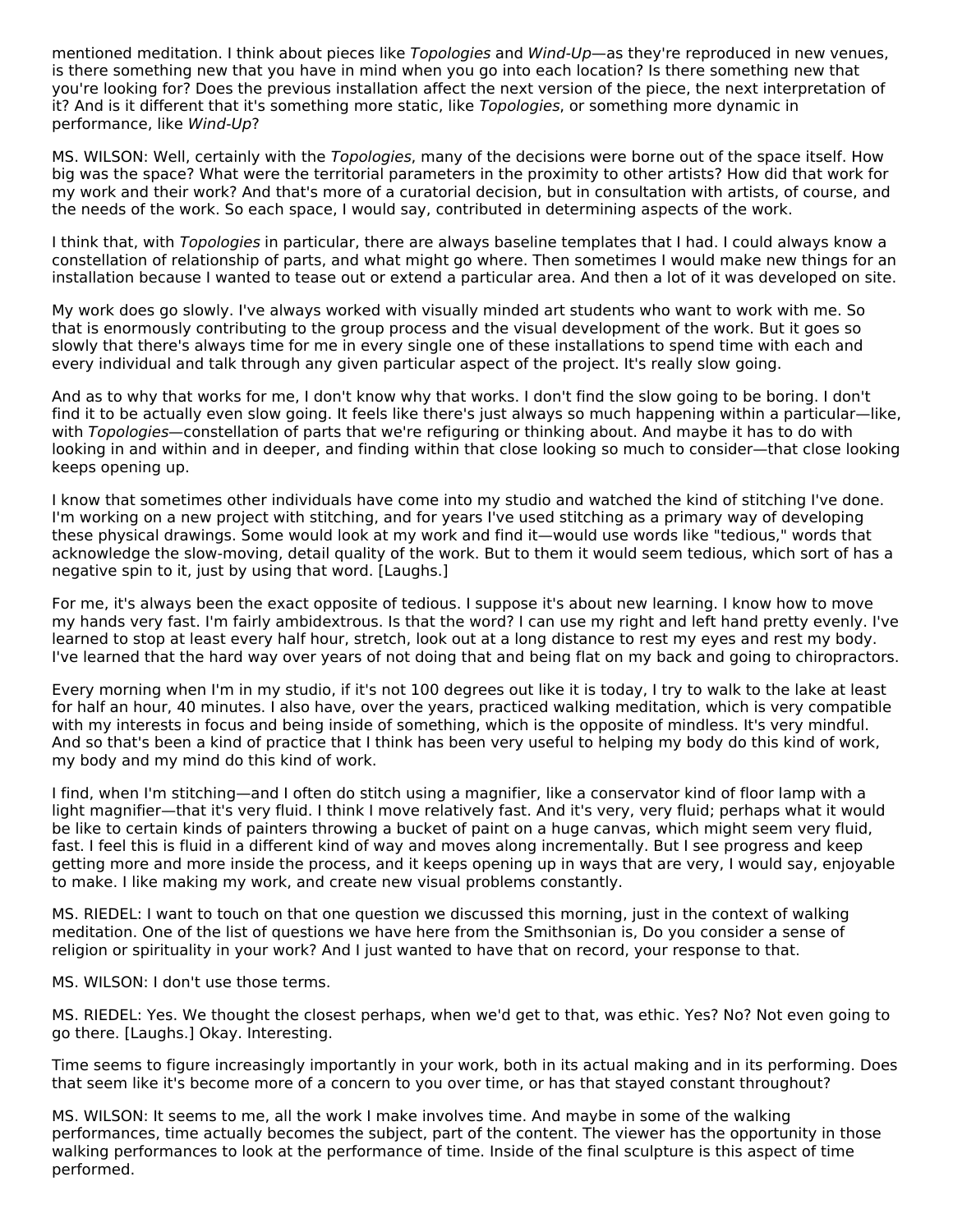mentioned meditation. I think about pieces like *Topologies* and *Wind-Up*—as they're reproduced in new venues, is there something new that you have in mind when you go into each location? Is there something new that you're looking for? Does the previous installation affect the next version of the piece, the next interpretation of it? And is it different that it's something more static, like *Topologies*, or something more dynamic in performance, like *Wind-Up*?

MS. WILSON: Well, certainly with the *Topologies*, many of the decisions were borne out of the space itself. How big was the space? What were the territorial parameters in the proximity to other artists? How did that work for my work and their work? And that's more of a curatorial decision, but in consultation with artists, of course, and the needs of the work. So each space, I would say, contributed in determining aspects of the work.

I think that, with *Topologies* in particular, there are always baseline templates that I had. I could always know a constellation of relationship of parts, and what might go where. Then sometimes I would make new things for an installation because I wanted to tease out or extend a particular area. And then a lot of it was developed on site.

My work does go slowly. I've always worked with visually minded art students who want to work with me. So that is enormously contributing to the group process and the visual development of the work. But it goes so slowly that there's always time for me in every single one of these installations to spend time with each and every individual and talk through any given particular aspect of the project. It's really slow going.

And as to why that works for me, I don't know why that works. I don't find the slow going to be boring. I don't find it to be actually even slow going. It feels like there's just always so much happening within a particular—like, with *Topologies*—constellation of parts that we're refiguring or thinking about. And maybe it has to do with looking in and within and in deeper, and finding within that close looking so much to consider—that close looking keeps opening up.

I know that sometimes other individuals have come into my studio and watched the kind of stitching I've done. I'm working on a new project with stitching, and for years I've used stitching as a primary way of developing these physical drawings. Some would look at my work and find it—would use words like "tedious," words that acknowledge the slow-moving, detail quality of the work. But to them it would seem tedious, which sort of has a negative spin to it, just by using that word. [Laughs.]

For me, it's always been the exact opposite of tedious. I suppose it's about new learning. I know how to move my hands very fast. I'm fairly ambidextrous. Is that the word? I can use my right and left hand pretty evenly. I've learned to stop at least every half hour, stretch, look out at a long distance to rest my eyes and rest my body. I've learned that the hard way over years of not doing that and being flat on my back and going to chiropractors.

Every morning when I'm in my studio, if it's not 100 degrees out like it is today, I try to walk to the lake at least for half an hour, 40 minutes. I also have, over the years, practiced walking meditation, which is very compatible with my interests in focus and being inside of something, which is the opposite of mindless. It's very mindful. And so that's been a kind of practice that I think has been very useful to helping my body do this kind of work, my body and my mind do this kind of work.

I find, when I'm stitching—and I often do stitch using a magnifier, like a conservator kind of floor lamp with a light magnifier—that it's very fluid. I think I move relatively fast. And it's very, very fluid; perhaps what it would be like to certain kinds of painters throwing a bucket of paint on a huge canvas, which might seem very fluid, fast. I feel this is fluid in a different kind of way and moves along incrementally. But I see progress and keep getting more and more inside the process, and it keeps opening up in ways that are very, I would say, enjoyable to make. I like making my work, and create new visual problems constantly.

MS. RIEDEL: I want to touch on that one question we discussed this morning, just in the context of walking meditation. One of the list of questions we have here from the Smithsonian is, Do you consider a sense of religion or spirituality in your work? And I just wanted to have that on record, your response to that.

MS. WILSON: I don't use those terms.

MS. RIEDEL: Yes. We thought the closest perhaps, when we'd get to that, was ethic. Yes? No? Not even going to go there. [Laughs.] Okay. Interesting.

Time seems to figure increasingly importantly in your work, both in its actual making and in its performing. Does that seem like it's become more of a concern to you over time, or has that stayed constant throughout?

MS. WILSON: It seems to me, all the work I make involves time. And maybe in some of the walking performances, time actually becomes the subject, part of the content. The viewer has the opportunity in those walking performances to look at the performance of time. Inside of the final sculpture is this aspect of time performed.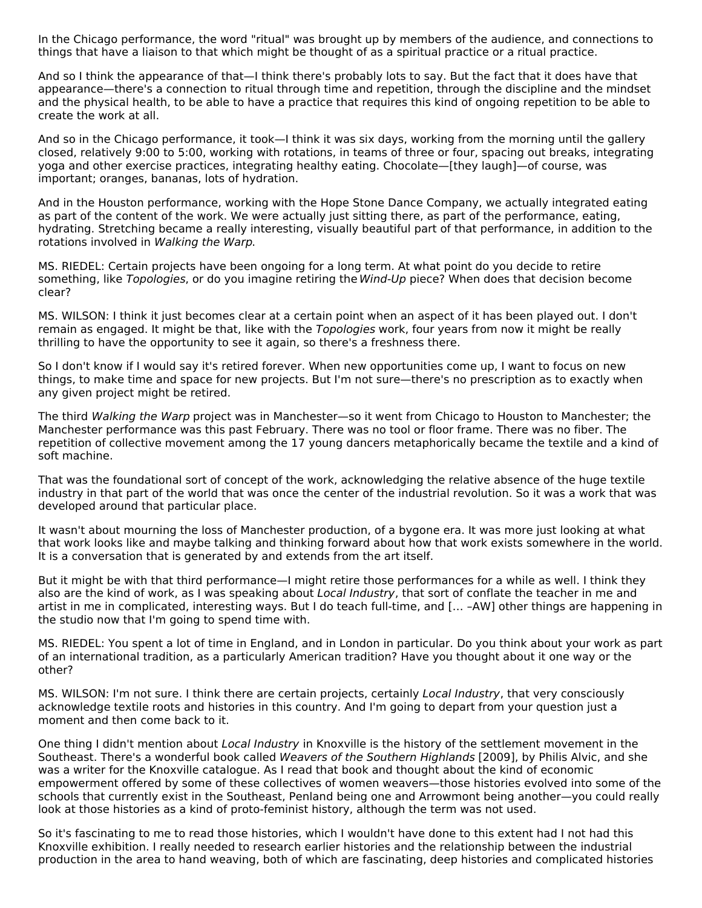In the Chicago performance, the word "ritual" was brought up by members of the audience, and connections to things that have a liaison to that which might be thought of as a spiritual practice or a ritual practice.

And so I think the appearance of that—I think there's probably lots to say. But the fact that it does have that appearance—there's a connection to ritual through time and repetition, through the discipline and the mindset and the physical health, to be able to have a practice that requires this kind of ongoing repetition to be able to create the work at all.

And so in the Chicago performance, it took—I think it was six days, working from the morning until the gallery closed, relatively 9:00 to 5:00, working with rotations, in teams of three or four, spacing out breaks, integrating yoga and other exercise practices, integrating healthy eating. Chocolate—[they laugh]—of course, was important; oranges, bananas, lots of hydration.

And in the Houston performance, working with the Hope Stone Dance Company, we actually integrated eating as part of the content of the work. We were actually just sitting there, as part of the performance, eating, hydrating. Stretching became a really interesting, visually beautiful part of that performance, in addition to the rotations involved in *Walking the Warp*.

MS. RIEDEL: Certain projects have been ongoing for a long term. At what point do you decide to retire something, like *Topologies*, or do you imagine retiring the *Wind-Up* piece? When does that decision become clear?

MS. WILSON: I think it just becomes clear at a certain point when an aspect of it has been played out. I don't remain as engaged. It might be that, like with the *Topologies* work, four years from now it might be really thrilling to have the opportunity to see it again, so there's a freshness there.

So I don't know if I would say it's retired forever. When new opportunities come up, I want to focus on new things, to make time and space for new projects. But I'm not sure—there's no prescription as to exactly when any given project might be retired.

The third *Walking the Warp* project was in Manchester—so it went from Chicago to Houston to Manchester; the Manchester performance was this past February. There was no tool or floor frame. There was no fiber. The repetition of collective movement among the 17 young dancers metaphorically became the textile and a kind of soft machine.

That was the foundational sort of concept of the work, acknowledging the relative absence of the huge textile industry in that part of the world that was once the center of the industrial revolution. So it was a work that was developed around that particular place.

It wasn't about mourning the loss of Manchester production, of a bygone era. It was more just looking at what that work looks like and maybe talking and thinking forward about how that work exists somewhere in the world. It is a conversation that is generated by and extends from the art itself.

But it might be with that third performance—I might retire those performances for a while as well. I think they also are the kind of work, as I was speaking about *Local Industry*, that sort of conflate the teacher in me and artist in me in complicated, interesting ways. But I do teach full-time, and [… –AW] other things are happening in the studio now that I'm going to spend time with.

MS. RIEDEL: You spent a lot of time in England, and in London in particular. Do you think about your work as part of an international tradition, as a particularly American tradition? Have you thought about it one way or the other?

MS. WILSON: I'm not sure. I think there are certain projects, certainly *Local Industry*, that very consciously acknowledge textile roots and histories in this country. And I'm going to depart from your question just a moment and then come back to it.

One thing I didn't mention about *Local Industry* in Knoxville is the history of the settlement movement in the Southeast. There's a wonderful book called *Weavers of the Southern Highlands* [2009], by Philis Alvic, and she was a writer for the Knoxville catalogue. As I read that book and thought about the kind of economic empowerment offered by some of these collectives of women weavers—those histories evolved into some of the schools that currently exist in the Southeast, Penland being one and Arrowmont being another—you could really look at those histories as a kind of proto-feminist history, although the term was not used.

So it's fascinating to me to read those histories, which I wouldn't have done to this extent had I not had this Knoxville exhibition. I really needed to research earlier histories and the relationship between the industrial production in the area to hand weaving, both of which are fascinating, deep histories and complicated histories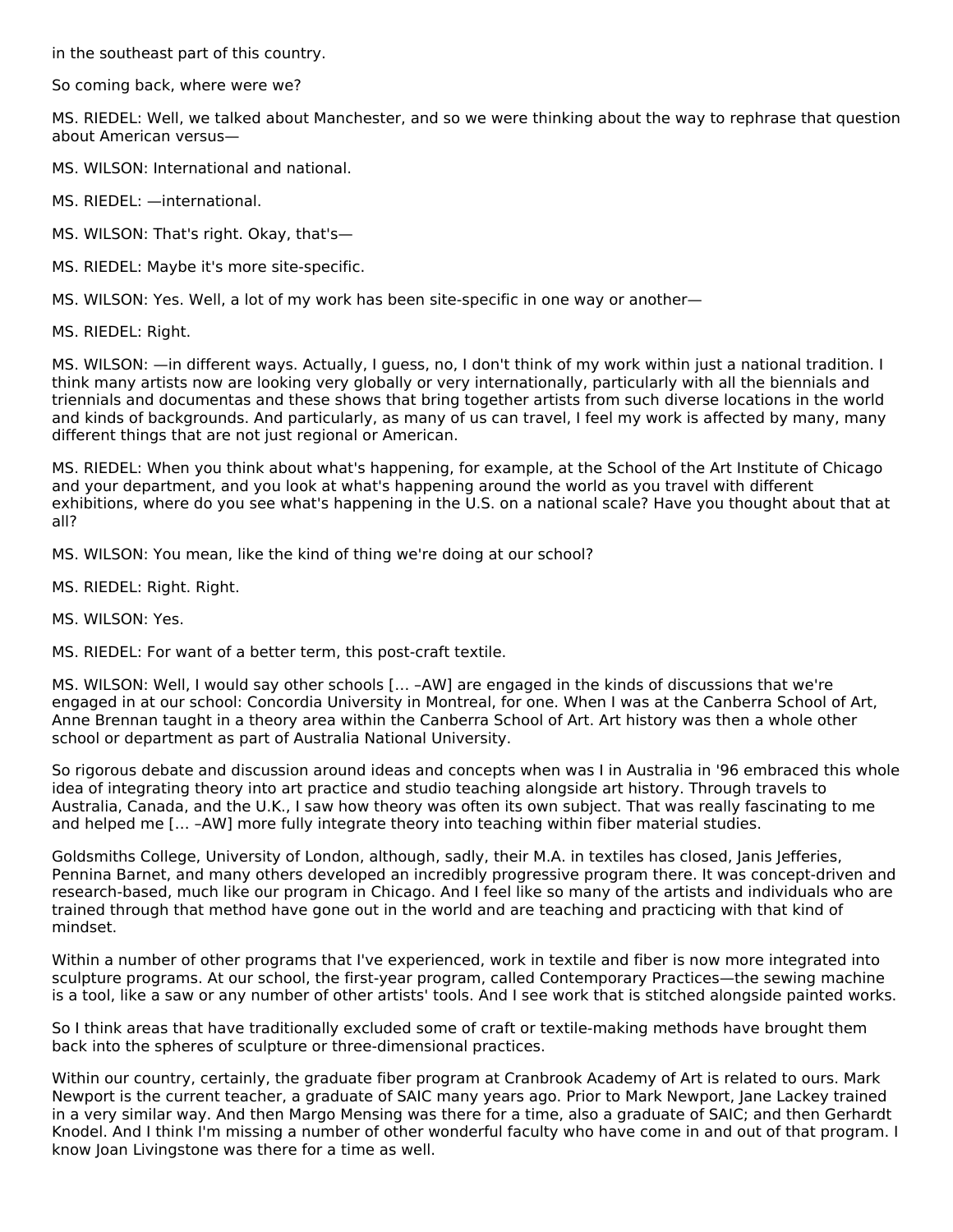in the southeast part of this country.

So coming back, where were we?

MS. RIEDEL: Well, we talked about Manchester, and so we were thinking about the way to rephrase that question about American versus—

MS. WILSON: International and national.

MS. RIEDEL: —international.

MS. WILSON: That's right. Okay, that's—

MS. RIEDEL: Maybe it's more site-specific.

MS. WILSON: Yes. Well, a lot of my work has been site-specific in one way or another—

MS. RIEDEL: Right.

MS. WILSON: —in different ways. Actually, I guess, no, I don't think of my work within just a national tradition. I think many artists now are looking very globally or very internationally, particularly with all the biennials and triennials and documentas and these shows that bring together artists from such diverse locations in the world and kinds of backgrounds. And particularly, as many of us can travel, I feel my work is affected by many, many different things that are not just regional or American.

MS. RIEDEL: When you think about what's happening, for example, at the School of the Art Institute of Chicago and your department, and you look at what's happening around the world as you travel with different exhibitions, where do you see what's happening in the U.S. on a national scale? Have you thought about that at all?

MS. WILSON: You mean, like the kind of thing we're doing at our school?

MS. RIEDEL: Right. Right.

MS. WILSON: Yes.

MS. RIEDEL: For want of a better term, this post-craft textile.

MS. WILSON: Well, I would say other schools [… –AW] are engaged in the kinds of discussions that we're engaged in at our school: Concordia University in Montreal, for one. When I was at the Canberra School of Art, Anne Brennan taught in a theory area within the Canberra School of Art. Art history was then a whole other school or department as part of Australia National University.

So rigorous debate and discussion around ideas and concepts when was I in Australia in '96 embraced this whole idea of integrating theory into art practice and studio teaching alongside art history. Through travels to Australia, Canada, and the U.K., I saw how theory was often its own subject. That was really fascinating to me and helped me [… –AW] more fully integrate theory into teaching within fiber material studies.

Goldsmiths College, University of London, although, sadly, their M.A. in textiles has closed, Janis Jefferies, Pennina Barnet, and many others developed an incredibly progressive program there. It was concept-driven and research-based, much like our program in Chicago. And I feel like so many of the artists and individuals who are trained through that method have gone out in the world and are teaching and practicing with that kind of mindset.

Within a number of other programs that I've experienced, work in textile and fiber is now more integrated into sculpture programs. At our school, the first-year program, called Contemporary Practices—the sewing machine is a tool, like a saw or any number of other artists' tools. And I see work that is stitched alongside painted works.

So I think areas that have traditionally excluded some of craft or textile-making methods have brought them back into the spheres of sculpture or three-dimensional practices.

Within our country, certainly, the graduate fiber program at Cranbrook Academy of Art is related to ours. Mark Newport is the current teacher, a graduate of SAIC many years ago. Prior to Mark Newport, Jane Lackey trained in a very similar way. And then Margo Mensing was there for a time, also a graduate of SAIC; and then Gerhardt Knodel. And I think I'm missing a number of other wonderful faculty who have come in and out of that program. I know Joan Livingstone was there for a time as well.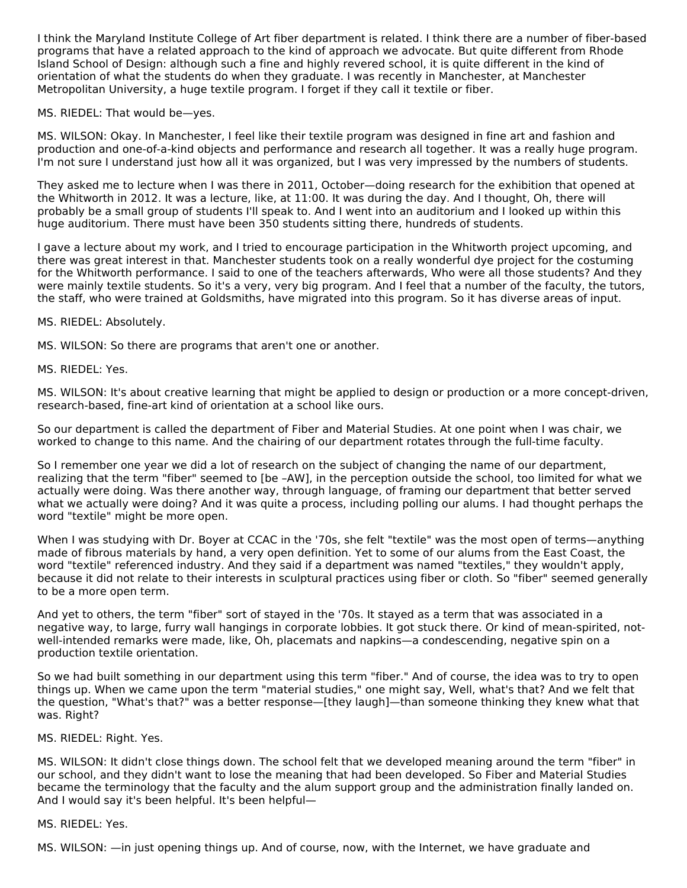I think the Maryland Institute College of Art fiber department is related. I think there are a number of fiber-based programs that have a related approach to the kind of approach we advocate. But quite different from Rhode Island School of Design: although such a fine and highly revered school, it is quite different in the kind of orientation of what the students do when they graduate. I was recently in Manchester, at Manchester Metropolitan University, a huge textile program. I forget if they call it textile or fiber.

MS. RIEDEL: That would be—yes.

MS. WILSON: Okay. In Manchester, I feel like their textile program was designed in fine art and fashion and production and one-of-a-kind objects and performance and research all together. It was a really huge program. I'm not sure I understand just how all it was organized, but I was very impressed by the numbers of students.

They asked me to lecture when I was there in 2011, October—doing research for the exhibition that opened at the Whitworth in 2012. It was a lecture, like, at 11:00. It was during the day. And I thought, Oh, there will probably be a small group of students I'll speak to. And I went into an auditorium and I looked up within this huge auditorium. There must have been 350 students sitting there, hundreds of students.

I gave a lecture about my work, and I tried to encourage participation in the Whitworth project upcoming, and there was great interest in that. Manchester students took on a really wonderful dye project for the costuming for the Whitworth performance. I said to one of the teachers afterwards, Who were all those students? And they were mainly textile students. So it's a very, very big program. And I feel that a number of the faculty, the tutors, the staff, who were trained at Goldsmiths, have migrated into this program. So it has diverse areas of input.

MS. RIEDEL: Absolutely.

MS. WILSON: So there are programs that aren't one or another.

MS. RIEDEL: Yes.

MS. WILSON: It's about creative learning that might be applied to design or production or a more concept-driven, research-based, fine-art kind of orientation at a school like ours.

So our department is called the department of Fiber and Material Studies. At one point when I was chair, we worked to change to this name. And the chairing of our department rotates through the full-time faculty.

So I remember one year we did a lot of research on the subject of changing the name of our department, realizing that the term "fiber" seemed to [be –AW], in the perception outside the school, too limited for what we actually were doing. Was there another way, through language, of framing our department that better served what we actually were doing? And it was quite a process, including polling our alums. I had thought perhaps the word "textile" might be more open.

When I was studying with Dr. Boyer at CCAC in the '70s, she felt "textile" was the most open of terms—anything made of fibrous materials by hand, a very open definition. Yet to some of our alums from the East Coast, the word "textile" referenced industry. And they said if a department was named "textiles," they wouldn't apply, because it did not relate to their interests in sculptural practices using fiber or cloth. So "fiber" seemed generally to be a more open term.

And yet to others, the term "fiber" sort of stayed in the '70s. It stayed as a term that was associated in a negative way, to large, furry wall hangings in corporate lobbies. It got stuck there. Or kind of mean-spirited, not-well-intended remarks were made, like, Oh, placemats and napkins—a condescending, negative spin on a production textile orientation.

So we had built something in our department using this term "fiber." And of course, the idea was to try to open things up. When we came upon the term "material studies," one might say, Well, what's that? And we felt that the question, "What's that?" was a better response—[they laugh]—than someone thinking they knew what that was. Right?

MS. RIEDEL: Right. Yes.

MS. WILSON: It didn't close things down. The school felt that we developed meaning around the term "fiber" in our school, and they didn't want to lose the meaning that had been developed. So Fiber and Material Studies became the terminology that the faculty and the alum support group and the administration finally landed on. And I would say it's been helpful. It's been helpful—

MS. RIEDEL: Yes.

MS. WILSON: —in just opening things up. And of course, now, with the Internet, we have graduate and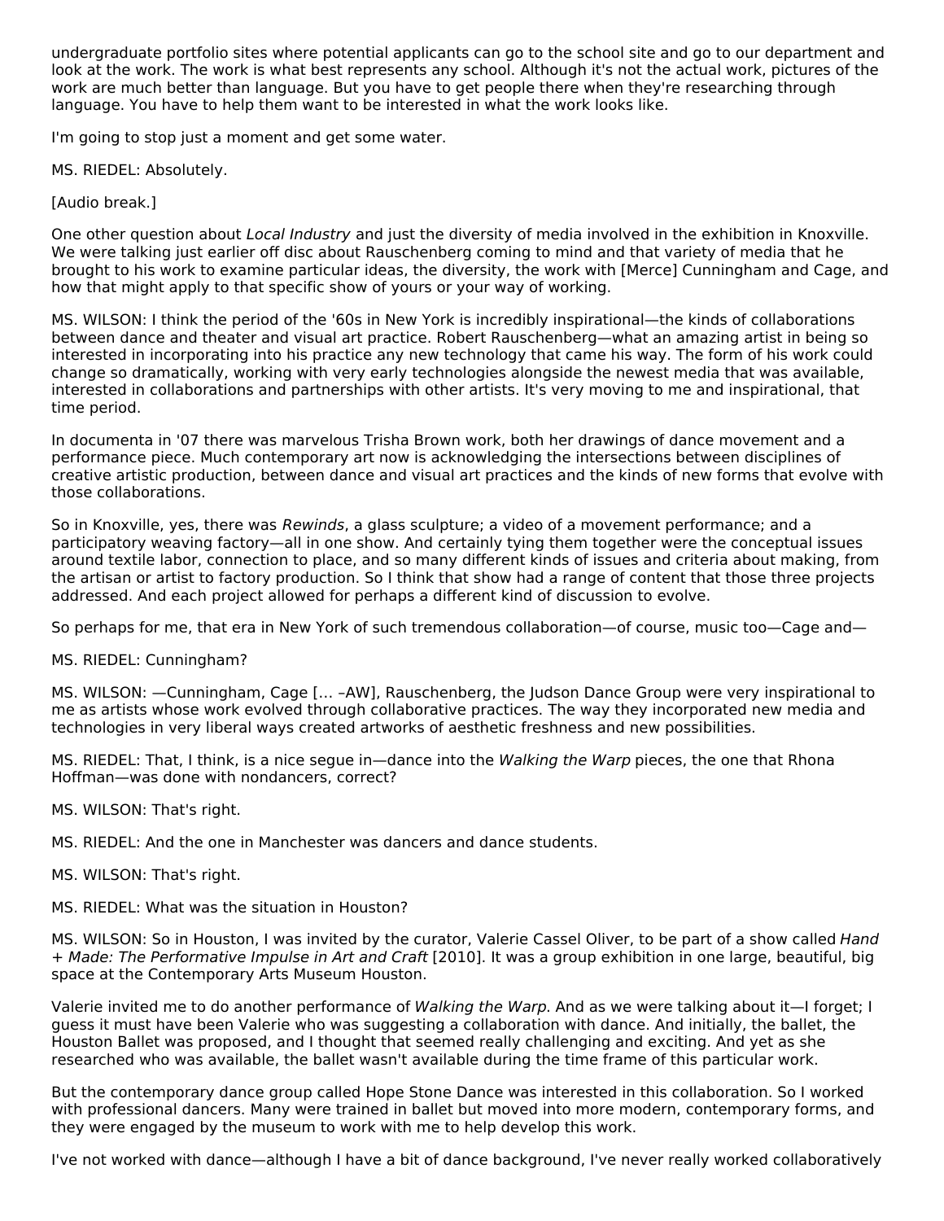undergraduate portfolio sites where potential applicants can go to the school site and go to our department and look at the work. The work is what best represents any school. Although it's not the actual work, pictures of the work are much better than language. But you have to get people there when they're researching through language. You have to help them want to be interested in what the work looks like.

I'm going to stop just a moment and get some water.

MS. RIEDEL: Absolutely.

[Audio break.]

One other question about *Local Industry* and just the diversity of media involved in the exhibition in Knoxville. We were talking just earlier off disc about Rauschenberg coming to mind and that variety of media that he brought to his work to examine particular ideas, the diversity, the work with [Merce] Cunningham and Cage, and how that might apply to that specific show of yours or your way of working.

MS. WILSON: I think the period of the '60s in New York is incredibly inspirational—the kinds of collaborations between dance and theater and visual art practice. Robert Rauschenberg—what an amazing artist in being so interested in incorporating into his practice any new technology that came his way. The form of his work could change so dramatically, working with very early technologies alongside the newest media that was available, interested in collaborations and partnerships with other artists. It's very moving to me and inspirational, that time period.

In documenta in '07 there was marvelous Trisha Brown work, both her drawings of dance movement and a performance piece. Much contemporary art now is acknowledging the intersections between disciplines of creative artistic production, between dance and visual art practices and the kinds of new forms that evolve with those collaborations.

So in Knoxville, yes, there was *Rewinds*, a glass sculpture; a video of a movement performance; and a participatory weaving factory—all in one show. And certainly tying them together were the conceptual issues around textile labor, connection to place, and so many different kinds of issues and criteria about making, from the artisan or artist to factory production. So I think that show had a range of content that those three projects addressed. And each project allowed for perhaps a different kind of discussion to evolve.

So perhaps for me, that era in New York of such tremendous collaboration—of course, music too—Cage and—

MS. RIEDEL: Cunningham?

MS. WILSON: —Cunningham, Cage [... –AW], Rauschenberg, the Judson Dance Group were very inspirational to me as artists whose work evolved through collaborative practices. The way they incorporated new media and technologies in very liberal ways created artworks of aesthetic freshness and new possibilities.

MS. RIEDEL: That, I think, is a nice segue in—dance into the *Walking the Warp* pieces, the one that Rhona Hoffman—was done with nondancers, correct?

MS. WILSON: That's right.

MS. RIEDEL: And the one in Manchester was dancers and dance students.

MS. WILSON: That's right.

MS. RIEDEL: What was the situation in Houston?

MS. WILSON: So in Houston, I was invited by the curator, Valerie Cassel Oliver, to be part of a show called *Hand + Made: The Performative Impulse in Art and Craft* [2010]. It was a group exhibition in one large, beautiful, big space at the Contemporary Arts Museum Houston.

Valerie invited me to do another performance of *Walking the Warp*. And as we were talking about it—I forget; I guess it must have been Valerie who was suggesting a collaboration with dance. And initially, the ballet, the Houston Ballet was proposed, and I thought that seemed really challenging and exciting. And yet as she researched who was available, the ballet wasn't available during the time frame of this particular work.

But the contemporary dance group called Hope Stone Dance was interested in this collaboration. So I worked with professional dancers. Many were trained in ballet but moved into more modern, contemporary forms, and they were engaged by the museum to work with me to help develop this work.

I've not worked with dance—although I have a bit of dance background, I've never really worked collaboratively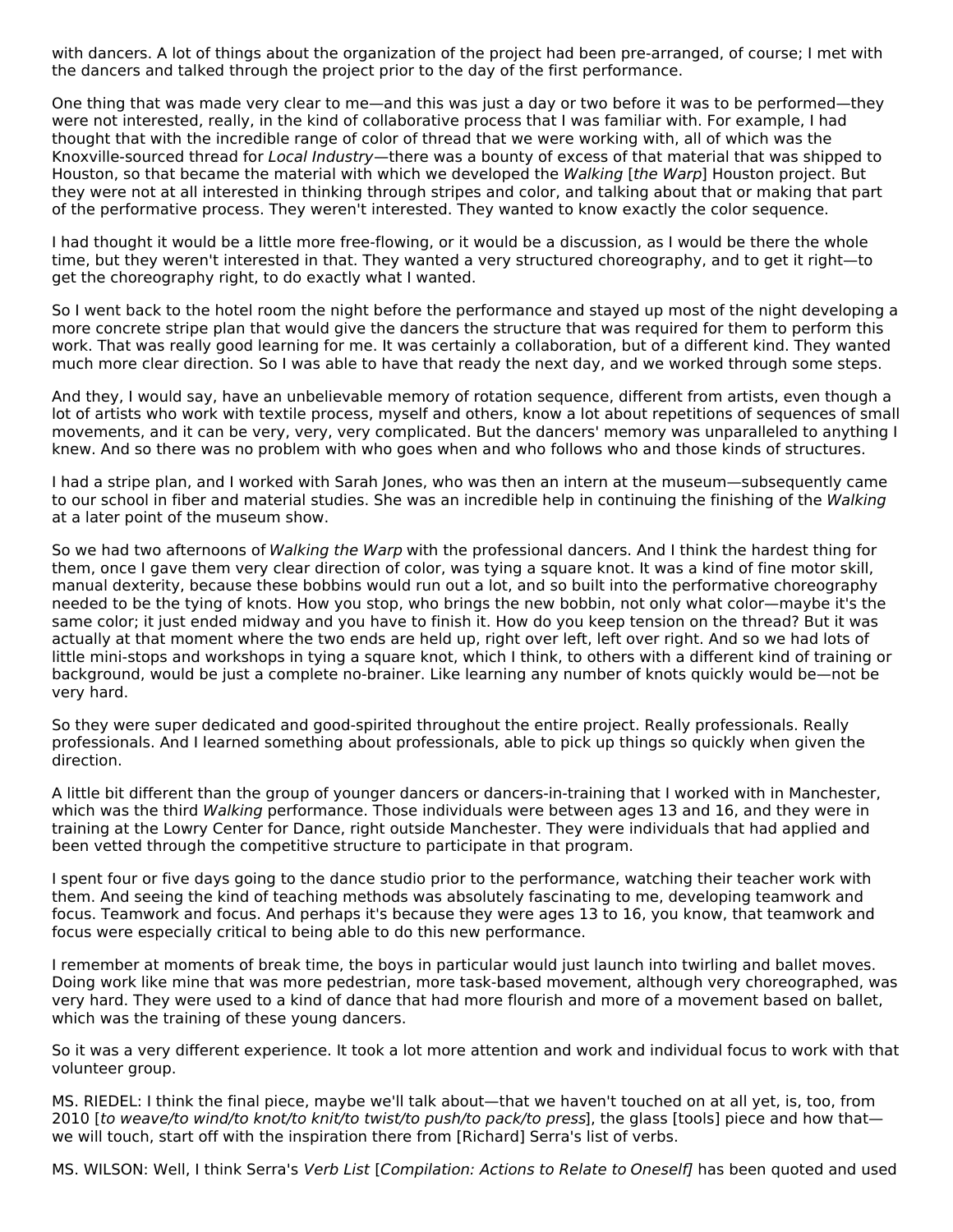with dancers. A lot of things about the organization of the project had been pre-arranged, of course; I met with the dancers and talked through the project prior to the day of the first performance.

One thing that was made very clear to me—and this was just a day or two before it was to be performed—they were not interested, really, in the kind of collaborative process that I was familiar with. For example, I had thought that with the incredible range of color of thread that we were working with, all of which was the Knoxville-sourced thread for *Local Industry*—there was a bounty of excess of that material that was shipped to Houston, so that became the material with which we developed the *Walking* [*the Warp*] Houston project. But they were not at all interested in thinking through stripes and color, and talking about that or making that part of the performative process. They weren't interested. They wanted to know exactly the color sequence.

I had thought it would be a little more free-flowing, or it would be a discussion, as I would be there the whole time, but they weren't interested in that. They wanted a very structured choreography, and to get it right—to get the choreography right, to do exactly what I wanted.

So I went back to the hotel room the night before the performance and stayed up most of the night developing a more concrete stripe plan that would give the dancers the structure that was required for them to perform this work. That was really good learning for me. It was certainly a collaboration, but of a different kind. They wanted much more clear direction. So I was able to have that ready the next day, and we worked through some steps.

And they, I would say, have an unbelievable memory of rotation sequence, different from artists, even though a lot of artists who work with textile process, myself and others, know a lot about repetitions of sequences of small movements, and it can be very, very, very complicated. But the dancers' memory was unparalleled to anything I knew. And so there was no problem with who goes when and who follows who and those kinds of structures.

I had a stripe plan, and I worked with Sarah Jones, who was then an intern at the museum—subsequently came to our school in fiber and material studies. She was an incredible help in continuing the finishing of the *Walking* at a later point of the museum show.

So we had two afternoons of *Walking the Warp* with the professional dancers. And I think the hardest thing for them, once I gave them very clear direction of color, was tying a square knot. It was a kind of fine motor skill, manual dexterity, because these bobbins would run out a lot, and so built into the performative choreography needed to be the tying of knots. How you stop, who brings the new bobbin, not only what color—maybe it's the same color; it just ended midway and you have to finish it. How do you keep tension on the thread? But it was actually at that moment where the two ends are held up, right over left, left over right. And so we had lots of little mini-stops and workshops in tying a square knot, which I think, to others with a different kind of training or background, would be just a complete no-brainer. Like learning any number of knots quickly would be—not be very hard.

So they were super dedicated and good-spirited throughout the entire project. Really professionals. Really professionals. And I learned something about professionals, able to pick up things so quickly when given the direction.

A little bit different than the group of younger dancers or dancers-in-training that I worked with in Manchester, which was the third *Walking* performance. Those individuals were between ages 13 and 16, and they were in training at the Lowry Center for Dance, right outside Manchester. They were individuals that had applied and been vetted through the competitive structure to participate in that program.

I spent four or five days going to the dance studio prior to the performance, watching their teacher work with them. And seeing the kind of teaching methods was absolutely fascinating to me, developing teamwork and focus. Teamwork and focus. And perhaps it's because they were ages 13 to 16, you know, that teamwork and focus were especially critical to being able to do this new performance.

I remember at moments of break time, the boys in particular would just launch into twirling and ballet moves. Doing work like mine that was more pedestrian, more task-based movement, although very choreographed, was very hard. They were used to a kind of dance that had more flourish and more of a movement based on ballet, which was the training of these young dancers.

So it was a very different experience. It took a lot more attention and work and individual focus to work with that volunteer group.

MS. RIEDEL: I think the final piece, maybe we'll talk about—that we haven't touched on at all yet, is, too, from 2010 [*to weave/to wind/to knot/to knit/to twist/to push/to pack/to press*], the glass [tools] piece and how that—we will touch, start off with the inspiration there from [Richard] Serra's list of verbs.

MS. WILSON: Well, I think Serra's *Verb List* [*Compilation: Actions to Relate to Oneself]* has been quoted and used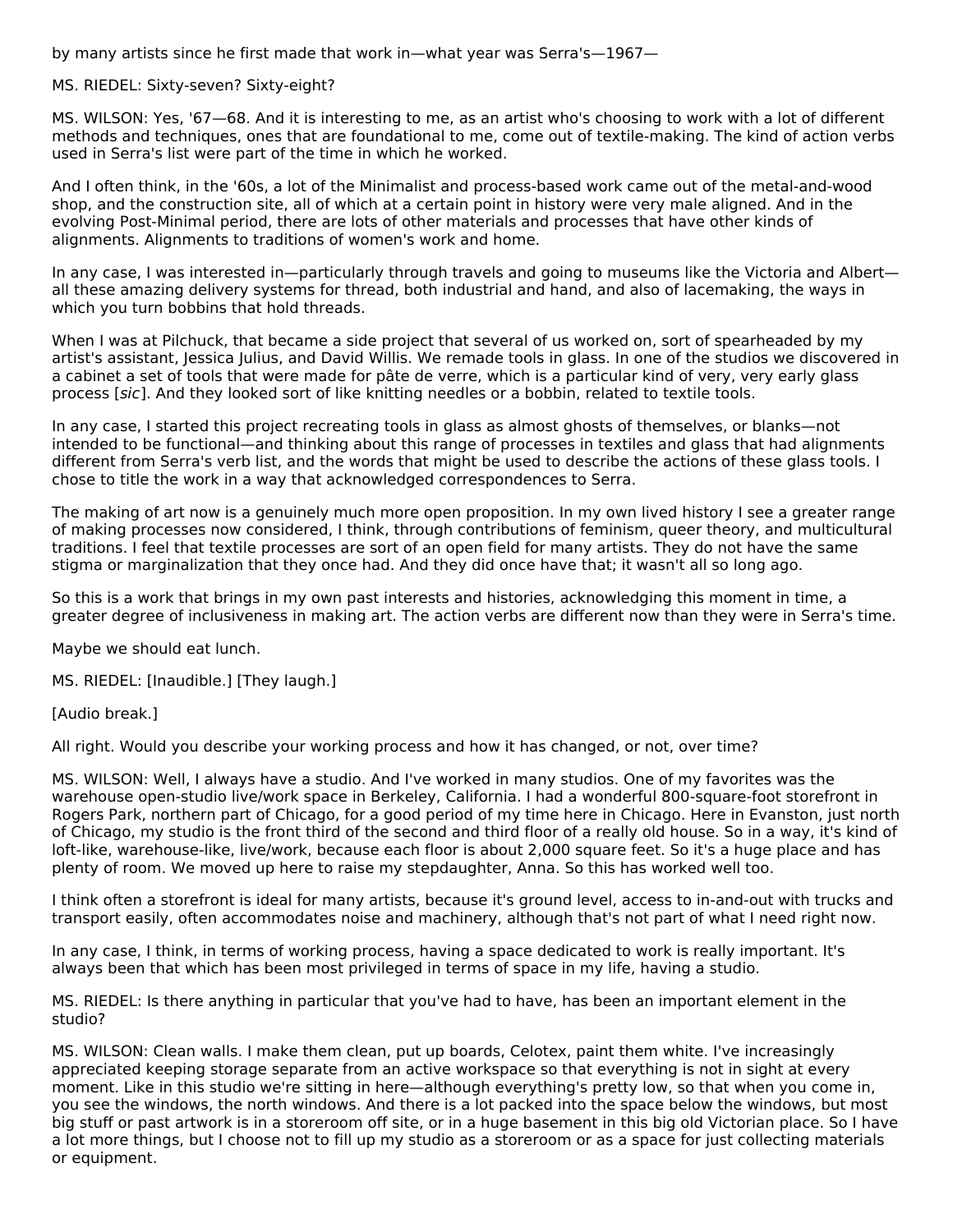by many artists since he first made that work in—what year was Serra's—1967—

MS. RIEDEL: Sixty-seven? Sixty-eight?

MS. WILSON: Yes, '67—68. And it is interesting to me, as an artist who's choosing to work with a lot of different methods and techniques, ones that are foundational to me, come out of textile-making. The kind of action verbs used in Serra's list were part of the time in which he worked.

And I often think, in the '60s, a lot of the Minimalist and process-based work came out of the metal-and-wood shop, and the construction site, all of which at a certain point in history were very male aligned. And in the evolving Post-Minimal period, there are lots of other materials and processes that have other kinds of alignments. Alignments to traditions of women's work and home.

In any case, I was interested in—particularly through travels and going to museums like the Victoria and Albert—all these amazing delivery systems for thread, both industrial and hand, and also of lacemaking, the ways in which you turn bobbins that hold threads.

When I was at Pilchuck, that became a side project that several of us worked on, sort of spearheaded by my artist's assistant, Jessica Julius, and David Willis. We remade tools in glass. In one of the studios we discovered in a cabinet a set of tools that were made for pâte de verre, which is a particular kind of very, very early glass process [*sic*]. And they looked sort of like knitting needles or a bobbin, related to textile tools.

In any case, I started this project recreating tools in glass as almost ghosts of themselves, or blanks—not intended to be functional—and thinking about this range of processes in textiles and glass that had alignments different from Serra's verb list, and the words that might be used to describe the actions of these glass tools. I chose to title the work in a way that acknowledged correspondences to Serra.

The making of art now is a genuinely much more open proposition. In my own lived history I see a greater range of making processes now considered, I think, through contributions of feminism, queer theory, and multicultural traditions. I feel that textile processes are sort of an open field for many artists. They do not have the same stigma or marginalization that they once had. And they did once have that; it wasn't all so long ago.

So this is a work that brings in my own past interests and histories, acknowledging this moment in time, a greater degree of inclusiveness in making art. The action verbs are different now than they were in Serra's time.

Maybe we should eat lunch.

MS. RIEDEL: [Inaudible.] [They laugh.]

[Audio break.]

All right. Would you describe your working process and how it has changed, or not, over time?

MS. WILSON: Well, I always have a studio. And I've worked in many studios. One of my favorites was the warehouse open-studio live/work space in Berkeley, California. I had a wonderful 800-square-foot storefront in Rogers Park, northern part of Chicago, for a good period of my time here in Chicago. Here in Evanston, just north of Chicago, my studio is the front third of the second and third floor of a really old house. So in a way, it's kind of loft-like, warehouse-like, live/work, because each floor is about 2,000 square feet. So it's a huge place and has plenty of room. We moved up here to raise my stepdaughter, Anna. So this has worked well too.

I think often a storefront is ideal for many artists, because it's ground level, access to in-and-out with trucks and transport easily, often accommodates noise and machinery, although that's not part of what I need right now.

In any case, I think, in terms of working process, having a space dedicated to work is really important. It's always been that which has been most privileged in terms of space in my life, having a studio.

MS. RIEDEL: Is there anything in particular that you've had to have, has been an important element in the studio?

MS. WILSON: Clean walls. I make them clean, put up boards, Celotex, paint them white. I've increasingly appreciated keeping storage separate from an active workspace so that everything is not in sight at every moment. Like in this studio we're sitting in here—although everything's pretty low, so that when you come in, you see the windows, the north windows. And there is a lot packed into the space below the windows, but most big stuff or past artwork is in a storeroom off site, or in a huge basement in this big old Victorian place. So I have a lot more things, but I choose not to fill up my studio as a storeroom or as a space for just collecting materials or equipment.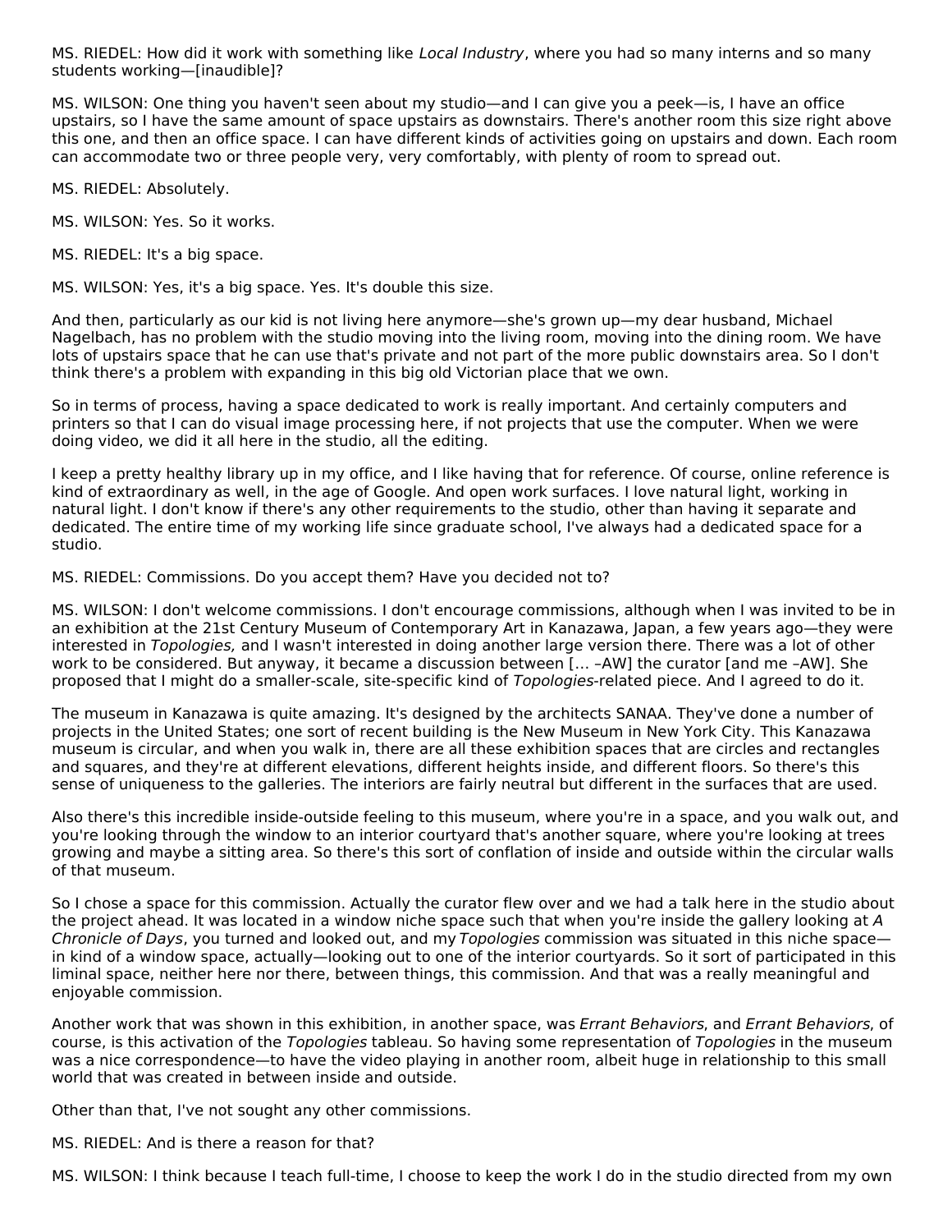MS. RIEDEL: How did it work with something like *Local Industry*, where you had so many interns and so many students working—[inaudible]?

MS. WILSON: One thing you haven't seen about my studio—and I can give you a peek—is, I have an office upstairs, so I have the same amount of space upstairs as downstairs. There's another room this size right above this one, and then an office space. I can have different kinds of activities going on upstairs and down. Each room can accommodate two or three people very, very comfortably, with plenty of room to spread out.

MS. RIEDEL: Absolutely.

MS. WILSON: Yes. So it works.

MS. RIEDEL: It's a big space.

MS. WILSON: Yes, it's a big space. Yes. It's double this size.

And then, particularly as our kid is not living here anymore—she's grown up—my dear husband, Michael Nagelbach, has no problem with the studio moving into the living room, moving into the dining room. We have lots of upstairs space that he can use that's private and not part of the more public downstairs area. So I don't think there's a problem with expanding in this big old Victorian place that we own.

So in terms of process, having a space dedicated to work is really important. And certainly computers and printers so that I can do visual image processing here, if not projects that use the computer. When we were doing video, we did it all here in the studio, all the editing.

I keep a pretty healthy library up in my office, and I like having that for reference. Of course, online reference is kind of extraordinary as well, in the age of Google. And open work surfaces. I love natural light, working in natural light. I don't know if there's any other requirements to the studio, other than having it separate and dedicated. The entire time of my working life since graduate school, I've always had a dedicated space for a studio.

MS. RIEDEL: Commissions. Do you accept them? Have you decided not to?

MS. WILSON: I don't welcome commissions. I don't encourage commissions, although when I was invited to be in an exhibition at the 21st Century Museum of Contemporary Art in Kanazawa, Japan, a few years ago—they were interested in *Topologies,* and I wasn't interested in doing another large version there. There was a lot of other work to be considered. But anyway, it became a discussion between [… –AW] the curator [and me –AW]. She proposed that I might do a smaller-scale, site-specific kind of *Topologies*-related piece. And I agreed to do it.

The museum in Kanazawa is quite amazing. It's designed by the architects SANAA. They've done a number of projects in the United States; one sort of recent building is the New Museum in New York City. This Kanazawa museum is circular, and when you walk in, there are all these exhibition spaces that are circles and rectangles and squares, and they're at different elevations, different heights inside, and different floors. So there's this sense of uniqueness to the galleries. The interiors are fairly neutral but different in the surfaces that are used.

Also there's this incredible inside-outside feeling to this museum, where you're in a space, and you walk out, and you're looking through the window to an interior courtyard that's another square, where you're looking at trees growing and maybe a sitting area. So there's this sort of conflation of inside and outside within the circular walls of that museum.

So I chose a space for this commission. Actually the curator flew over and we had a talk here in the studio about the project ahead. It was located in a window niche space such that when you're inside the gallery looking at *A Chronicle of Days*, you turned and looked out, and my *Topologies* commission was situated in this niche space—in kind of a window space, actually—looking out to one of the interior courtyards. So it sort of participated in this liminal space, neither here nor there, between things, this commission. And that was a really meaningful and enjoyable commission.

Another work that was shown in this exhibition, in another space, was *Errant Behaviors*, and *Errant Behaviors*, of course, is this activation of the *Topologies* tableau. So having some representation of *Topologies* in the museum was a nice correspondence—to have the video playing in another room, albeit huge in relationship to this small world that was created in between inside and outside.

Other than that, I've not sought any other commissions.

MS. RIEDEL: And is there a reason for that?

MS. WILSON: I think because I teach full-time, I choose to keep the work I do in the studio directed from my own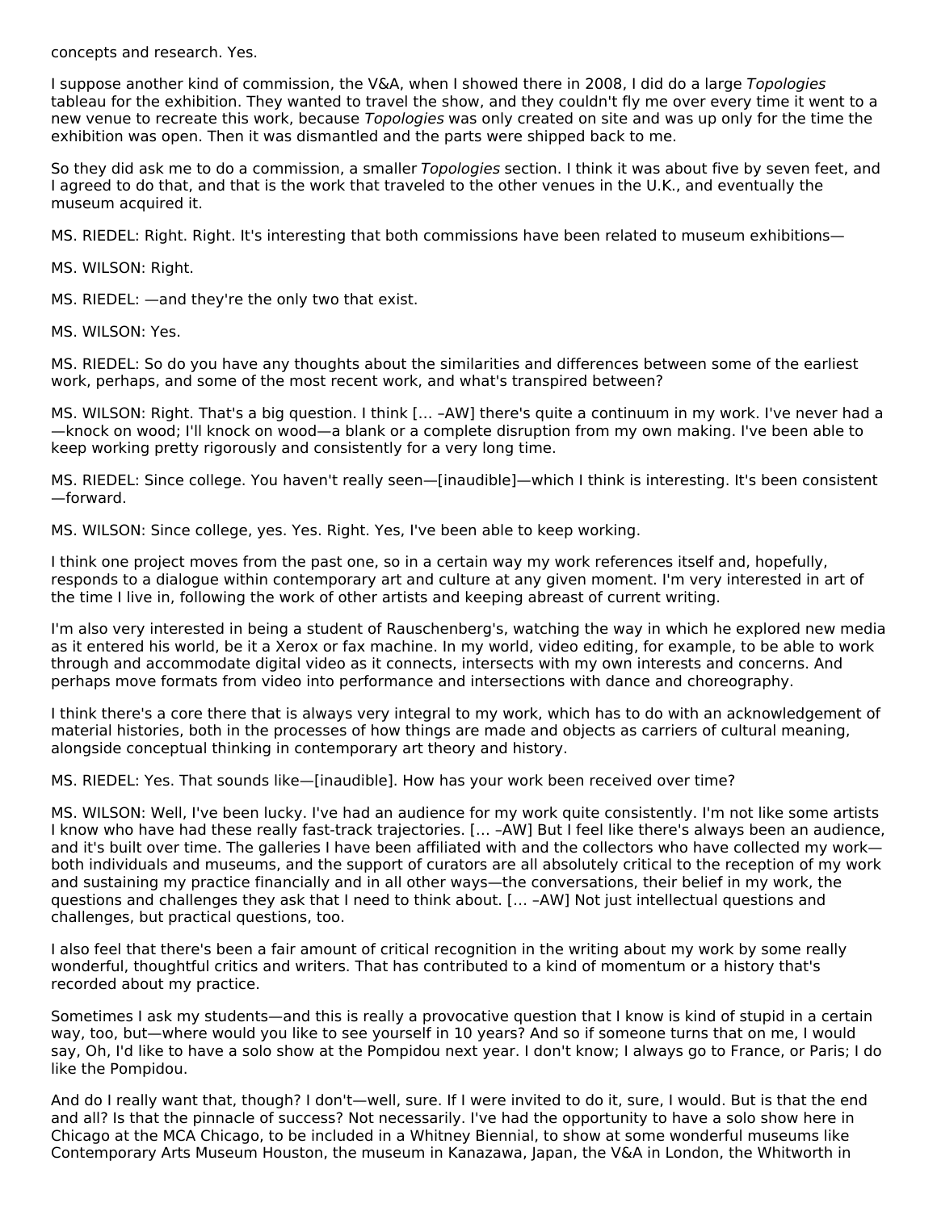concepts and research. Yes.

I suppose another kind of commission, the V&A, when I showed there in 2008, I did do a large *Topologies* tableau for the exhibition. They wanted to travel the show, and they couldn't fly me over every time it went to a new venue to recreate this work, because *Topologies* was only created on site and was up only for the time the exhibition was open. Then it was dismantled and the parts were shipped back to me.

So they did ask me to do a commission, a smaller *Topologies* section. I think it was about five by seven feet, and I agreed to do that, and that is the work that traveled to the other venues in the U.K., and eventually the museum acquired it.

MS. RIEDEL: Right. Right. It's interesting that both commissions have been related to museum exhibitions—

MS. WILSON: Right.

MS. RIEDEL: —and they're the only two that exist.

MS. WILSON: Yes.

MS. RIEDEL: So do you have any thoughts about the similarities and differences between some of the earliest work, perhaps, and some of the most recent work, and what's transpired between?

MS. WILSON: Right. That's a big question. I think [… –AW] there's quite a continuum in my work. I've never had a—knock on wood; I'll knock on wood—a blank or a complete disruption from my own making. I've been able to keep working pretty rigorously and consistently for a very long time.

MS. RIEDEL: Since college. You haven't really seen—[inaudible]—which I think is interesting. It's been consistent—forward.

MS. WILSON: Since college, yes. Yes. Right. Yes, I've been able to keep working.

I think one project moves from the past one, so in a certain way my work references itself and, hopefully, responds to a dialogue within contemporary art and culture at any given moment. I'm very interested in art of the time I live in, following the work of other artists and keeping abreast of current writing.

I'm also very interested in being a student of Rauschenberg's, watching the way in which he explored new media as it entered his world, be it a Xerox or fax machine. In my world, video editing, for example, to be able to work through and accommodate digital video as it connects, intersects with my own interests and concerns. And perhaps move formats from video into performance and intersections with dance and choreography.

I think there's a core there that is always very integral to my work, which has to do with an acknowledgement of material histories, both in the processes of how things are made and objects as carriers of cultural meaning, alongside conceptual thinking in contemporary art theory and history.

MS. RIEDEL: Yes. That sounds like—[inaudible]. How has your work been received over time?

MS. WILSON: Well, I've been lucky. I've had an audience for my work quite consistently. I'm not like some artists I know who have had these really fast-track trajectories. [… –AW] But I feel like there's always been an audience, and it's built over time. The galleries I have been affiliated with and the collectors who have collected my work—both individuals and museums, and the support of curators are all absolutely critical to the reception of my work and sustaining my practice financially and in all other ways—the conversations, their belief in my work, the questions and challenges they ask that I need to think about. [… –AW] Not just intellectual questions and challenges, but practical questions, too.

I also feel that there's been a fair amount of critical recognition in the writing about my work by some really wonderful, thoughtful critics and writers. That has contributed to a kind of momentum or a history that's recorded about my practice.

Sometimes I ask my students—and this is really a provocative question that I know is kind of stupid in a certain way, too, but—where would you like to see yourself in 10 years? And so if someone turns that on me, I would say, Oh, I'd like to have a solo show at the Pompidou next year. I don't know; I always go to France, or Paris; I do like the Pompidou.

And do I really want that, though? I don't—well, sure. If I were invited to do it, sure, I would. But is that the end and all? Is that the pinnacle of success? Not necessarily. I've had the opportunity to have a solo show here in Chicago at the MCA Chicago, to be included in a Whitney Biennial, to show at some wonderful museums like Contemporary Arts Museum Houston, the museum in Kanazawa, Japan, the V&A in London, the Whitworth in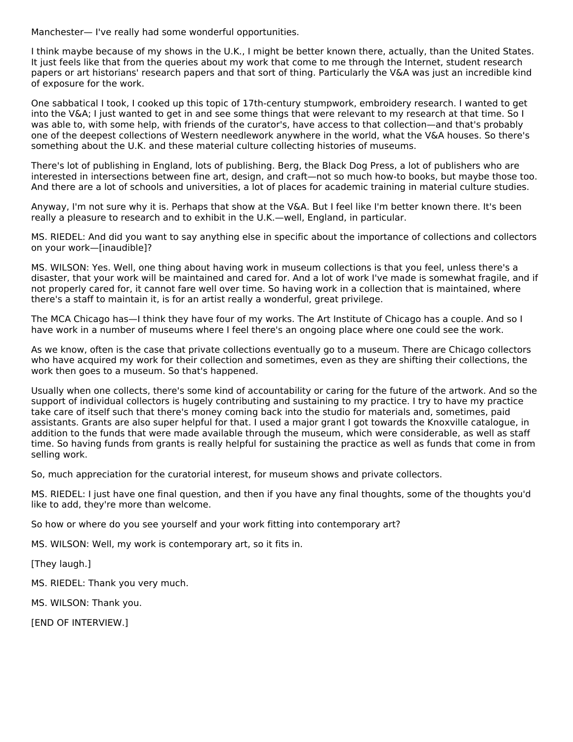Manchester— I've really had some wonderful opportunities.

I think maybe because of my shows in the U.K., I might be better known there, actually, than the United States. It just feels like that from the queries about my work that come to me through the Internet, student research papers or art historians' research papers and that sort of thing. Particularly the V&A was just an incredible kind of exposure for the work.

One sabbatical I took, I cooked up this topic of 17th-century stumpwork, embroidery research. I wanted to get into the V&A; I just wanted to get in and see some things that were relevant to my research at that time. So I was able to, with some help, with friends of the curator's, have access to that collection—and that's probably one of the deepest collections of Western needlework anywhere in the world, what the V&A houses. So there's something about the U.K. and these material culture collecting histories of museums.

There's lot of publishing in England, lots of publishing. Berg, the Black Dog Press, a lot of publishers who are interested in intersections between fine art, design, and craft—not so much how-to books, but maybe those too. And there are a lot of schools and universities, a lot of places for academic training in material culture studies.

Anyway, I'm not sure why it is. Perhaps that show at the V&A. But I feel like I'm better known there. It's been really a pleasure to research and to exhibit in the U.K.—well, England, in particular.

MS. RIEDEL: And did you want to say anything else in specific about the importance of collections and collectors on your work—[inaudible]?

MS. WILSON: Yes. Well, one thing about having work in museum collections is that you feel, unless there's a disaster, that your work will be maintained and cared for. And a lot of work I've made is somewhat fragile, and if not properly cared for, it cannot fare well over time. So having work in a collection that is maintained, where there's a staff to maintain it, is for an artist really a wonderful, great privilege.

The MCA Chicago has—I think they have four of my works. The Art Institute of Chicago has a couple. And so I have work in a number of museums where I feel there's an ongoing place where one could see the work.

As we know, often is the case that private collections eventually go to a museum. There are Chicago collectors who have acquired my work for their collection and sometimes, even as they are shifting their collections, the work then goes to a museum. So that's happened.

Usually when one collects, there's some kind of accountability or caring for the future of the artwork. And so the support of individual collectors is hugely contributing and sustaining to my practice. I try to have my practice take care of itself such that there's money coming back into the studio for materials and, sometimes, paid assistants. Grants are also super helpful for that. I used a major grant I got towards the Knoxville catalogue, in addition to the funds that were made available through the museum, which were considerable, as well as staff time. So having funds from grants is really helpful for sustaining the practice as well as funds that come in from selling work.

So, much appreciation for the curatorial interest, for museum shows and private collectors.

MS. RIEDEL: I just have one final question, and then if you have any final thoughts, some of the thoughts you'd like to add, they're more than welcome.

So how or where do you see yourself and your work fitting into contemporary art?

MS. WILSON: Well, my work is contemporary art, so it fits in.

[They laugh.]

MS. RIEDEL: Thank you very much.

MS. WILSON: Thank you.

[END OF INTERVIEW.]